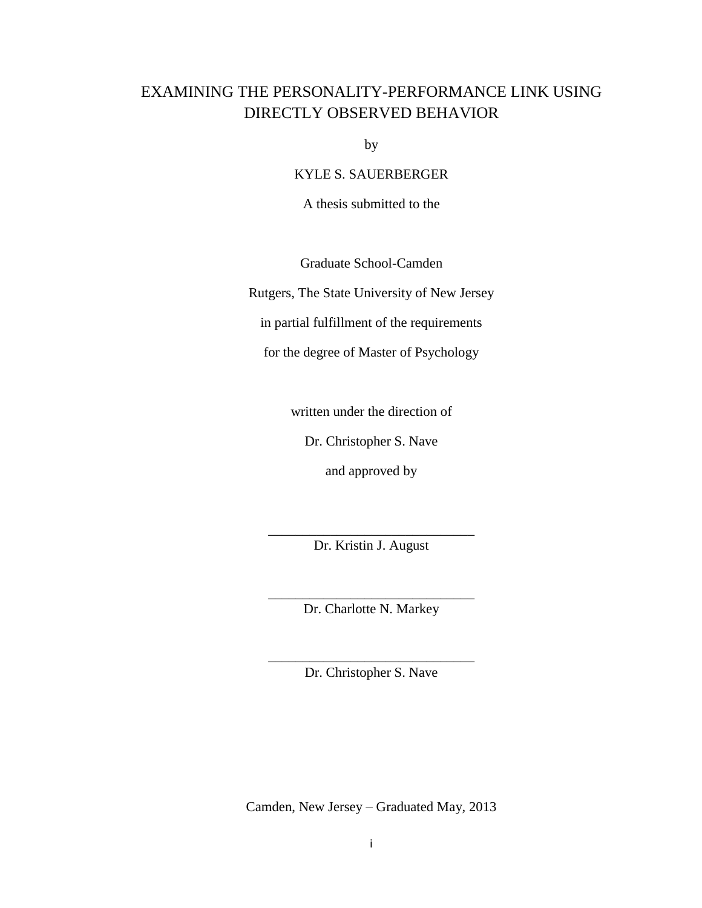# EXAMINING THE PERSONALITY-PERFORMANCE LINK USING DIRECTLY OBSERVED BEHAVIOR

by

KYLE S. SAUERBERGER

A thesis submitted to the

Graduate School-Camden

Rutgers, The State University of New Jersey

in partial fulfillment of the requirements

for the degree of Master of Psychology

written under the direction of

Dr. Christopher S. Nave

and approved by

______________________________
Dr. Kristin J. August

______________________________
Dr. Charlotte N. Markey

______________________________
Dr. Christopher S. Nave

Camden, New Jersey – Graduated May, 2013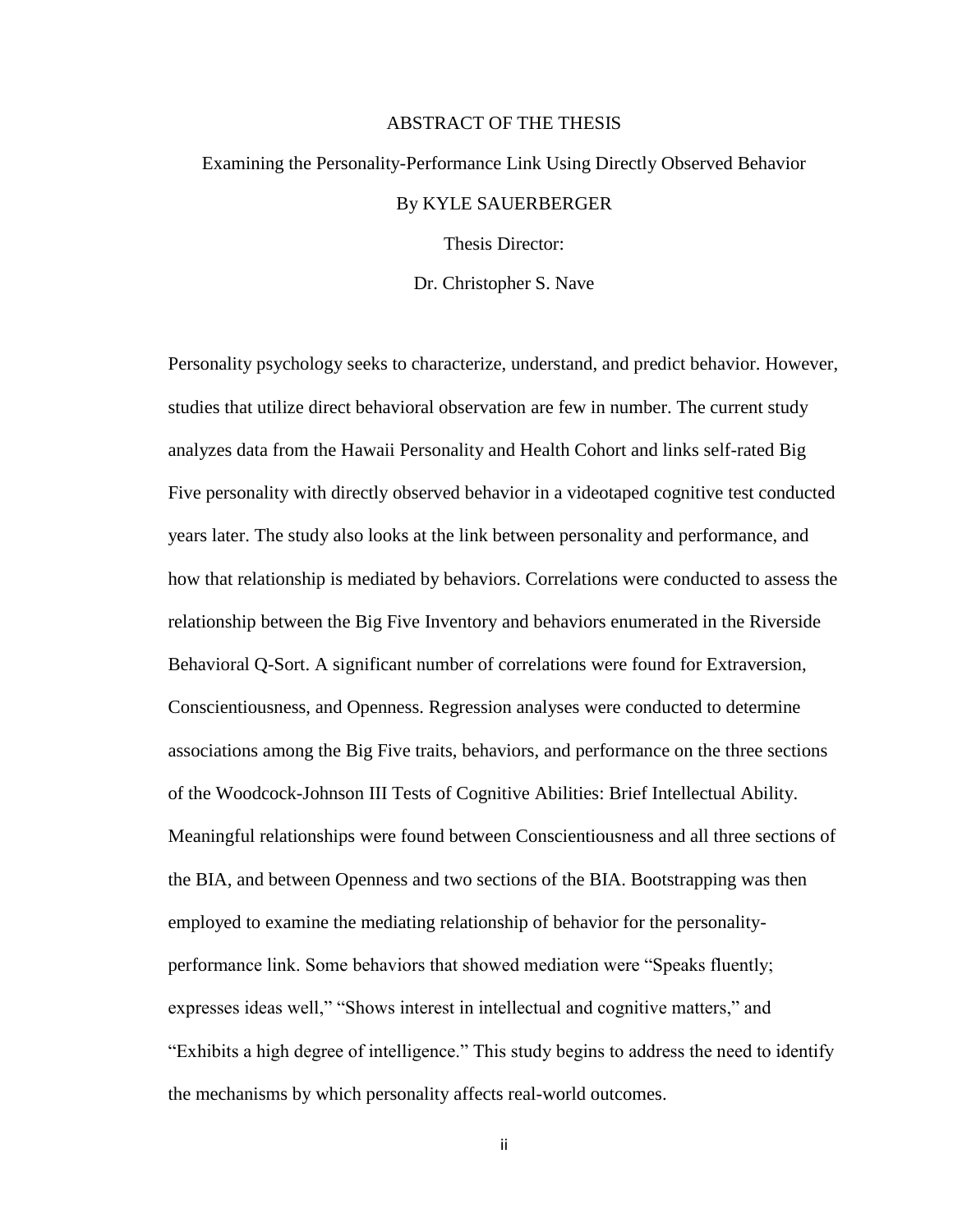# ABSTRACT OF THE THESIS

## Examining the Personality-Performance Link Using Directly Observed Behavior

By KYLE SAUERBERGER

Thesis Director:

Dr. Christopher S. Nave

Personality psychology seeks to characterize, understand, and predict behavior. However, studies that utilize direct behavioral observation are few in number. The current study analyzes data from the Hawaii Personality and Health Cohort and links self-rated Big Five personality with directly observed behavior in a videotaped cognitive test conducted years later. The study also looks at the link between personality and performance, and how that relationship is mediated by behaviors. Correlations were conducted to assess the relationship between the Big Five Inventory and behaviors enumerated in the Riverside Behavioral Q-Sort. A significant number of correlations were found for Extraversion, Conscientiousness, and Openness. Regression analyses were conducted to determine associations among the Big Five traits, behaviors, and performance on the three sections of the Woodcock-Johnson III Tests of Cognitive Abilities: Brief Intellectual Ability. Meaningful relationships were found between Conscientiousness and all three sections of the BIA, and between Openness and two sections of the BIA. Bootstrapping was then employed to examine the mediating relationship of behavior for the personality-performance link. Some behaviors that showed mediation were "Speaks fluently; expresses ideas well," "Shows interest in intellectual and cognitive matters," and "Exhibits a high degree of intelligence." This study begins to address the need to identify the mechanisms by which personality affects real-world outcomes.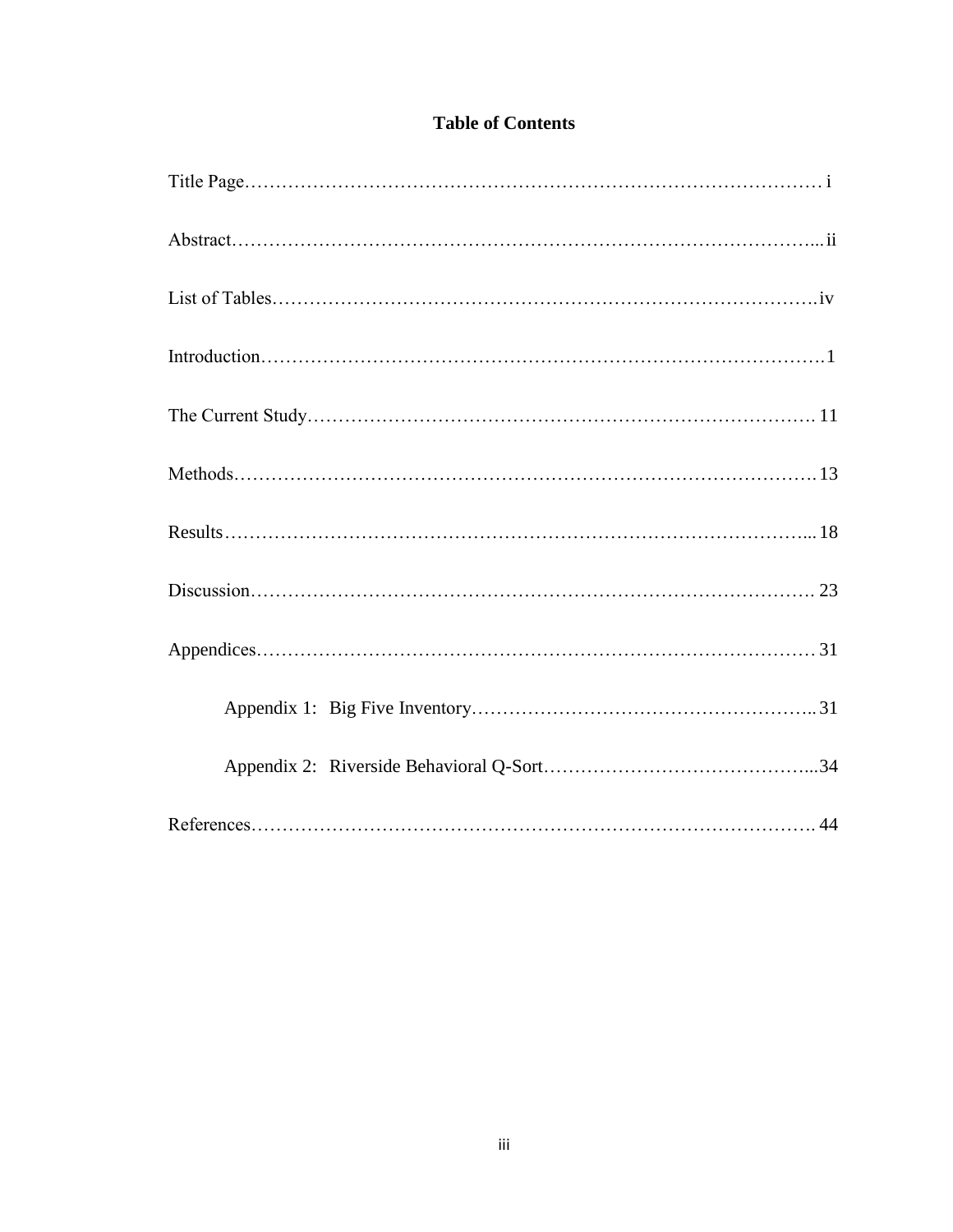# Table of Contents

Title Page……………………………………………………………………………… i

Abstract………………………………………………………………………………... ii

List of Tables………………………………………………………………………….iv

Introduction…………………………………………………………………………….1

The Current Study………………………………………………………………………. 11

Methods…………………………………………………………………………………. 13

Results………………………………………………………………………………... 18

Discussion……………………………………………………………………………. 23

Appendices……………………………………………………………………………… 31

Appendix 1: Big Five Inventory……………………………………………….. 31

Appendix 2: Riverside Behavioral Q-Sort……………………………………...34

References……………………………………………………………………………. 44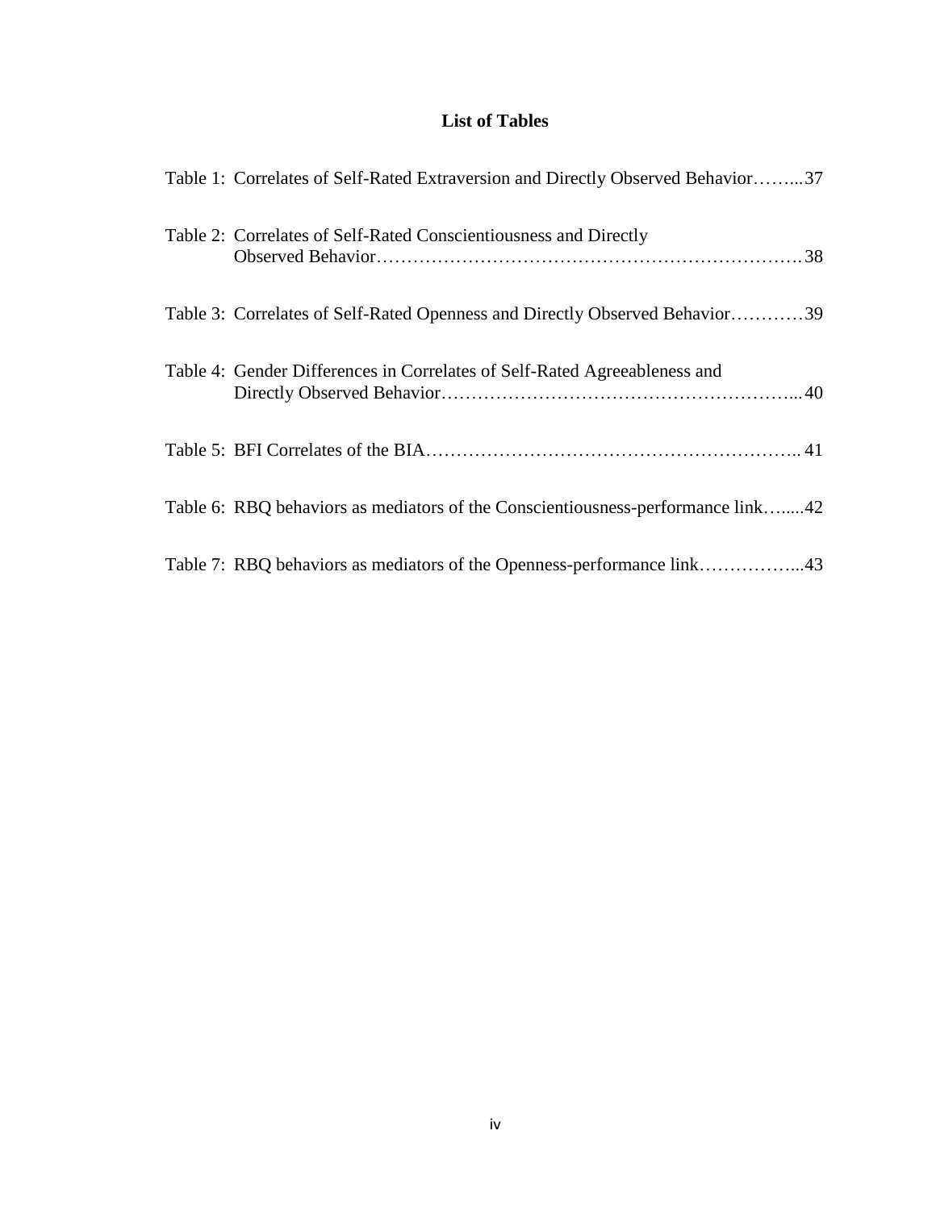# List of Tables

Table 1: Correlates of Self-Rated Extraversion and Directly Observed Behavior……...37

Table 2: Correlates of Self-Rated Conscientiousness and Directly Observed Behavior……………………………………………………………38

Table 3: Correlates of Self-Rated Openness and Directly Observed Behavior…………39

Table 4: Gender Differences in Correlates of Self-Rated Agreeableness and Directly Observed Behavior…………………………………………………...40

Table 5: BFI Correlates of the BIA…………………………………………………….. 41

Table 6: RBQ behaviors as mediators of the Conscientiousness-performance link…....42

Table 7: RBQ behaviors as mediators of the Openness-performance link……………...43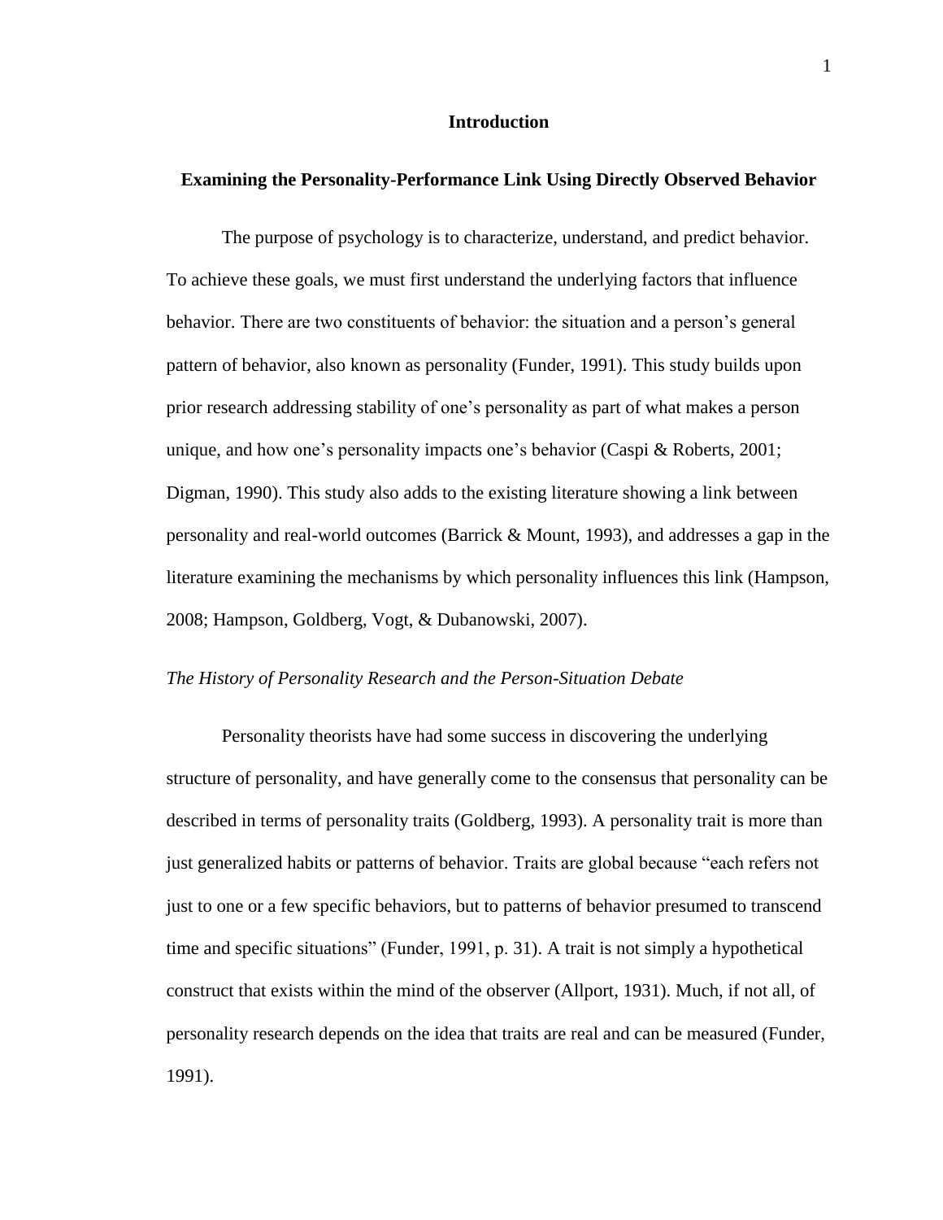## Introduction

### Examining the Personality-Performance Link Using Directly Observed Behavior

The purpose of psychology is to characterize, understand, and predict behavior. To achieve these goals, we must first understand the underlying factors that influence behavior. There are two constituents of behavior: the situation and a person's general pattern of behavior, also known as personality (Funder, 1991). This study builds upon prior research addressing stability of one's personality as part of what makes a person unique, and how one's personality impacts one's behavior (Caspi & Roberts, 2001; Digman, 1990). This study also adds to the existing literature showing a link between personality and real-world outcomes (Barrick & Mount, 1993), and addresses a gap in the literature examining the mechanisms by which personality influences this link (Hampson, 2008; Hampson, Goldberg, Vogt, & Dubanowski, 2007).

*The History of Personality Research and the Person-Situation Debate*

Personality theorists have had some success in discovering the underlying structure of personality, and have generally come to the consensus that personality can be described in terms of personality traits (Goldberg, 1993). A personality trait is more than just generalized habits or patterns of behavior. Traits are global because "each refers not just to one or a few specific behaviors, but to patterns of behavior presumed to transcend time and specific situations" (Funder, 1991, p. 31). A trait is not simply a hypothetical construct that exists within the mind of the observer (Allport, 1931). Much, if not all, of personality research depends on the idea that traits are real and can be measured (Funder, 1991).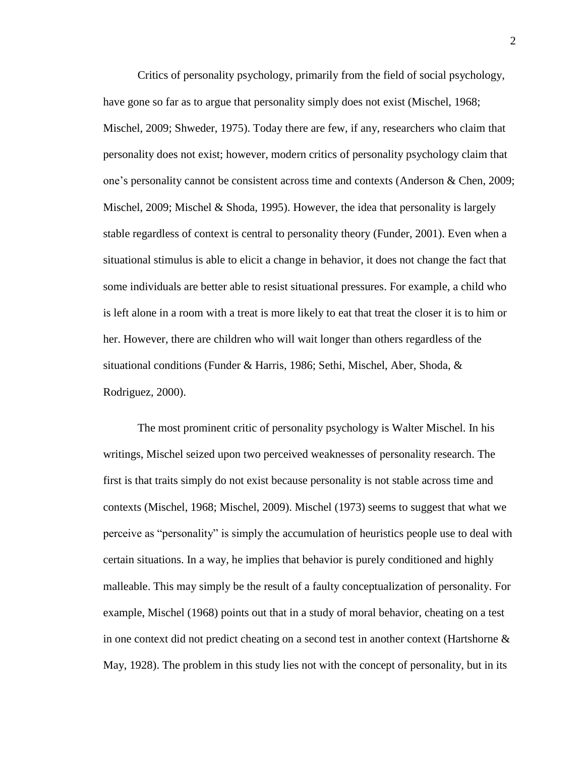Critics of personality psychology, primarily from the field of social psychology, have gone so far as to argue that personality simply does not exist (Mischel, 1968; Mischel, 2009; Shweder, 1975). Today there are few, if any, researchers who claim that personality does not exist; however, modern critics of personality psychology claim that one's personality cannot be consistent across time and contexts (Anderson & Chen, 2009; Mischel, 2009; Mischel & Shoda, 1995). However, the idea that personality is largely stable regardless of context is central to personality theory (Funder, 2001). Even when a situational stimulus is able to elicit a change in behavior, it does not change the fact that some individuals are better able to resist situational pressures. For example, a child who is left alone in a room with a treat is more likely to eat that treat the closer it is to him or her. However, there are children who will wait longer than others regardless of the situational conditions (Funder & Harris, 1986; Sethi, Mischel, Aber, Shoda, & Rodriguez, 2000).

The most prominent critic of personality psychology is Walter Mischel. In his writings, Mischel seized upon two perceived weaknesses of personality research. The first is that traits simply do not exist because personality is not stable across time and contexts (Mischel, 1968; Mischel, 2009). Mischel (1973) seems to suggest that what we perceive as "personality" is simply the accumulation of heuristics people use to deal with certain situations. In a way, he implies that behavior is purely conditioned and highly malleable. This may simply be the result of a faulty conceptualization of personality. For example, Mischel (1968) points out that in a study of moral behavior, cheating on a test in one context did not predict cheating on a second test in another context (Hartshorne & May, 1928). The problem in this study lies not with the concept of personality, but in its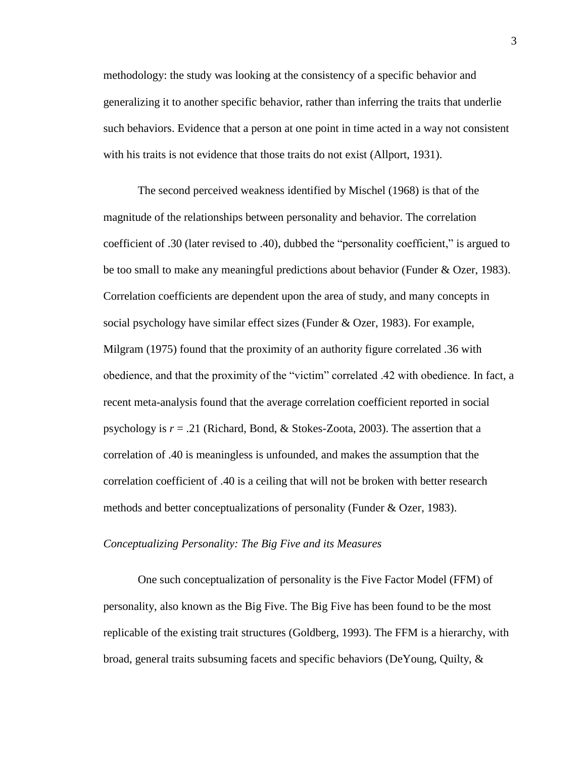methodology: the study was looking at the consistency of a specific behavior and generalizing it to another specific behavior, rather than inferring the traits that underlie such behaviors. Evidence that a person at one point in time acted in a way not consistent with his traits is not evidence that those traits do not exist (Allport, 1931).

The second perceived weakness identified by Mischel (1968) is that of the magnitude of the relationships between personality and behavior. The correlation coefficient of .30 (later revised to .40), dubbed the "personality coefficient," is argued to be too small to make any meaningful predictions about behavior (Funder & Ozer, 1983). Correlation coefficients are dependent upon the area of study, and many concepts in social psychology have similar effect sizes (Funder & Ozer, 1983). For example, Milgram (1975) found that the proximity of an authority figure correlated .36 with obedience, and that the proximity of the "victim" correlated .42 with obedience. In fact, a recent meta-analysis found that the average correlation coefficient reported in social psychology is $r = .21$ (Richard, Bond, & Stokes-Zoota, 2003). The assertion that a correlation of .40 is meaningless is unfounded, and makes the assumption that the correlation coefficient of .40 is a ceiling that will not be broken with better research methods and better conceptualizations of personality (Funder & Ozer, 1983).

*Conceptualizing Personality: The Big Five and its Measures*

One such conceptualization of personality is the Five Factor Model (FFM) of personality, also known as the Big Five. The Big Five has been found to be the most replicable of the existing trait structures (Goldberg, 1993). The FFM is a hierarchy, with broad, general traits subsuming facets and specific behaviors (DeYoung, Quilty, &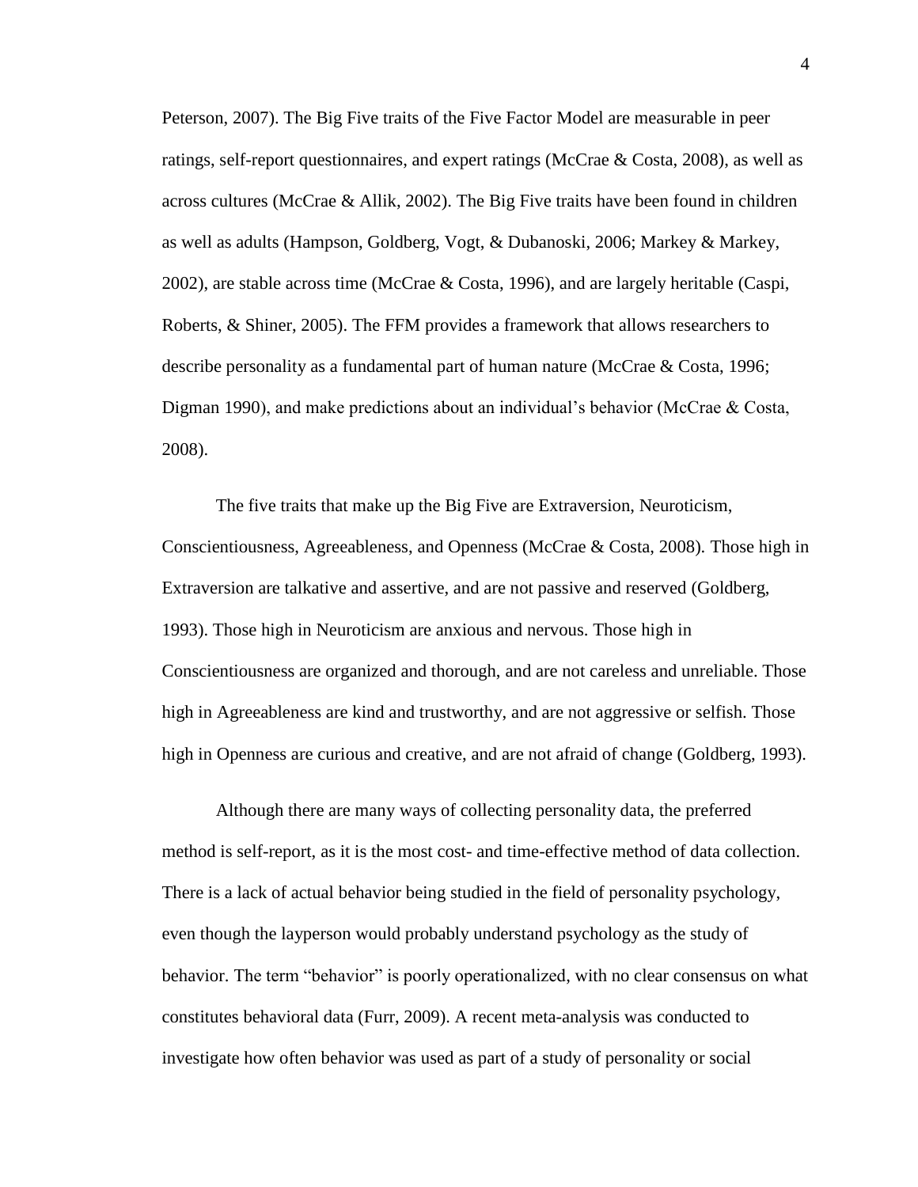Peterson, 2007). The Big Five traits of the Five Factor Model are measurable in peer ratings, self-report questionnaires, and expert ratings (McCrae & Costa, 2008), as well as across cultures (McCrae & Allik, 2002). The Big Five traits have been found in children as well as adults (Hampson, Goldberg, Vogt, & Dubanoski, 2006; Markey & Markey, 2002), are stable across time (McCrae & Costa, 1996), and are largely heritable (Caspi, Roberts, & Shiner, 2005). The FFM provides a framework that allows researchers to describe personality as a fundamental part of human nature (McCrae & Costa, 1996; Digman 1990), and make predictions about an individual's behavior (McCrae & Costa, 2008).

The five traits that make up the Big Five are Extraversion, Neuroticism, Conscientiousness, Agreeableness, and Openness (McCrae & Costa, 2008). Those high in Extraversion are talkative and assertive, and are not passive and reserved (Goldberg, 1993). Those high in Neuroticism are anxious and nervous. Those high in Conscientiousness are organized and thorough, and are not careless and unreliable. Those high in Agreeableness are kind and trustworthy, and are not aggressive or selfish. Those high in Openness are curious and creative, and are not afraid of change (Goldberg, 1993).

Although there are many ways of collecting personality data, the preferred method is self-report, as it is the most cost- and time-effective method of data collection. There is a lack of actual behavior being studied in the field of personality psychology, even though the layperson would probably understand psychology as the study of behavior. The term "behavior" is poorly operationalized, with no clear consensus on what constitutes behavioral data (Furr, 2009). A recent meta-analysis was conducted to investigate how often behavior was used as part of a study of personality or social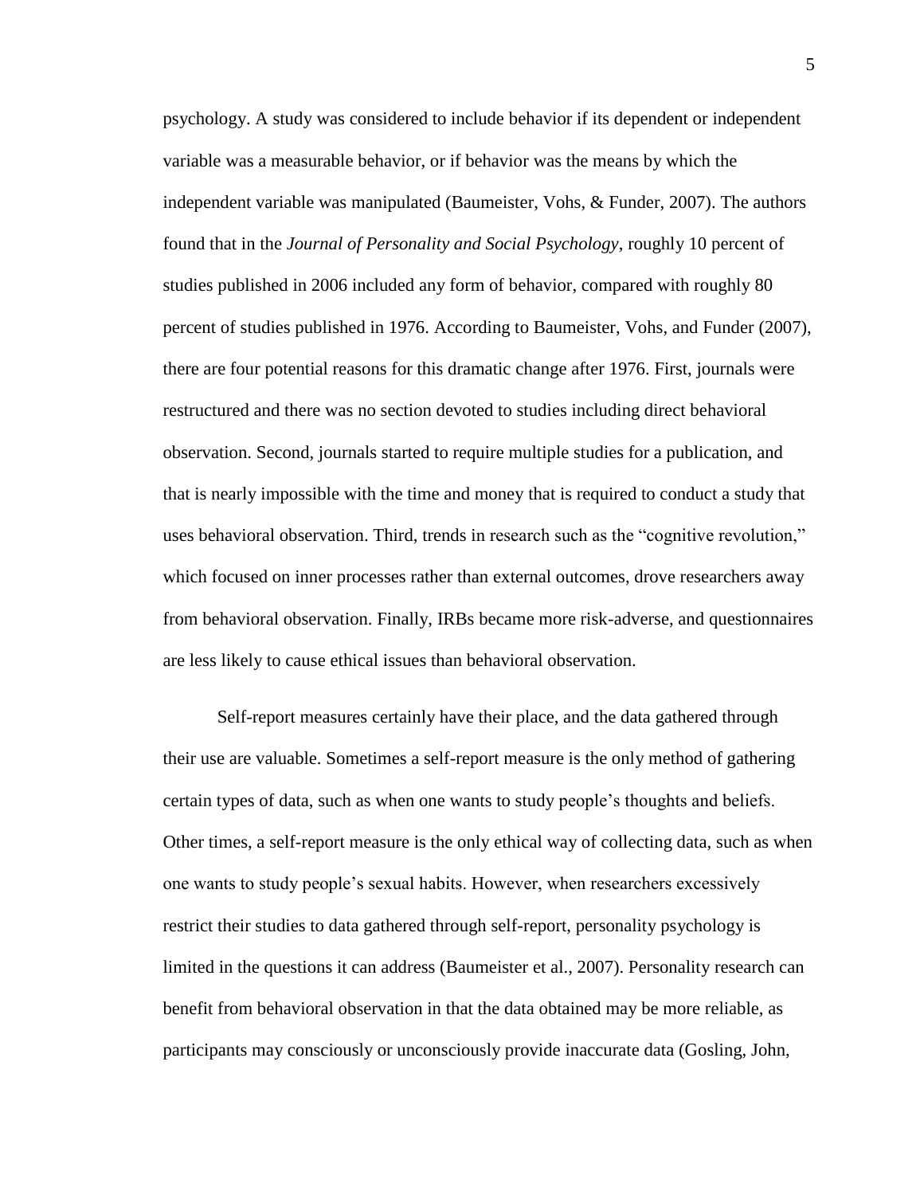psychology. A study was considered to include behavior if its dependent or independent variable was a measurable behavior, or if behavior was the means by which the independent variable was manipulated (Baumeister, Vohs, & Funder, 2007). The authors found that in the *Journal of Personality and Social Psychology*, roughly 10 percent of studies published in 2006 included any form of behavior, compared with roughly 80 percent of studies published in 1976. According to Baumeister, Vohs, and Funder (2007), there are four potential reasons for this dramatic change after 1976. First, journals were restructured and there was no section devoted to studies including direct behavioral observation. Second, journals started to require multiple studies for a publication, and that is nearly impossible with the time and money that is required to conduct a study that uses behavioral observation. Third, trends in research such as the "cognitive revolution," which focused on inner processes rather than external outcomes, drove researchers away from behavioral observation. Finally, IRBs became more risk-adverse, and questionnaires are less likely to cause ethical issues than behavioral observation.

Self-report measures certainly have their place, and the data gathered through their use are valuable. Sometimes a self-report measure is the only method of gathering certain types of data, such as when one wants to study people's thoughts and beliefs. Other times, a self-report measure is the only ethical way of collecting data, such as when one wants to study people's sexual habits. However, when researchers excessively restrict their studies to data gathered through self-report, personality psychology is limited in the questions it can address (Baumeister et al., 2007). Personality research can benefit from behavioral observation in that the data obtained may be more reliable, as participants may consciously or unconsciously provide inaccurate data (Gosling, John,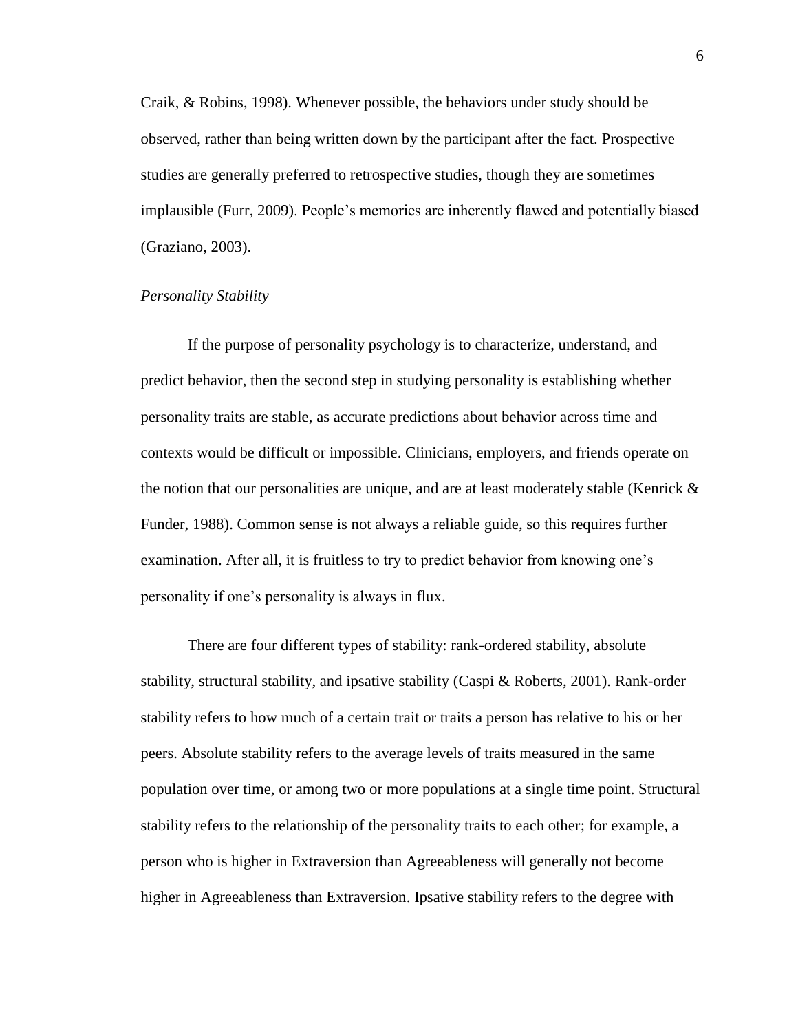Craik, & Robins, 1998). Whenever possible, the behaviors under study should be observed, rather than being written down by the participant after the fact. Prospective studies are generally preferred to retrospective studies, though they are sometimes implausible (Furr, 2009). People's memories are inherently flawed and potentially biased (Graziano, 2003).

### *Personality Stability*

If the purpose of personality psychology is to characterize, understand, and predict behavior, then the second step in studying personality is establishing whether personality traits are stable, as accurate predictions about behavior across time and contexts would be difficult or impossible. Clinicians, employers, and friends operate on the notion that our personalities are unique, and are at least moderately stable (Kenrick & Funder, 1988). Common sense is not always a reliable guide, so this requires further examination. After all, it is fruitless to try to predict behavior from knowing one's personality if one's personality is always in flux.

There are four different types of stability: rank-ordered stability, absolute stability, structural stability, and ipsative stability (Caspi & Roberts, 2001). Rank-order stability refers to how much of a certain trait or traits a person has relative to his or her peers. Absolute stability refers to the average levels of traits measured in the same population over time, or among two or more populations at a single time point. Structural stability refers to the relationship of the personality traits to each other; for example, a person who is higher in Extraversion than Agreeableness will generally not become higher in Agreeableness than Extraversion. Ipsative stability refers to the degree with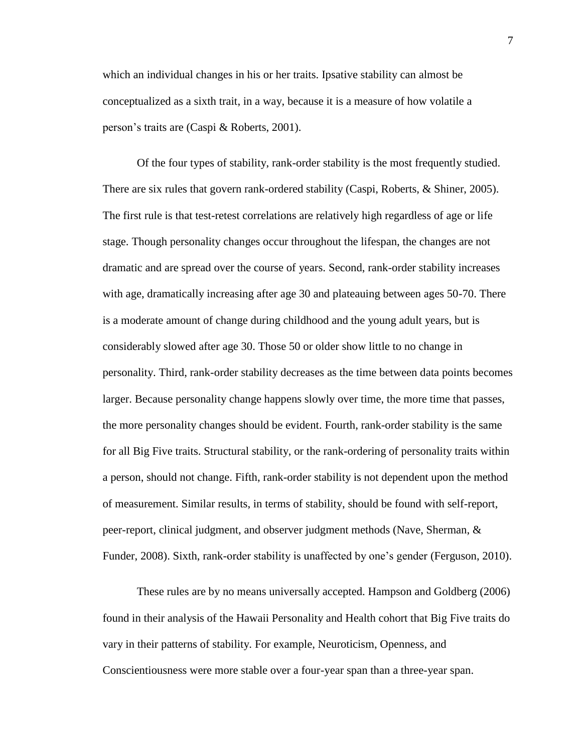which an individual changes in his or her traits. Ipsative stability can almost be conceptualized as a sixth trait, in a way, because it is a measure of how volatile a person's traits are (Caspi & Roberts, 2001).

Of the four types of stability, rank-order stability is the most frequently studied. There are six rules that govern rank-ordered stability (Caspi, Roberts, & Shiner, 2005). The first rule is that test-retest correlations are relatively high regardless of age or life stage. Though personality changes occur throughout the lifespan, the changes are not dramatic and are spread over the course of years. Second, rank-order stability increases with age, dramatically increasing after age 30 and plateauing between ages 50-70. There is a moderate amount of change during childhood and the young adult years, but is considerably slowed after age 30. Those 50 or older show little to no change in personality. Third, rank-order stability decreases as the time between data points becomes larger. Because personality change happens slowly over time, the more time that passes, the more personality changes should be evident. Fourth, rank-order stability is the same for all Big Five traits. Structural stability, or the rank-ordering of personality traits within a person, should not change. Fifth, rank-order stability is not dependent upon the method of measurement. Similar results, in terms of stability, should be found with self-report, peer-report, clinical judgment, and observer judgment methods (Nave, Sherman, & Funder, 2008). Sixth, rank-order stability is unaffected by one's gender (Ferguson, 2010).

These rules are by no means universally accepted. Hampson and Goldberg (2006) found in their analysis of the Hawaii Personality and Health cohort that Big Five traits do vary in their patterns of stability. For example, Neuroticism, Openness, and Conscientiousness were more stable over a four-year span than a three-year span.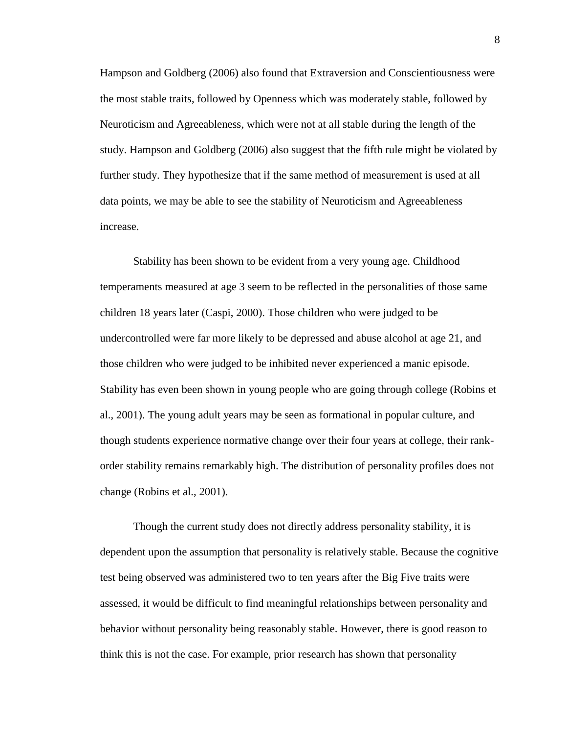Hampson and Goldberg (2006) also found that Extraversion and Conscientiousness were the most stable traits, followed by Openness which was moderately stable, followed by Neuroticism and Agreeableness, which were not at all stable during the length of the study. Hampson and Goldberg (2006) also suggest that the fifth rule might be violated by further study. They hypothesize that if the same method of measurement is used at all data points, we may be able to see the stability of Neuroticism and Agreeableness increase.

Stability has been shown to be evident from a very young age. Childhood temperaments measured at age 3 seem to be reflected in the personalities of those same children 18 years later (Caspi, 2000). Those children who were judged to be undercontrolled were far more likely to be depressed and abuse alcohol at age 21, and those children who were judged to be inhibited never experienced a manic episode. Stability has even been shown in young people who are going through college (Robins et al., 2001). The young adult years may be seen as formational in popular culture, and though students experience normative change over their four years at college, their rank-order stability remains remarkably high. The distribution of personality profiles does not change (Robins et al., 2001).

Though the current study does not directly address personality stability, it is dependent upon the assumption that personality is relatively stable. Because the cognitive test being observed was administered two to ten years after the Big Five traits were assessed, it would be difficult to find meaningful relationships between personality and behavior without personality being reasonably stable. However, there is good reason to think this is not the case. For example, prior research has shown that personality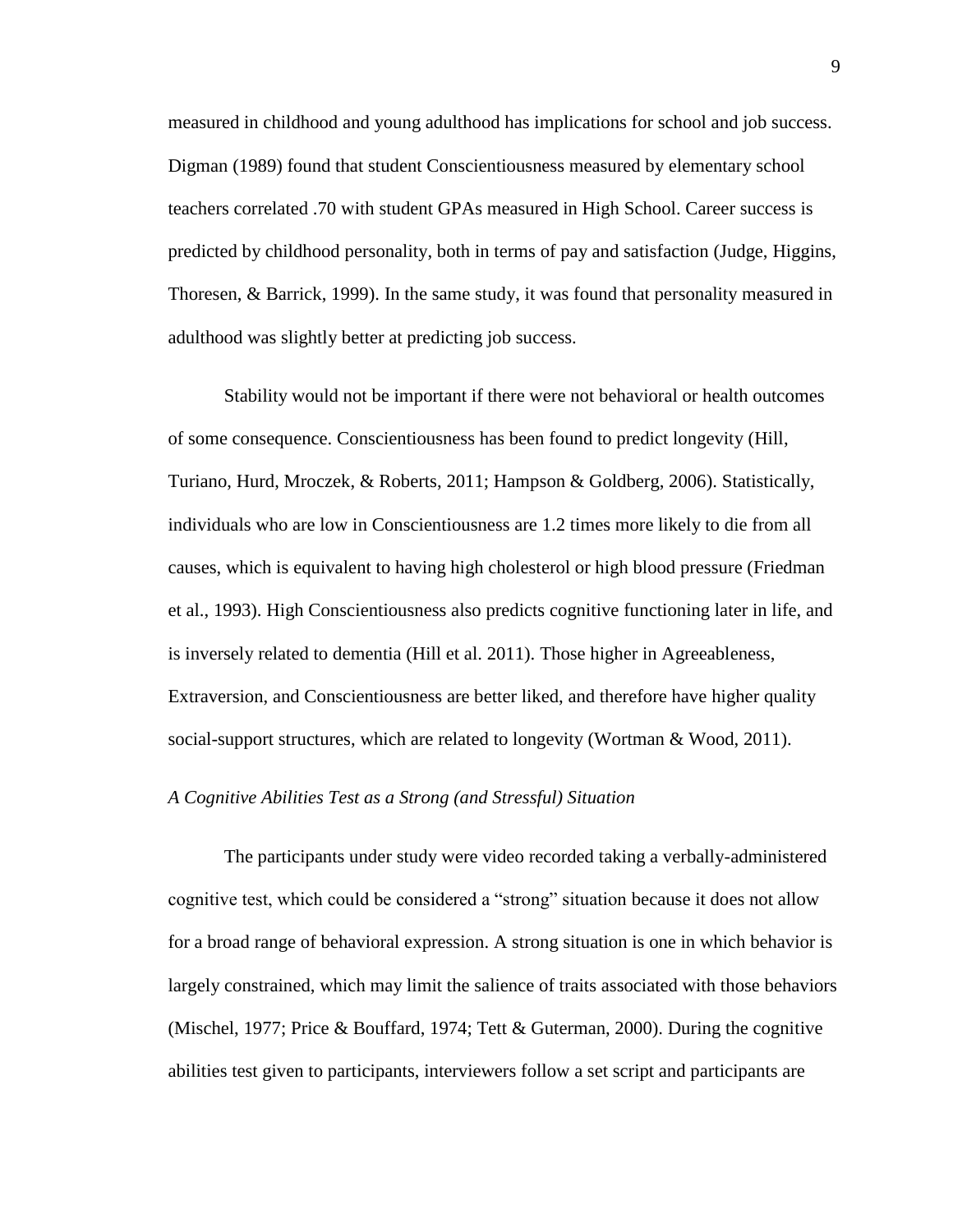measured in childhood and young adulthood has implications for school and job success. Digman (1989) found that student Conscientiousness measured by elementary school teachers correlated .70 with student GPAs measured in High School. Career success is predicted by childhood personality, both in terms of pay and satisfaction (Judge, Higgins, Thoresen, & Barrick, 1999). In the same study, it was found that personality measured in adulthood was slightly better at predicting job success.

Stability would not be important if there were not behavioral or health outcomes of some consequence. Conscientiousness has been found to predict longevity (Hill, Turiano, Hurd, Mroczek, & Roberts, 2011; Hampson & Goldberg, 2006). Statistically, individuals who are low in Conscientiousness are 1.2 times more likely to die from all causes, which is equivalent to having high cholesterol or high blood pressure (Friedman et al., 1993). High Conscientiousness also predicts cognitive functioning later in life, and is inversely related to dementia (Hill et al. 2011). Those higher in Agreeableness, Extraversion, and Conscientiousness are better liked, and therefore have higher quality social-support structures, which are related to longevity (Wortman & Wood, 2011).

*A Cognitive Abilities Test as a Strong (and Stressful) Situation*

The participants under study were video recorded taking a verbally-administered cognitive test, which could be considered a "strong" situation because it does not allow for a broad range of behavioral expression. A strong situation is one in which behavior is largely constrained, which may limit the salience of traits associated with those behaviors (Mischel, 1977; Price & Bouffard, 1974; Tett & Guterman, 2000). During the cognitive abilities test given to participants, interviewers follow a set script and participants are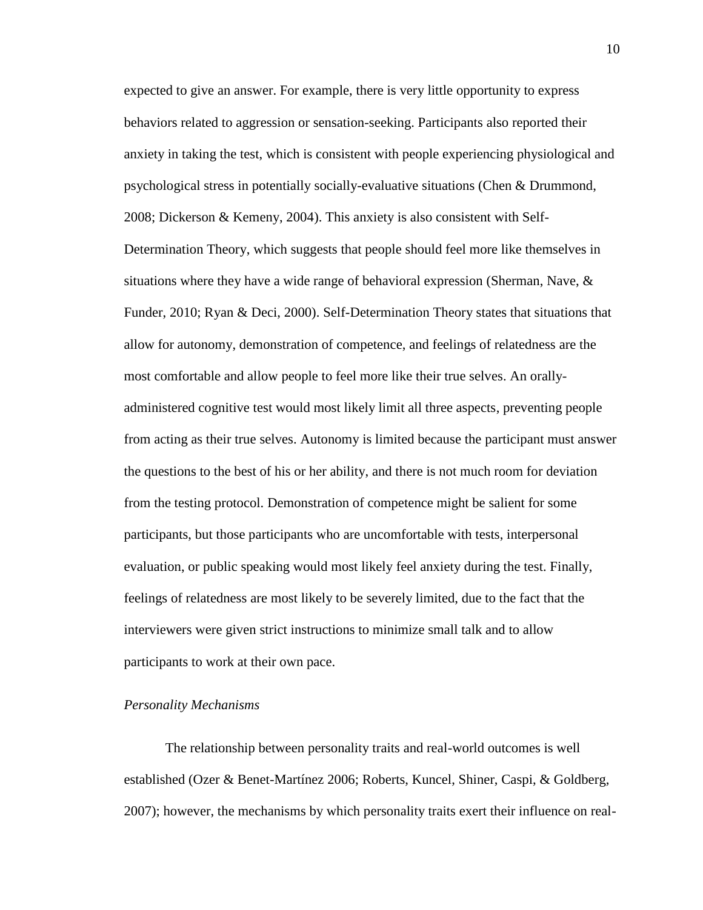expected to give an answer. For example, there is very little opportunity to express behaviors related to aggression or sensation-seeking. Participants also reported their anxiety in taking the test, which is consistent with people experiencing physiological and psychological stress in potentially socially-evaluative situations (Chen & Drummond, 2008; Dickerson & Kemeny, 2004). This anxiety is also consistent with Self-Determination Theory, which suggests that people should feel more like themselves in situations where they have a wide range of behavioral expression (Sherman, Nave, & Funder, 2010; Ryan & Deci, 2000). Self-Determination Theory states that situations that allow for autonomy, demonstration of competence, and feelings of relatedness are the most comfortable and allow people to feel more like their true selves. An orally-administered cognitive test would most likely limit all three aspects, preventing people from acting as their true selves. Autonomy is limited because the participant must answer the questions to the best of his or her ability, and there is not much room for deviation from the testing protocol. Demonstration of competence might be salient for some participants, but those participants who are uncomfortable with tests, interpersonal evaluation, or public speaking would most likely feel anxiety during the test. Finally, feelings of relatedness are most likely to be severely limited, due to the fact that the interviewers were given strict instructions to minimize small talk and to allow participants to work at their own pace.

*Personality Mechanisms*

The relationship between personality traits and real-world outcomes is well established (Ozer & Benet-Martínez 2006; Roberts, Kuncel, Shiner, Caspi, & Goldberg, 2007); however, the mechanisms by which personality traits exert their influence on real-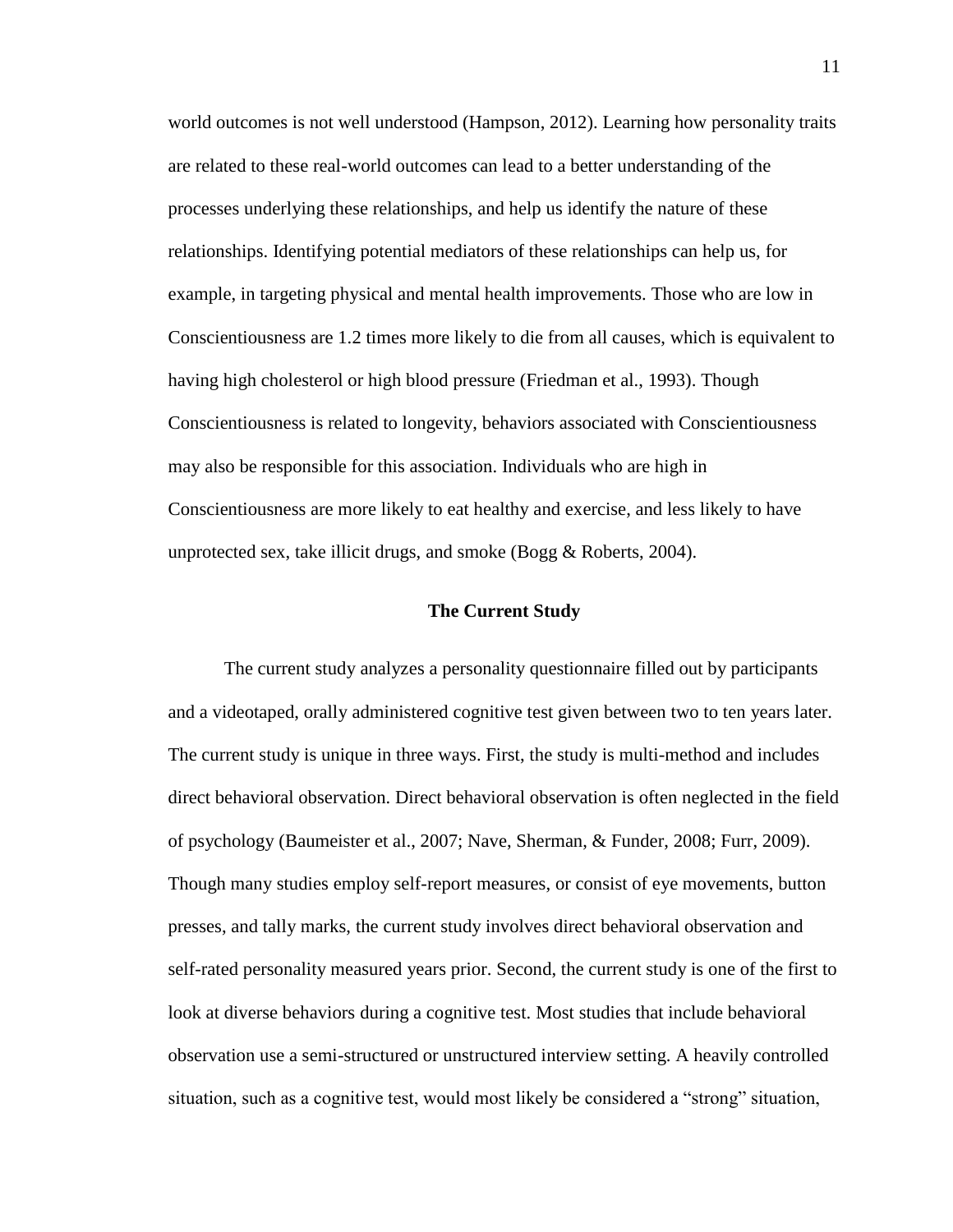world outcomes is not well understood (Hampson, 2012). Learning how personality traits are related to these real-world outcomes can lead to a better understanding of the processes underlying these relationships, and help us identify the nature of these relationships. Identifying potential mediators of these relationships can help us, for example, in targeting physical and mental health improvements. Those who are low in Conscientiousness are 1.2 times more likely to die from all causes, which is equivalent to having high cholesterol or high blood pressure (Friedman et al., 1993). Though Conscientiousness is related to longevity, behaviors associated with Conscientiousness may also be responsible for this association. Individuals who are high in Conscientiousness are more likely to eat healthy and exercise, and less likely to have unprotected sex, take illicit drugs, and smoke (Bogg & Roberts, 2004).

## The Current Study

The current study analyzes a personality questionnaire filled out by participants and a videotaped, orally administered cognitive test given between two to ten years later. The current study is unique in three ways. First, the study is multi-method and includes direct behavioral observation. Direct behavioral observation is often neglected in the field of psychology (Baumeister et al., 2007; Nave, Sherman, & Funder, 2008; Furr, 2009). Though many studies employ self-report measures, or consist of eye movements, button presses, and tally marks, the current study involves direct behavioral observation and self-rated personality measured years prior. Second, the current study is one of the first to look at diverse behaviors during a cognitive test. Most studies that include behavioral observation use a semi-structured or unstructured interview setting. A heavily controlled situation, such as a cognitive test, would most likely be considered a "strong" situation,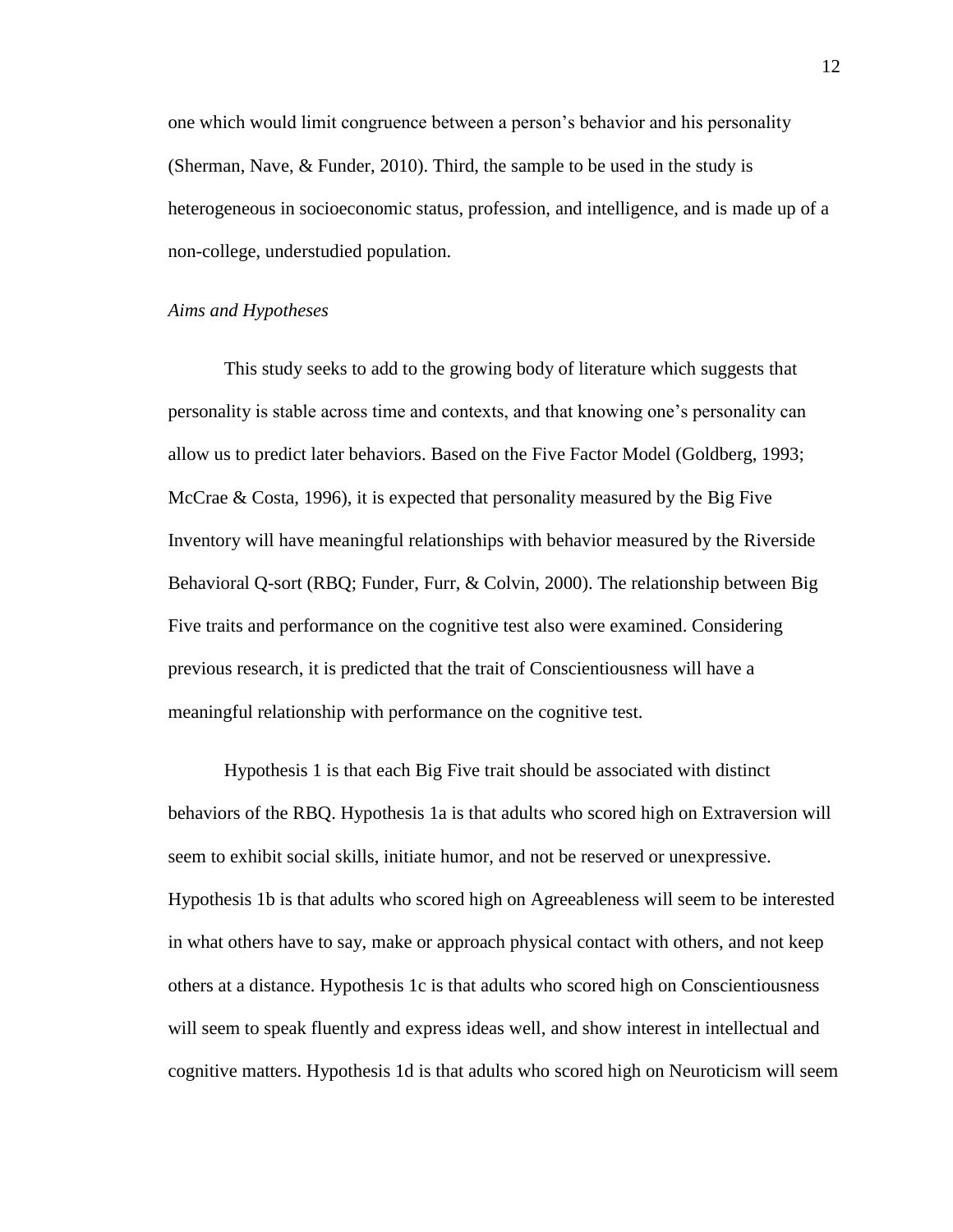one which would limit congruence between a person's behavior and his personality (Sherman, Nave, & Funder, 2010). Third, the sample to be used in the study is heterogeneous in socioeconomic status, profession, and intelligence, and is made up of a non-college, understudied population.

*Aims and Hypotheses*

This study seeks to add to the growing body of literature which suggests that personality is stable across time and contexts, and that knowing one's personality can allow us to predict later behaviors. Based on the Five Factor Model (Goldberg, 1993; McCrae & Costa, 1996), it is expected that personality measured by the Big Five Inventory will have meaningful relationships with behavior measured by the Riverside Behavioral Q-sort (RBQ; Funder, Furr, & Colvin, 2000). The relationship between Big Five traits and performance on the cognitive test also were examined. Considering previous research, it is predicted that the trait of Conscientiousness will have a meaningful relationship with performance on the cognitive test.

Hypothesis 1 is that each Big Five trait should be associated with distinct behaviors of the RBQ. Hypothesis 1a is that adults who scored high on Extraversion will seem to exhibit social skills, initiate humor, and not be reserved or unexpressive. Hypothesis 1b is that adults who scored high on Agreeableness will seem to be interested in what others have to say, make or approach physical contact with others, and not keep others at a distance. Hypothesis 1c is that adults who scored high on Conscientiousness will seem to speak fluently and express ideas well, and show interest in intellectual and cognitive matters. Hypothesis 1d is that adults who scored high on Neuroticism will seem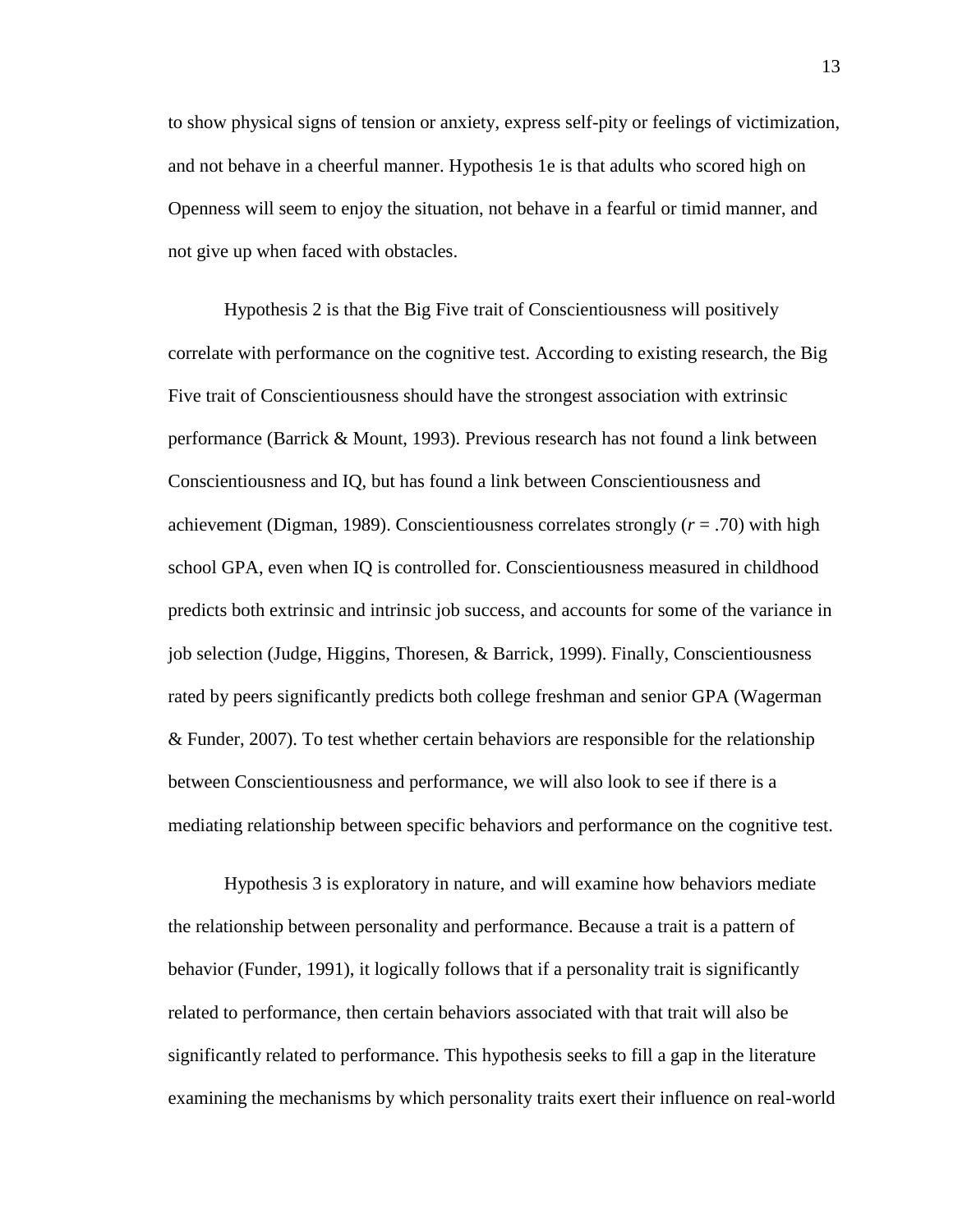to show physical signs of tension or anxiety, express self-pity or feelings of victimization, and not behave in a cheerful manner. Hypothesis 1e is that adults who scored high on Openness will seem to enjoy the situation, not behave in a fearful or timid manner, and not give up when faced with obstacles.

Hypothesis 2 is that the Big Five trait of Conscientiousness will positively correlate with performance on the cognitive test. According to existing research, the Big Five trait of Conscientiousness should have the strongest association with extrinsic performance (Barrick & Mount, 1993). Previous research has not found a link between Conscientiousness and IQ, but has found a link between Conscientiousness and achievement (Digman, 1989). Conscientiousness correlates strongly ($r = .70$) with high school GPA, even when IQ is controlled for. Conscientiousness measured in childhood predicts both extrinsic and intrinsic job success, and accounts for some of the variance in job selection (Judge, Higgins, Thoresen, & Barrick, 1999). Finally, Conscientiousness rated by peers significantly predicts both college freshman and senior GPA (Wagerman & Funder, 2007). To test whether certain behaviors are responsible for the relationship between Conscientiousness and performance, we will also look to see if there is a mediating relationship between specific behaviors and performance on the cognitive test.

Hypothesis 3 is exploratory in nature, and will examine how behaviors mediate the relationship between personality and performance. Because a trait is a pattern of behavior (Funder, 1991), it logically follows that if a personality trait is significantly related to performance, then certain behaviors associated with that trait will also be significantly related to performance. This hypothesis seeks to fill a gap in the literature examining the mechanisms by which personality traits exert their influence on real-world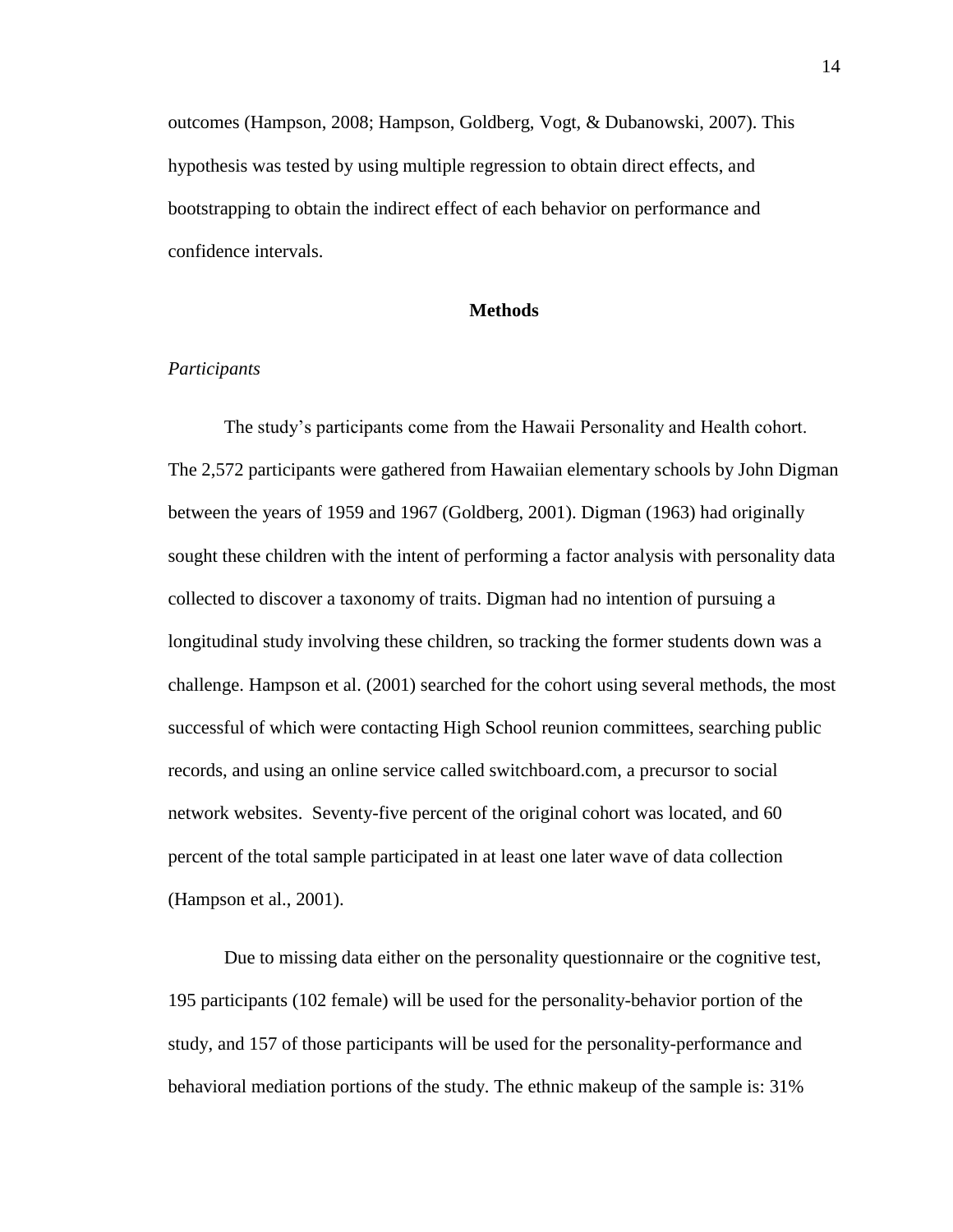outcomes (Hampson, 2008; Hampson, Goldberg, Vogt, & Dubanowski, 2007). This hypothesis was tested by using multiple regression to obtain direct effects, and bootstrapping to obtain the indirect effect of each behavior on performance and confidence intervals.

## Methods

### *Participants*

The study's participants come from the Hawaii Personality and Health cohort. The 2,572 participants were gathered from Hawaiian elementary schools by John Digman between the years of 1959 and 1967 (Goldberg, 2001). Digman (1963) had originally sought these children with the intent of performing a factor analysis with personality data collected to discover a taxonomy of traits. Digman had no intention of pursuing a longitudinal study involving these children, so tracking the former students down was a challenge. Hampson et al. (2001) searched for the cohort using several methods, the most successful of which were contacting High School reunion committees, searching public records, and using an online service called switchboard.com, a precursor to social network websites. Seventy-five percent of the original cohort was located, and 60 percent of the total sample participated in at least one later wave of data collection (Hampson et al., 2001).

Due to missing data either on the personality questionnaire or the cognitive test, 195 participants (102 female) will be used for the personality-behavior portion of the study, and 157 of those participants will be used for the personality-performance and behavioral mediation portions of the study. The ethnic makeup of the sample is: 31%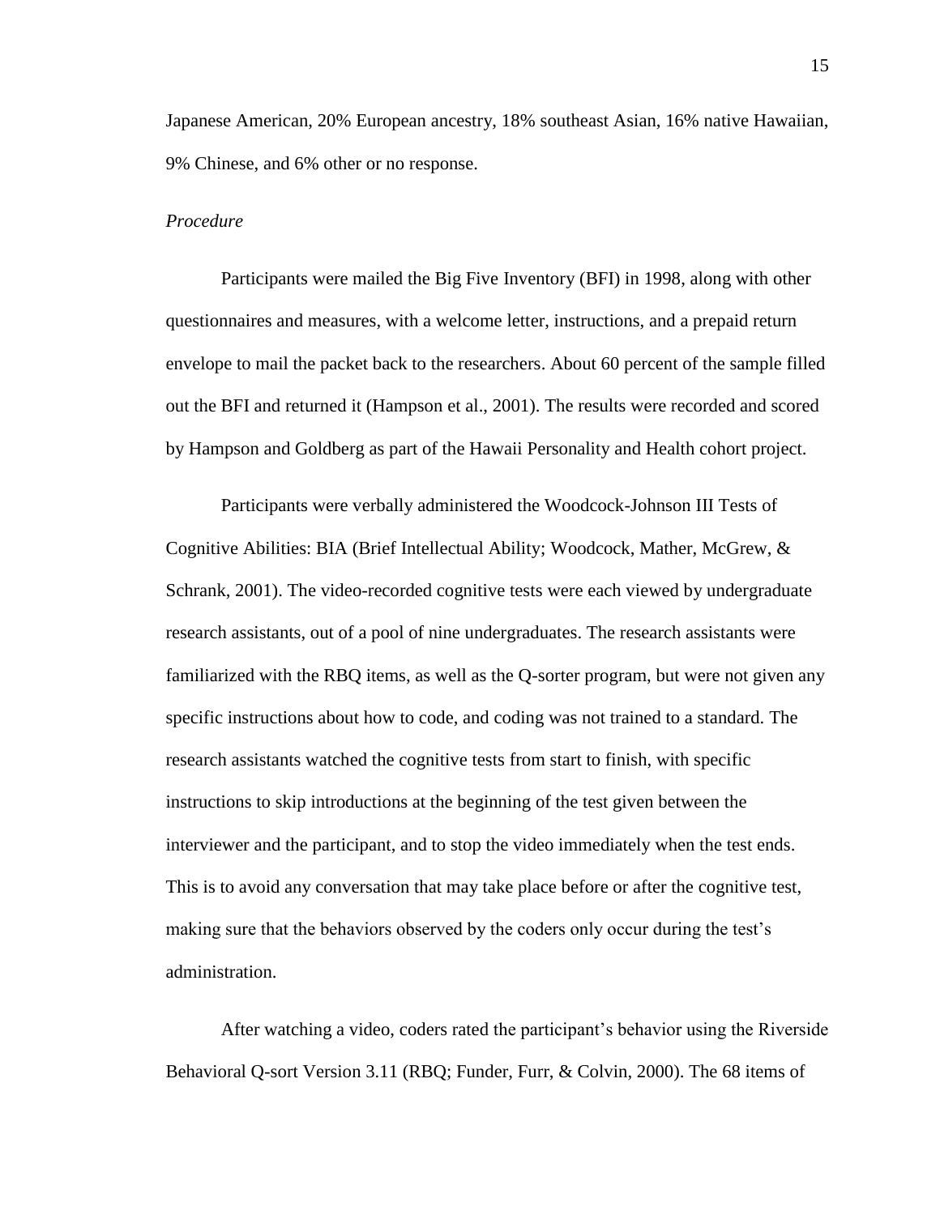Japanese American, 20% European ancestry, 18% southeast Asian, 16% native Hawaiian, 9% Chinese, and 6% other or no response.

*Procedure*

Participants were mailed the Big Five Inventory (BFI) in 1998, along with other questionnaires and measures, with a welcome letter, instructions, and a prepaid return envelope to mail the packet back to the researchers. About 60 percent of the sample filled out the BFI and returned it (Hampson et al., 2001). The results were recorded and scored by Hampson and Goldberg as part of the Hawaii Personality and Health cohort project.

Participants were verbally administered the Woodcock-Johnson III Tests of Cognitive Abilities: BIA (Brief Intellectual Ability; Woodcock, Mather, McGrew, & Schrank, 2001). The video-recorded cognitive tests were each viewed by undergraduate research assistants, out of a pool of nine undergraduates. The research assistants were familiarized with the RBQ items, as well as the Q-sorter program, but were not given any specific instructions about how to code, and coding was not trained to a standard. The research assistants watched the cognitive tests from start to finish, with specific instructions to skip introductions at the beginning of the test given between the interviewer and the participant, and to stop the video immediately when the test ends. This is to avoid any conversation that may take place before or after the cognitive test, making sure that the behaviors observed by the coders only occur during the test's administration.

After watching a video, coders rated the participant's behavior using the Riverside Behavioral Q-sort Version 3.11 (RBQ; Funder, Furr, & Colvin, 2000). The 68 items of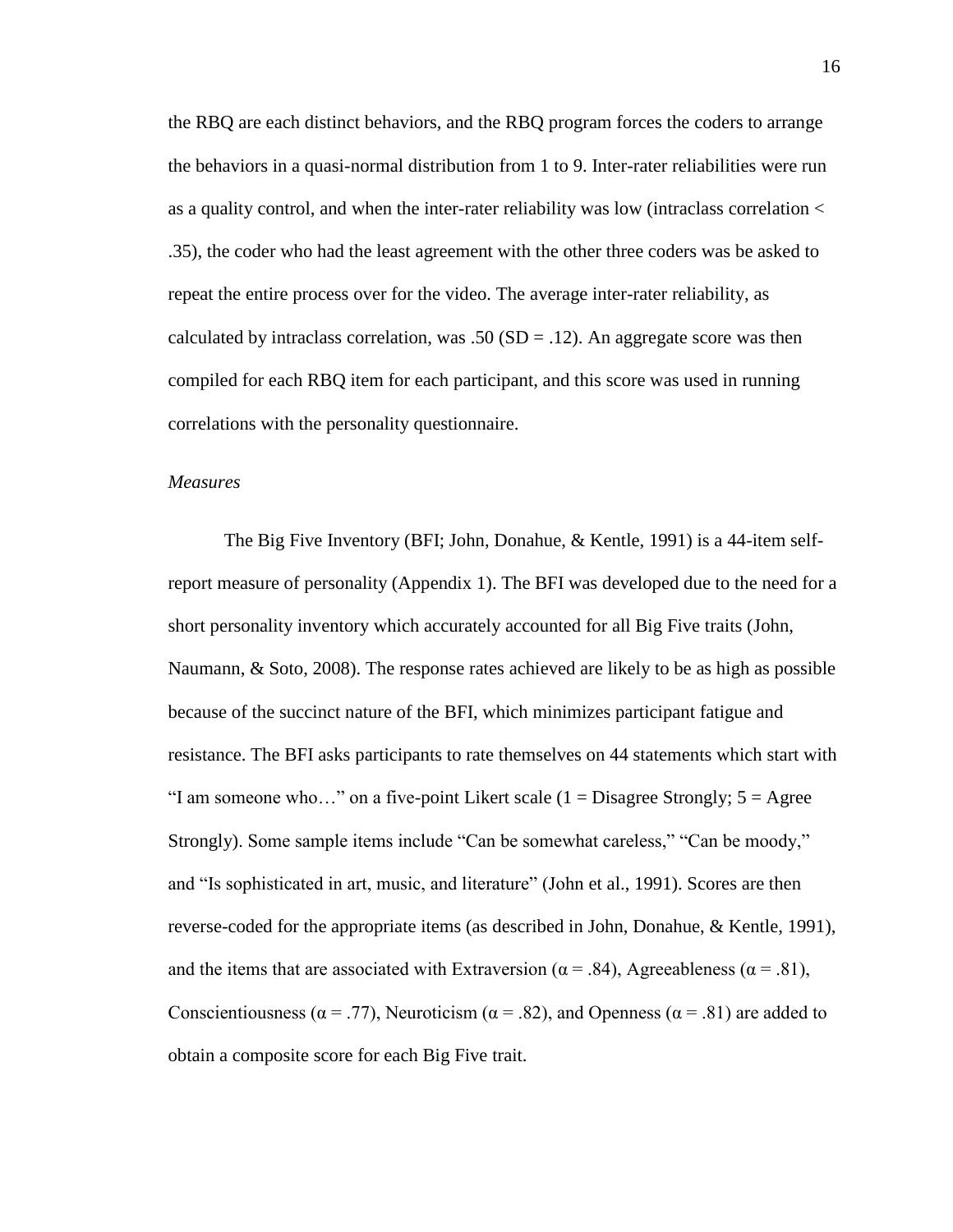the RBQ are each distinct behaviors, and the RBQ program forces the coders to arrange the behaviors in a quasi-normal distribution from 1 to 9. Inter-rater reliabilities were run as a quality control, and when the inter-rater reliability was low (intraclass correlation < .35), the coder who had the least agreement with the other three coders was be asked to repeat the entire process over for the video. The average inter-rater reliability, as calculated by intraclass correlation, was .50 (SD = .12). An aggregate score was then compiled for each RBQ item for each participant, and this score was used in running correlations with the personality questionnaire.

### *Measures*

The Big Five Inventory (BFI; John, Donahue, & Kentle, 1991) is a 44-item self-report measure of personality (Appendix 1). The BFI was developed due to the need for a short personality inventory which accurately accounted for all Big Five traits (John, Naumann, & Soto, 2008). The response rates achieved are likely to be as high as possible because of the succinct nature of the BFI, which minimizes participant fatigue and resistance. The BFI asks participants to rate themselves on 44 statements which start with "I am someone who…" on a five-point Likert scale (1 = Disagree Strongly; 5 = Agree Strongly). Some sample items include "Can be somewhat careless," "Can be moody," and "Is sophisticated in art, music, and literature" (John et al., 1991). Scores are then reverse-coded for the appropriate items (as described in John, Donahue, & Kentle, 1991), and the items that are associated with Extraversion ($\alpha = .84$), Agreeableness ($\alpha = .81$), Conscientiousness ($\alpha = .77$), Neuroticism ($\alpha = .82$), and Openness ($\alpha = .81$) are added to obtain a composite score for each Big Five trait.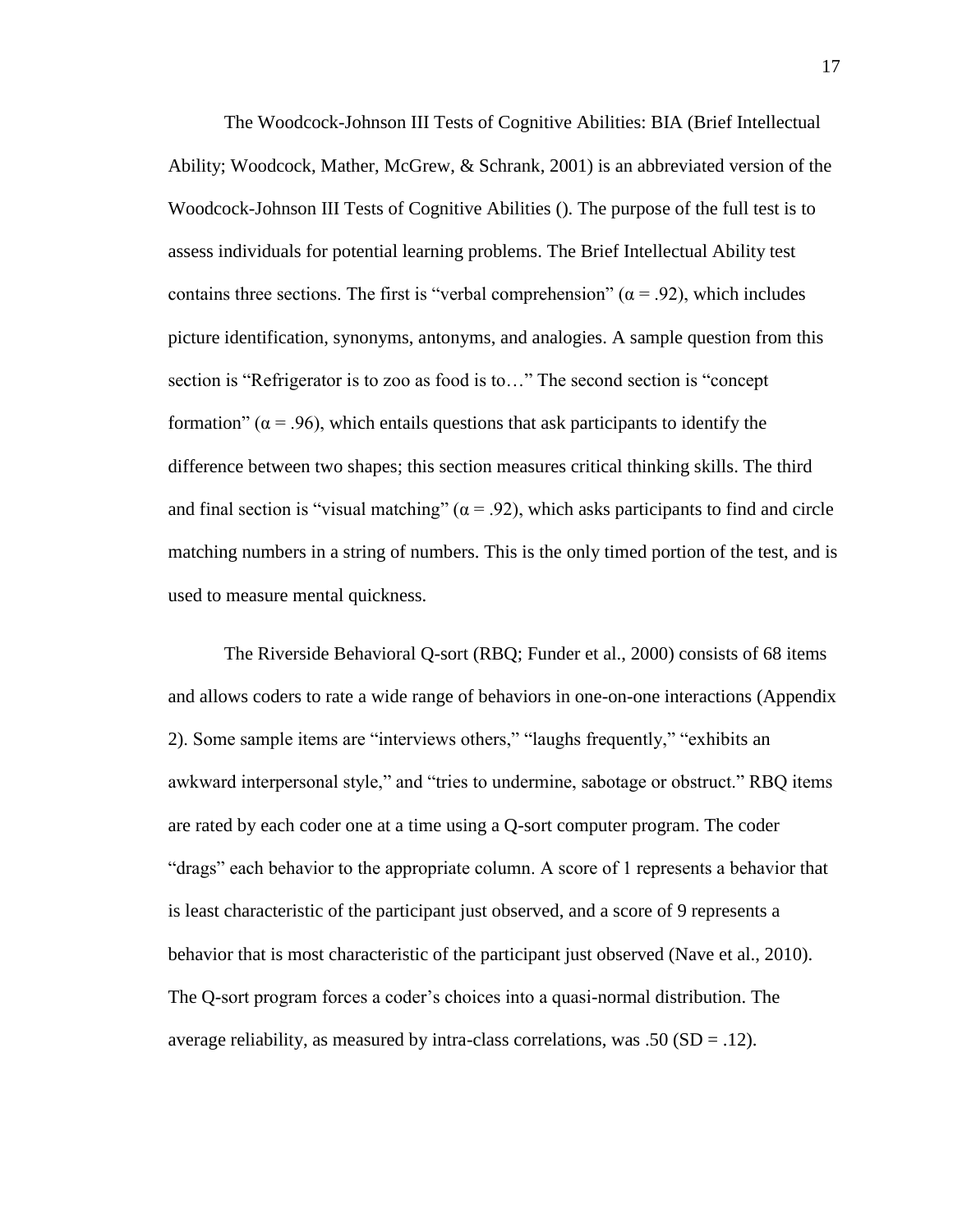The Woodcock-Johnson III Tests of Cognitive Abilities: BIA (Brief Intellectual Ability; Woodcock, Mather, McGrew, & Schrank, 2001) is an abbreviated version of the Woodcock-Johnson III Tests of Cognitive Abilities (). The purpose of the full test is to assess individuals for potential learning problems. The Brief Intellectual Ability test contains three sections. The first is "verbal comprehension" ($\alpha = .92$), which includes picture identification, synonyms, antonyms, and analogies. A sample question from this section is "Refrigerator is to zoo as food is to…" The second section is "concept formation" ($\alpha = .96$), which entails questions that ask participants to identify the difference between two shapes; this section measures critical thinking skills. The third and final section is "visual matching" ($\alpha = .92$), which asks participants to find and circle matching numbers in a string of numbers. This is the only timed portion of the test, and is used to measure mental quickness.

The Riverside Behavioral Q-sort (RBQ; Funder et al., 2000) consists of 68 items and allows coders to rate a wide range of behaviors in one-on-one interactions (Appendix 2). Some sample items are "interviews others," "laughs frequently," "exhibits an awkward interpersonal style," and "tries to undermine, sabotage or obstruct." RBQ items are rated by each coder one at a time using a Q-sort computer program. The coder "drags" each behavior to the appropriate column. A score of 1 represents a behavior that is least characteristic of the participant just observed, and a score of 9 represents a behavior that is most characteristic of the participant just observed (Nave et al., 2010). The Q-sort program forces a coder's choices into a quasi-normal distribution. The average reliability, as measured by intra-class correlations, was .50 ($SD = .12$).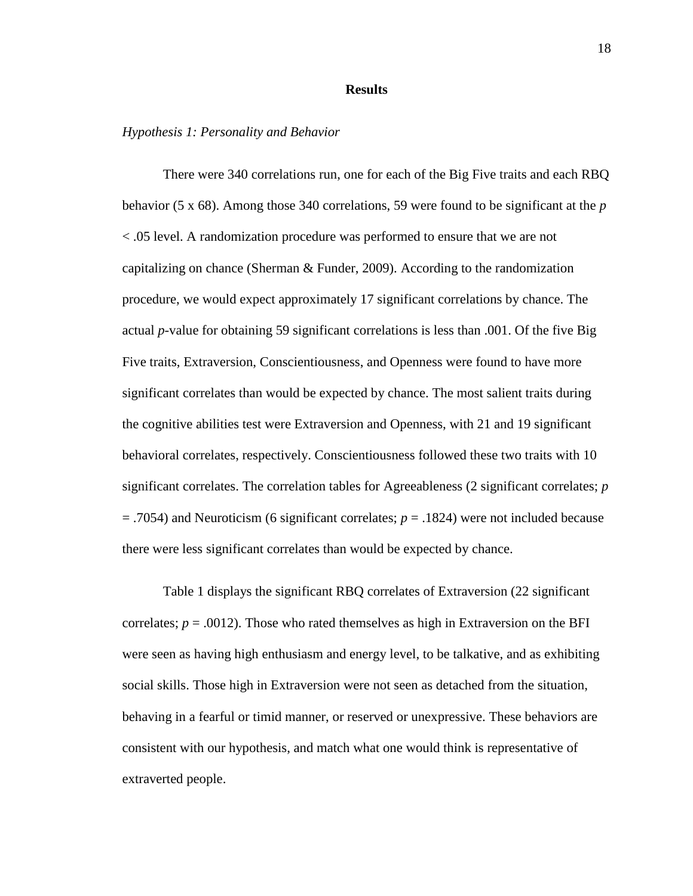## Results

*Hypothesis 1: Personality and Behavior*

There were 340 correlations run, one for each of the Big Five traits and each RBQ behavior (5 x 68). Among those 340 correlations, 59 were found to be significant at the $p < .05$ level. A randomization procedure was performed to ensure that we are not capitalizing on chance (Sherman & Funder, 2009). According to the randomization procedure, we would expect approximately 17 significant correlations by chance. The actual *p*-value for obtaining 59 significant correlations is less than .001. Of the five Big Five traits, Extraversion, Conscientiousness, and Openness were found to have more significant correlates than would be expected by chance. The most salient traits during the cognitive abilities test were Extraversion and Openness, with 21 and 19 significant behavioral correlates, respectively. Conscientiousness followed these two traits with 10 significant correlates. The correlation tables for Agreeableness (2 significant correlates; $p = .7054$) and Neuroticism (6 significant correlates; $p = .1824$) were not included because there were less significant correlates than would be expected by chance.

Table 1 displays the significant RBQ correlates of Extraversion (22 significant correlates; $p = .0012$). Those who rated themselves as high in Extraversion on the BFI were seen as having high enthusiasm and energy level, to be talkative, and as exhibiting social skills. Those high in Extraversion were not seen as detached from the situation, behaving in a fearful or timid manner, or reserved or unexpressive. These behaviors are consistent with our hypothesis, and match what one would think is representative of extraverted people.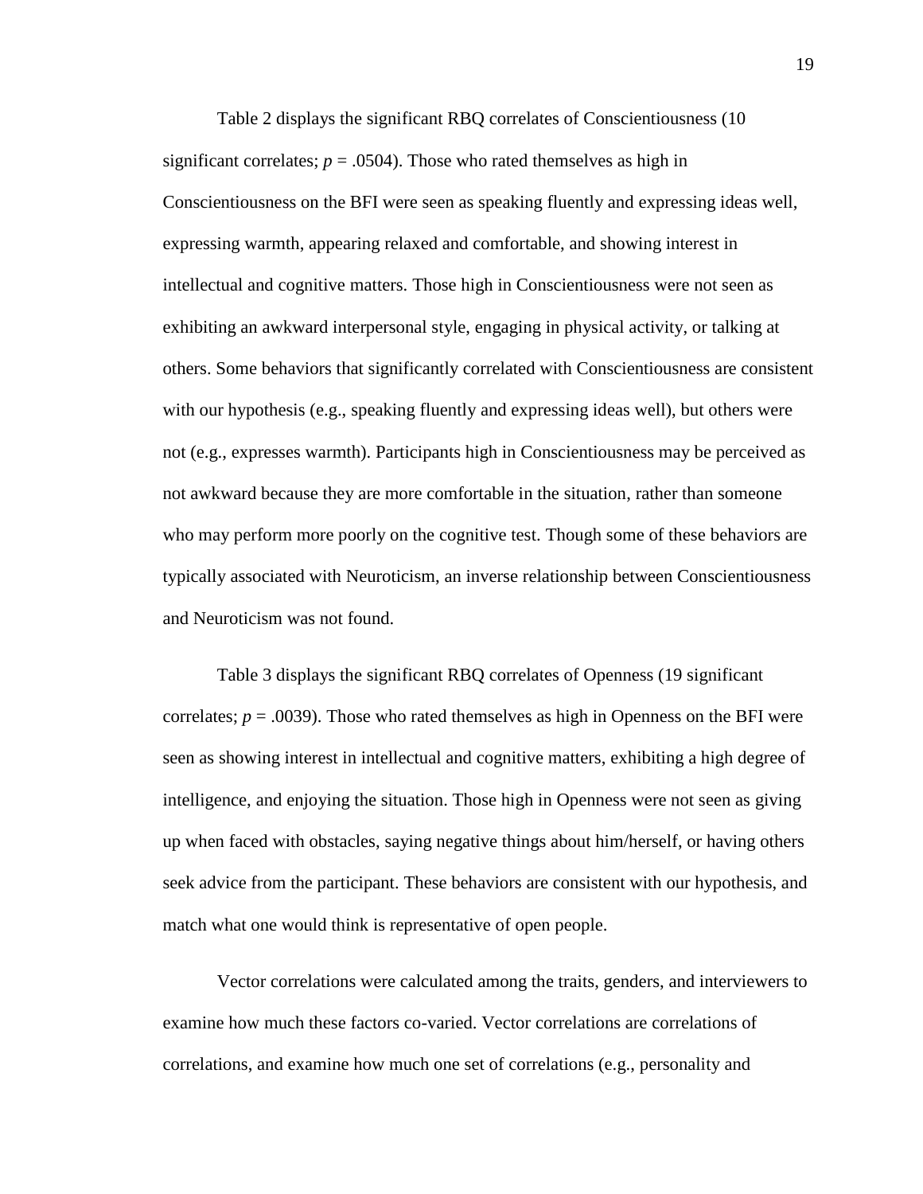Table 2 displays the significant RBQ correlates of Conscientiousness (10 significant correlates; $p = .0504$). Those who rated themselves as high in Conscientiousness on the BFI were seen as speaking fluently and expressing ideas well, expressing warmth, appearing relaxed and comfortable, and showing interest in intellectual and cognitive matters. Those high in Conscientiousness were not seen as exhibiting an awkward interpersonal style, engaging in physical activity, or talking at others. Some behaviors that significantly correlated with Conscientiousness are consistent with our hypothesis (e.g., speaking fluently and expressing ideas well), but others were not (e.g., expresses warmth). Participants high in Conscientiousness may be perceived as not awkward because they are more comfortable in the situation, rather than someone who may perform more poorly on the cognitive test. Though some of these behaviors are typically associated with Neuroticism, an inverse relationship between Conscientiousness and Neuroticism was not found.

Table 3 displays the significant RBQ correlates of Openness (19 significant correlates; $p = .0039$). Those who rated themselves as high in Openness on the BFI were seen as showing interest in intellectual and cognitive matters, exhibiting a high degree of intelligence, and enjoying the situation. Those high in Openness were not seen as giving up when faced with obstacles, saying negative things about him/herself, or having others seek advice from the participant. These behaviors are consistent with our hypothesis, and match what one would think is representative of open people.

Vector correlations were calculated among the traits, genders, and interviewers to examine how much these factors co-varied. Vector correlations are correlations of correlations, and examine how much one set of correlations (e.g., personality and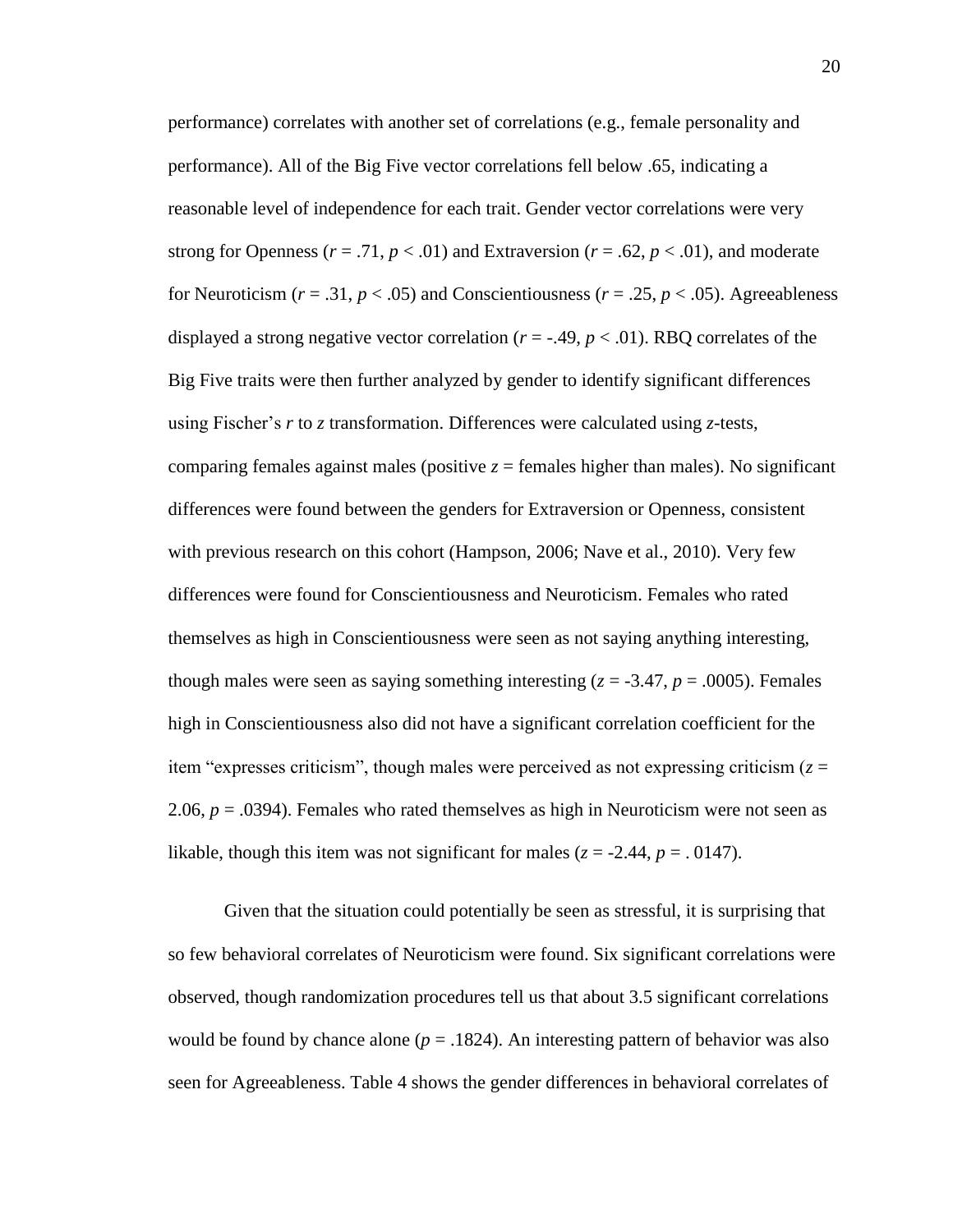performance) correlates with another set of correlations (e.g., female personality and performance). All of the Big Five vector correlations fell below .65, indicating a reasonable level of independence for each trait. Gender vector correlations were very strong for Openness ($r = .71$, $p < .01$) and Extraversion ($r = .62$, $p < .01$), and moderate for Neuroticism ($r = .31$, $p < .05$) and Conscientiousness ($r = .25$, $p < .05$). Agreeableness displayed a strong negative vector correlation ($r = -.49$, $p < .01$). RBQ correlates of the Big Five traits were then further analyzed by gender to identify significant differences using Fischer's $r$ to $z$ transformation. Differences were calculated using $z$-tests, comparing females against males (positive $z$ = females higher than males). No significant differences were found between the genders for Extraversion or Openness, consistent with previous research on this cohort (Hampson, 2006; Nave et al., 2010). Very few differences were found for Conscientiousness and Neuroticism. Females who rated themselves as high in Conscientiousness were seen as not saying anything interesting, though males were seen as saying something interesting ($z = -3.47$, $p = .0005$). Females high in Conscientiousness also did not have a significant correlation coefficient for the item "expresses criticism", though males were perceived as not expressing criticism ($z = 2.06$, $p = .0394$). Females who rated themselves as high in Neuroticism were not seen as likable, though this item was not significant for males ($z = -2.44$, $p = .0147$).

Given that the situation could potentially be seen as stressful, it is surprising that so few behavioral correlates of Neuroticism were found. Six significant correlations were observed, though randomization procedures tell us that about 3.5 significant correlations would be found by chance alone ($p = .1824$). An interesting pattern of behavior was also seen for Agreeableness. Table 4 shows the gender differences in behavioral correlates of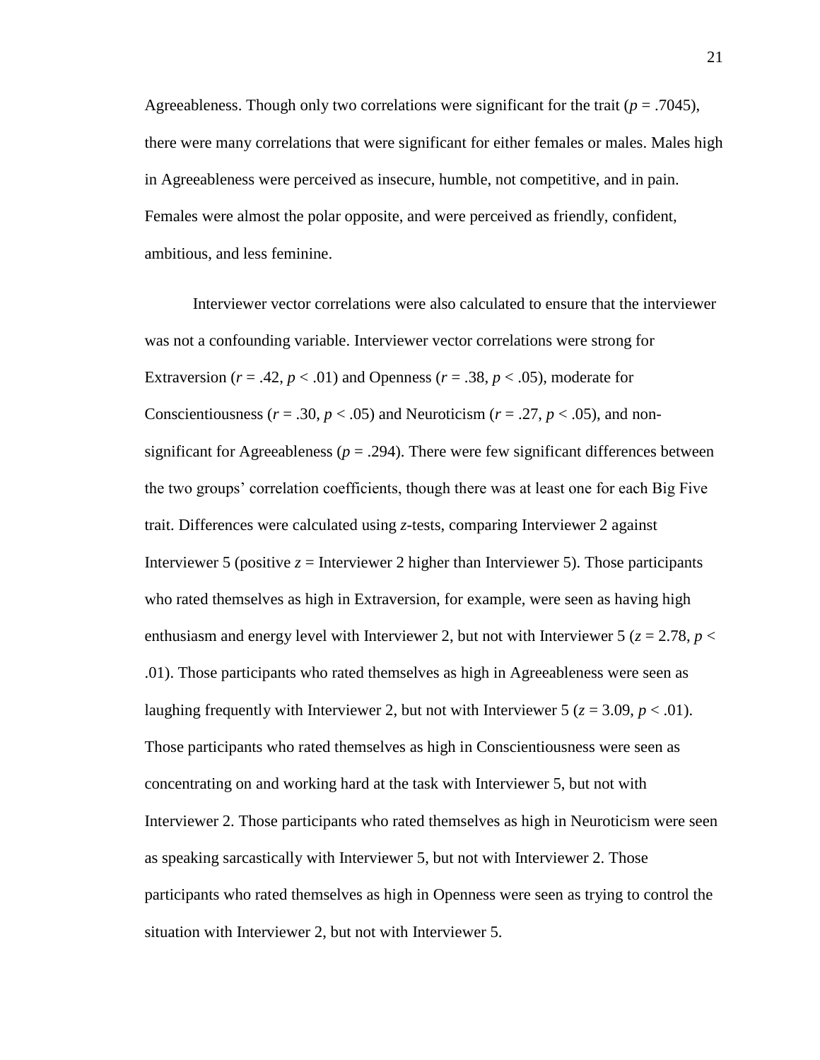Agreeableness. Though only two correlations were significant for the trait ($p = .7045$), there were many correlations that were significant for either females or males. Males high in Agreeableness were perceived as insecure, humble, not competitive, and in pain. Females were almost the polar opposite, and were perceived as friendly, confident, ambitious, and less feminine.

Interviewer vector correlations were also calculated to ensure that the interviewer was not a confounding variable. Interviewer vector correlations were strong for Extraversion ($r = .42$, $p < .01$) and Openness ($r = .38$, $p < .05$), moderate for Conscientiousness ($r = .30$, $p < .05$) and Neuroticism ($r = .27$, $p < .05$), and non-significant for Agreeableness ($p = .294$). There were few significant differences between the two groups' correlation coefficients, though there was at least one for each Big Five trait. Differences were calculated using $z$-tests, comparing Interviewer 2 against Interviewer 5 (positive $z$ = Interviewer 2 higher than Interviewer 5). Those participants who rated themselves as high in Extraversion, for example, were seen as having high enthusiasm and energy level with Interviewer 2, but not with Interviewer 5 ($z = 2.78$, $p < .01$). Those participants who rated themselves as high in Agreeableness were seen as laughing frequently with Interviewer 2, but not with Interviewer 5 ($z = 3.09$, $p < .01$). Those participants who rated themselves as high in Conscientiousness were seen as concentrating on and working hard at the task with Interviewer 5, but not with Interviewer 2. Those participants who rated themselves as high in Neuroticism were seen as speaking sarcastically with Interviewer 5, but not with Interviewer 2. Those participants who rated themselves as high in Openness were seen as trying to control the situation with Interviewer 2, but not with Interviewer 5.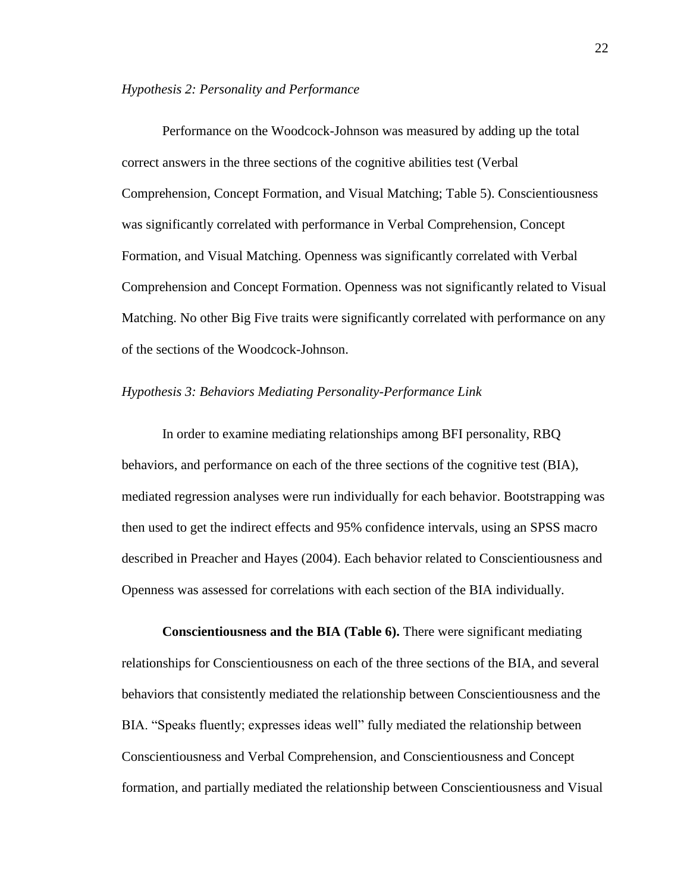*Hypothesis 2: Personality and Performance*

Performance on the Woodcock-Johnson was measured by adding up the total correct answers in the three sections of the cognitive abilities test (Verbal Comprehension, Concept Formation, and Visual Matching; Table 5). Conscientiousness was significantly correlated with performance in Verbal Comprehension, Concept Formation, and Visual Matching. Openness was significantly correlated with Verbal Comprehension and Concept Formation. Openness was not significantly related to Visual Matching. No other Big Five traits were significantly correlated with performance on any of the sections of the Woodcock-Johnson.

*Hypothesis 3: Behaviors Mediating Personality-Performance Link*

In order to examine mediating relationships among BFI personality, RBQ behaviors, and performance on each of the three sections of the cognitive test (BIA), mediated regression analyses were run individually for each behavior. Bootstrapping was then used to get the indirect effects and 95% confidence intervals, using an SPSS macro described in Preacher and Hayes (2004). Each behavior related to Conscientiousness and Openness was assessed for correlations with each section of the BIA individually.

**Conscientiousness and the BIA (Table 6).** There were significant mediating relationships for Conscientiousness on each of the three sections of the BIA, and several behaviors that consistently mediated the relationship between Conscientiousness and the BIA. "Speaks fluently; expresses ideas well" fully mediated the relationship between Conscientiousness and Verbal Comprehension, and Conscientiousness and Concept formation, and partially mediated the relationship between Conscientiousness and Visual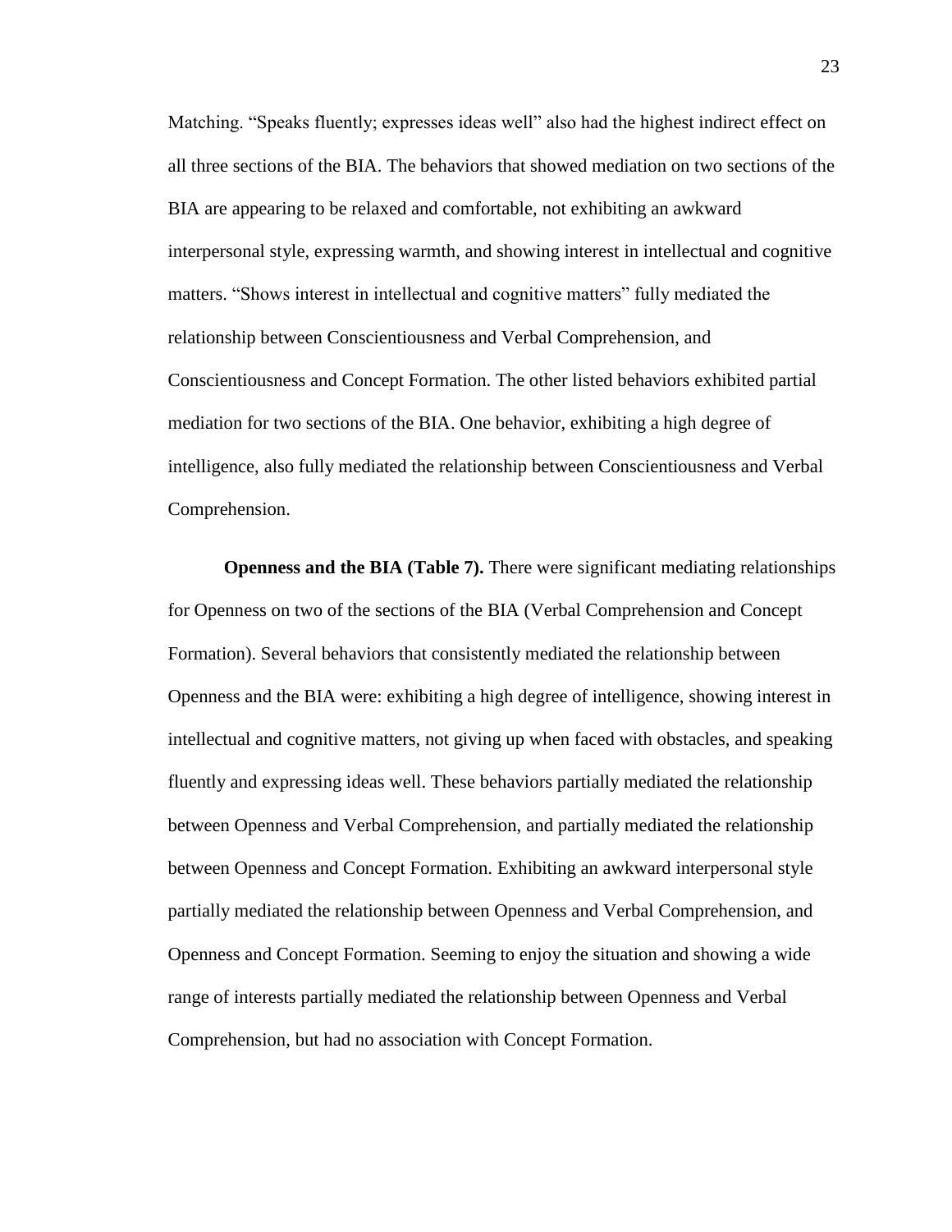Matching. “Speaks fluently; expresses ideas well” also had the highest indirect effect on all three sections of the BIA. The behaviors that showed mediation on two sections of the BIA are appearing to be relaxed and comfortable, not exhibiting an awkward interpersonal style, expressing warmth, and showing interest in intellectual and cognitive matters. “Shows interest in intellectual and cognitive matters” fully mediated the relationship between Conscientiousness and Verbal Comprehension, and Conscientiousness and Concept Formation. The other listed behaviors exhibited partial mediation for two sections of the BIA. One behavior, exhibiting a high degree of intelligence, also fully mediated the relationship between Conscientiousness and Verbal Comprehension.

**Openness and the BIA (Table 7).** There were significant mediating relationships for Openness on two of the sections of the BIA (Verbal Comprehension and Concept Formation). Several behaviors that consistently mediated the relationship between Openness and the BIA were: exhibiting a high degree of intelligence, showing interest in intellectual and cognitive matters, not giving up when faced with obstacles, and speaking fluently and expressing ideas well. These behaviors partially mediated the relationship between Openness and Verbal Comprehension, and partially mediated the relationship between Openness and Concept Formation. Exhibiting an awkward interpersonal style partially mediated the relationship between Openness and Verbal Comprehension, and Openness and Concept Formation. Seeming to enjoy the situation and showing a wide range of interests partially mediated the relationship between Openness and Verbal Comprehension, but had no association with Concept Formation.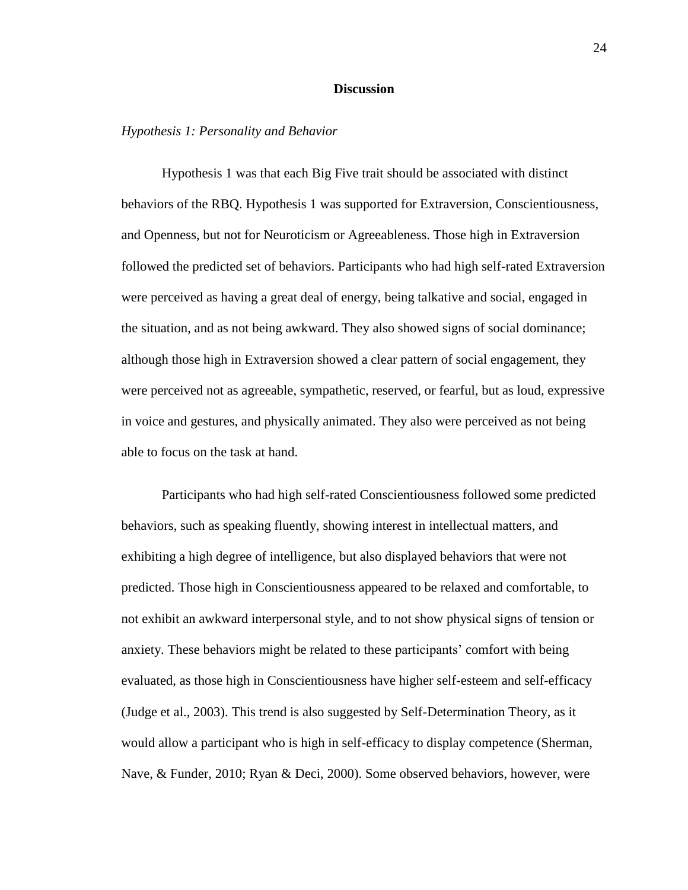## Discussion

*Hypothesis 1: Personality and Behavior*

Hypothesis 1 was that each Big Five trait should be associated with distinct behaviors of the RBQ. Hypothesis 1 was supported for Extraversion, Conscientiousness, and Openness, but not for Neuroticism or Agreeableness. Those high in Extraversion followed the predicted set of behaviors. Participants who had high self-rated Extraversion were perceived as having a great deal of energy, being talkative and social, engaged in the situation, and as not being awkward. They also showed signs of social dominance; although those high in Extraversion showed a clear pattern of social engagement, they were perceived not as agreeable, sympathetic, reserved, or fearful, but as loud, expressive in voice and gestures, and physically animated. They also were perceived as not being able to focus on the task at hand.

Participants who had high self-rated Conscientiousness followed some predicted behaviors, such as speaking fluently, showing interest in intellectual matters, and exhibiting a high degree of intelligence, but also displayed behaviors that were not predicted. Those high in Conscientiousness appeared to be relaxed and comfortable, to not exhibit an awkward interpersonal style, and to not show physical signs of tension or anxiety. These behaviors might be related to these participants' comfort with being evaluated, as those high in Conscientiousness have higher self-esteem and self-efficacy (Judge et al., 2003). This trend is also suggested by Self-Determination Theory, as it would allow a participant who is high in self-efficacy to display competence (Sherman, Nave, & Funder, 2010; Ryan & Deci, 2000). Some observed behaviors, however, were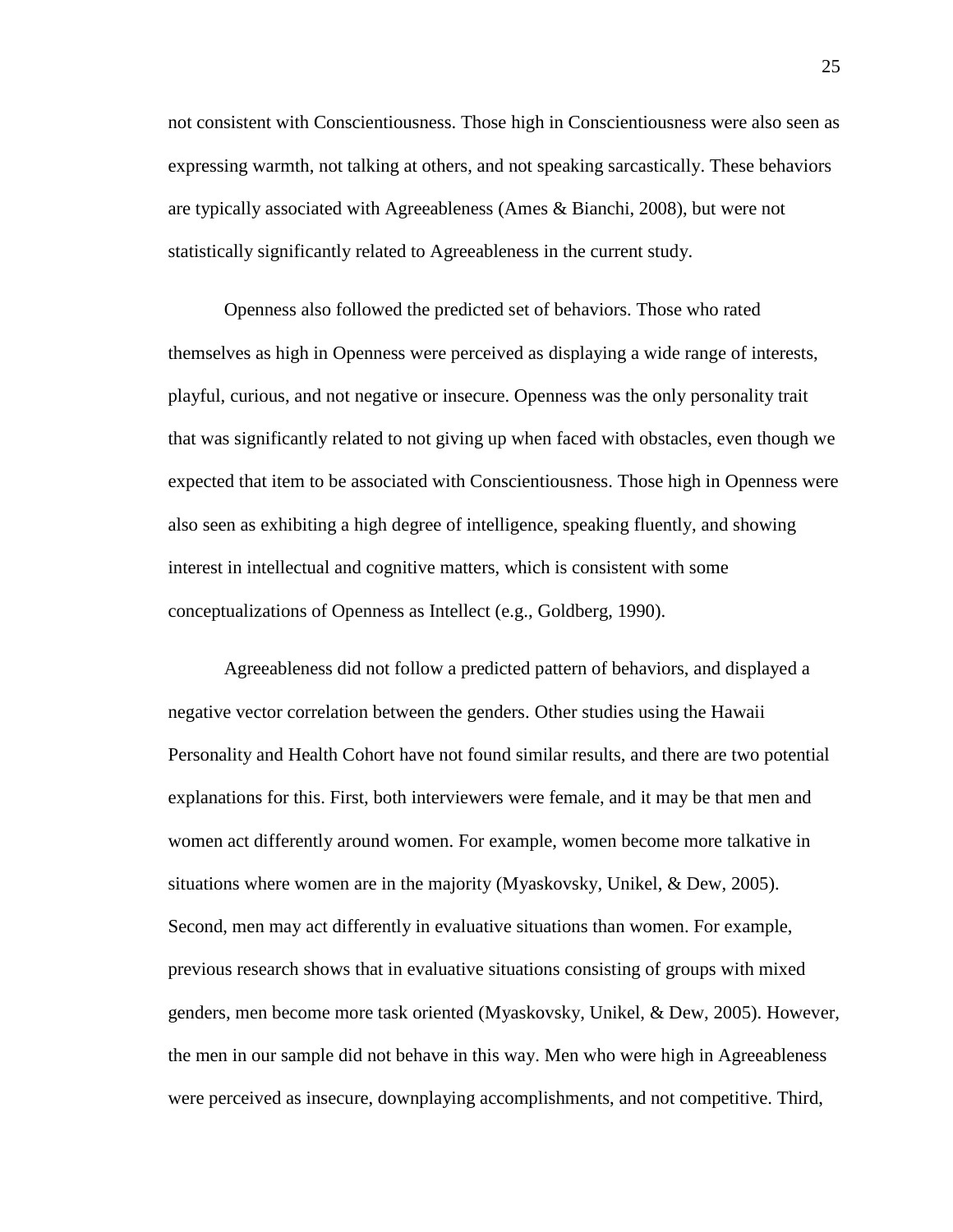not consistent with Conscientiousness. Those high in Conscientiousness were also seen as expressing warmth, not talking at others, and not speaking sarcastically. These behaviors are typically associated with Agreeableness (Ames & Bianchi, 2008), but were not statistically significantly related to Agreeableness in the current study.

Openness also followed the predicted set of behaviors. Those who rated themselves as high in Openness were perceived as displaying a wide range of interests, playful, curious, and not negative or insecure. Openness was the only personality trait that was significantly related to not giving up when faced with obstacles, even though we expected that item to be associated with Conscientiousness. Those high in Openness were also seen as exhibiting a high degree of intelligence, speaking fluently, and showing interest in intellectual and cognitive matters, which is consistent with some conceptualizations of Openness as Intellect (e.g., Goldberg, 1990).

Agreeableness did not follow a predicted pattern of behaviors, and displayed a negative vector correlation between the genders. Other studies using the Hawaii Personality and Health Cohort have not found similar results, and there are two potential explanations for this. First, both interviewers were female, and it may be that men and women act differently around women. For example, women become more talkative in situations where women are in the majority (Myaskovsky, Unikel, & Dew, 2005). Second, men may act differently in evaluative situations than women. For example, previous research shows that in evaluative situations consisting of groups with mixed genders, men become more task oriented (Myaskovsky, Unikel, & Dew, 2005). However, the men in our sample did not behave in this way. Men who were high in Agreeableness were perceived as insecure, downplaying accomplishments, and not competitive. Third,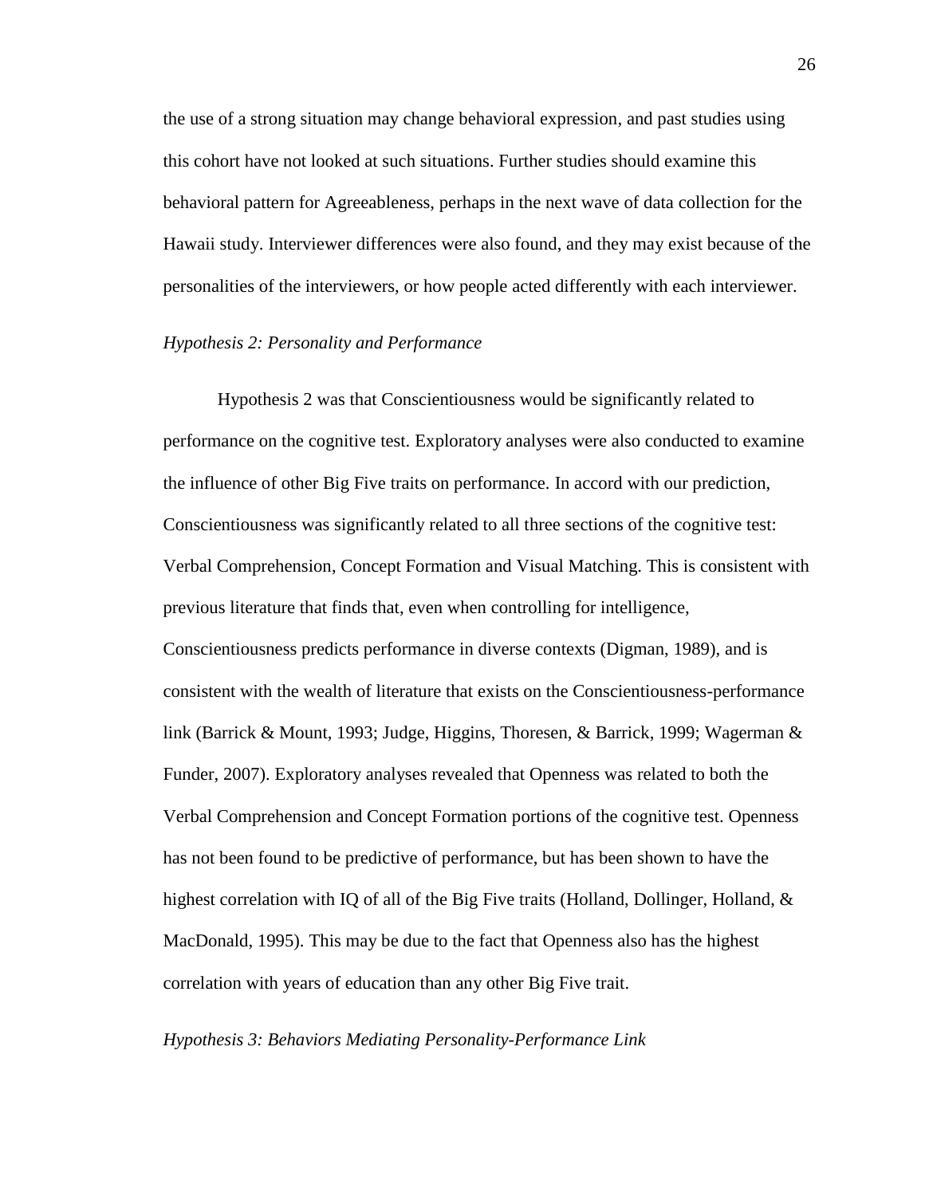the use of a strong situation may change behavioral expression, and past studies using this cohort have not looked at such situations. Further studies should examine this behavioral pattern for Agreeableness, perhaps in the next wave of data collection for the Hawaii study. Interviewer differences were also found, and they may exist because of the personalities of the interviewers, or how people acted differently with each interviewer.

*Hypothesis 2: Personality and Performance*

Hypothesis 2 was that Conscientiousness would be significantly related to performance on the cognitive test. Exploratory analyses were also conducted to examine the influence of other Big Five traits on performance. In accord with our prediction, Conscientiousness was significantly related to all three sections of the cognitive test: Verbal Comprehension, Concept Formation and Visual Matching. This is consistent with previous literature that finds that, even when controlling for intelligence, Conscientiousness predicts performance in diverse contexts (Digman, 1989), and is consistent with the wealth of literature that exists on the Conscientiousness-performance link (Barrick & Mount, 1993; Judge, Higgins, Thoresen, & Barrick, 1999; Wagerman & Funder, 2007). Exploratory analyses revealed that Openness was related to both the Verbal Comprehension and Concept Formation portions of the cognitive test. Openness has not been found to be predictive of performance, but has been shown to have the highest correlation with IQ of all of the Big Five traits (Holland, Dollinger, Holland, & MacDonald, 1995). This may be due to the fact that Openness also has the highest correlation with years of education than any other Big Five trait.

*Hypothesis 3: Behaviors Mediating Personality-Performance Link*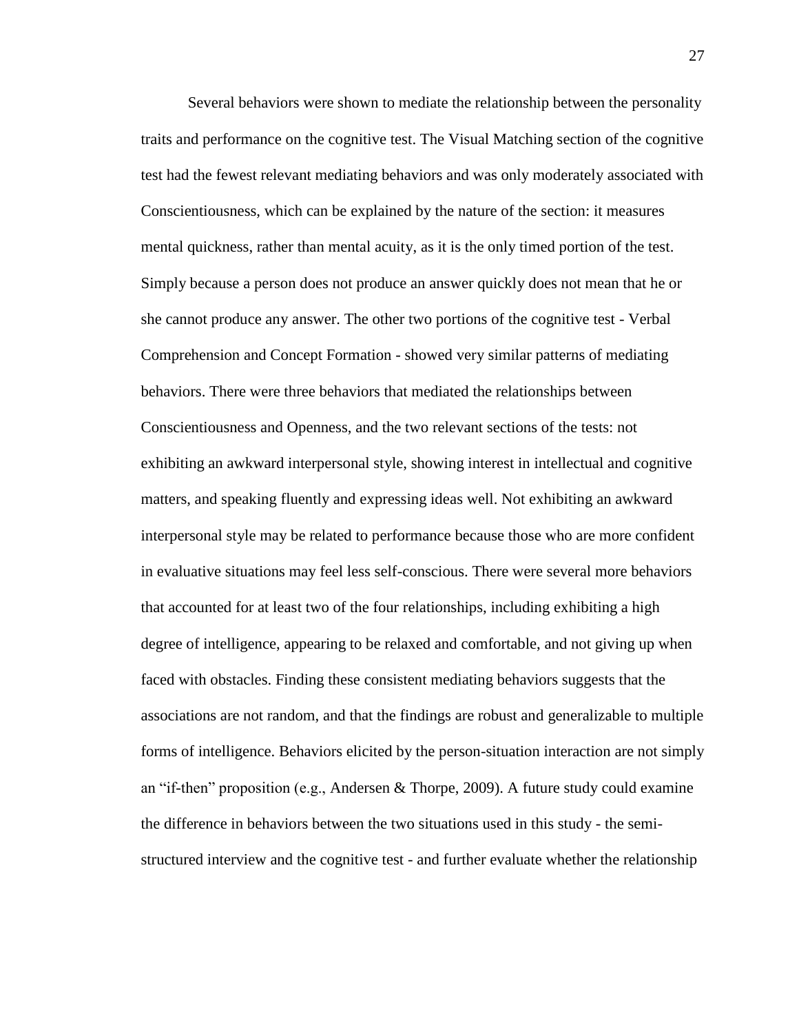Several behaviors were shown to mediate the relationship between the personality traits and performance on the cognitive test. The Visual Matching section of the cognitive test had the fewest relevant mediating behaviors and was only moderately associated with Conscientiousness, which can be explained by the nature of the section: it measures mental quickness, rather than mental acuity, as it is the only timed portion of the test. Simply because a person does not produce an answer quickly does not mean that he or she cannot produce any answer. The other two portions of the cognitive test - Verbal Comprehension and Concept Formation - showed very similar patterns of mediating behaviors. There were three behaviors that mediated the relationships between Conscientiousness and Openness, and the two relevant sections of the tests: not exhibiting an awkward interpersonal style, showing interest in intellectual and cognitive matters, and speaking fluently and expressing ideas well. Not exhibiting an awkward interpersonal style may be related to performance because those who are more confident in evaluative situations may feel less self-conscious. There were several more behaviors that accounted for at least two of the four relationships, including exhibiting a high degree of intelligence, appearing to be relaxed and comfortable, and not giving up when faced with obstacles. Finding these consistent mediating behaviors suggests that the associations are not random, and that the findings are robust and generalizable to multiple forms of intelligence. Behaviors elicited by the person-situation interaction are not simply an "if-then" proposition (e.g., Andersen & Thorpe, 2009). A future study could examine the difference in behaviors between the two situations used in this study - the semi-structured interview and the cognitive test - and further evaluate whether the relationship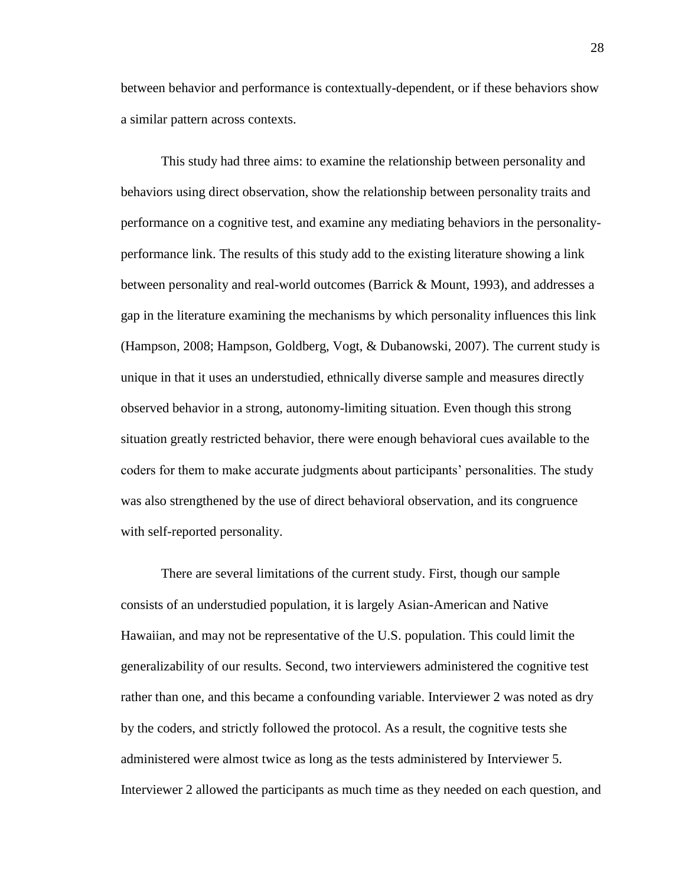between behavior and performance is contextually-dependent, or if these behaviors show a similar pattern across contexts.

This study had three aims: to examine the relationship between personality and behaviors using direct observation, show the relationship between personality traits and performance on a cognitive test, and examine any mediating behaviors in the personality-performance link. The results of this study add to the existing literature showing a link between personality and real-world outcomes (Barrick & Mount, 1993), and addresses a gap in the literature examining the mechanisms by which personality influences this link (Hampson, 2008; Hampson, Goldberg, Vogt, & Dubanowski, 2007). The current study is unique in that it uses an understudied, ethnically diverse sample and measures directly observed behavior in a strong, autonomy-limiting situation. Even though this strong situation greatly restricted behavior, there were enough behavioral cues available to the coders for them to make accurate judgments about participants' personalities. The study was also strengthened by the use of direct behavioral observation, and its congruence with self-reported personality.

There are several limitations of the current study. First, though our sample consists of an understudied population, it is largely Asian-American and Native Hawaiian, and may not be representative of the U.S. population. This could limit the generalizability of our results. Second, two interviewers administered the cognitive test rather than one, and this became a confounding variable. Interviewer 2 was noted as dry by the coders, and strictly followed the protocol. As a result, the cognitive tests she administered were almost twice as long as the tests administered by Interviewer 5. Interviewer 2 allowed the participants as much time as they needed on each question, and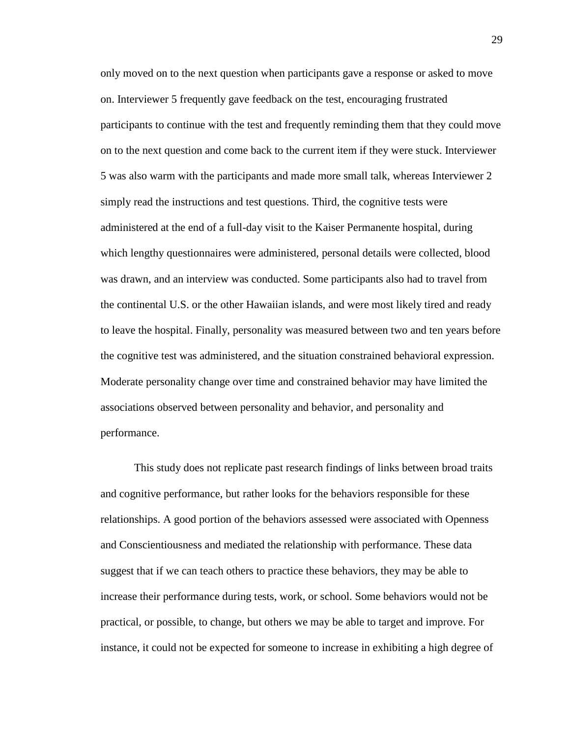only moved on to the next question when participants gave a response or asked to move on. Interviewer 5 frequently gave feedback on the test, encouraging frustrated participants to continue with the test and frequently reminding them that they could move on to the next question and come back to the current item if they were stuck. Interviewer 5 was also warm with the participants and made more small talk, whereas Interviewer 2 simply read the instructions and test questions. Third, the cognitive tests were administered at the end of a full-day visit to the Kaiser Permanente hospital, during which lengthy questionnaires were administered, personal details were collected, blood was drawn, and an interview was conducted. Some participants also had to travel from the continental U.S. or the other Hawaiian islands, and were most likely tired and ready to leave the hospital. Finally, personality was measured between two and ten years before the cognitive test was administered, and the situation constrained behavioral expression. Moderate personality change over time and constrained behavior may have limited the associations observed between personality and behavior, and personality and performance.

This study does not replicate past research findings of links between broad traits and cognitive performance, but rather looks for the behaviors responsible for these relationships. A good portion of the behaviors assessed were associated with Openness and Conscientiousness and mediated the relationship with performance. These data suggest that if we can teach others to practice these behaviors, they may be able to increase their performance during tests, work, or school. Some behaviors would not be practical, or possible, to change, but others we may be able to target and improve. For instance, it could not be expected for someone to increase in exhibiting a high degree of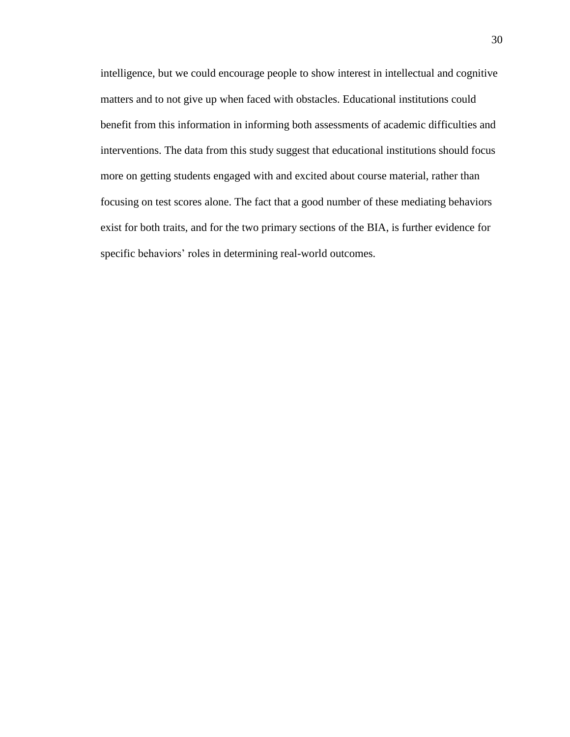intelligence, but we could encourage people to show interest in intellectual and cognitive matters and to not give up when faced with obstacles. Educational institutions could benefit from this information in informing both assessments of academic difficulties and interventions. The data from this study suggest that educational institutions should focus more on getting students engaged with and excited about course material, rather than focusing on test scores alone. The fact that a good number of these mediating behaviors exist for both traits, and for the two primary sections of the BIA, is further evidence for specific behaviors' roles in determining real-world outcomes.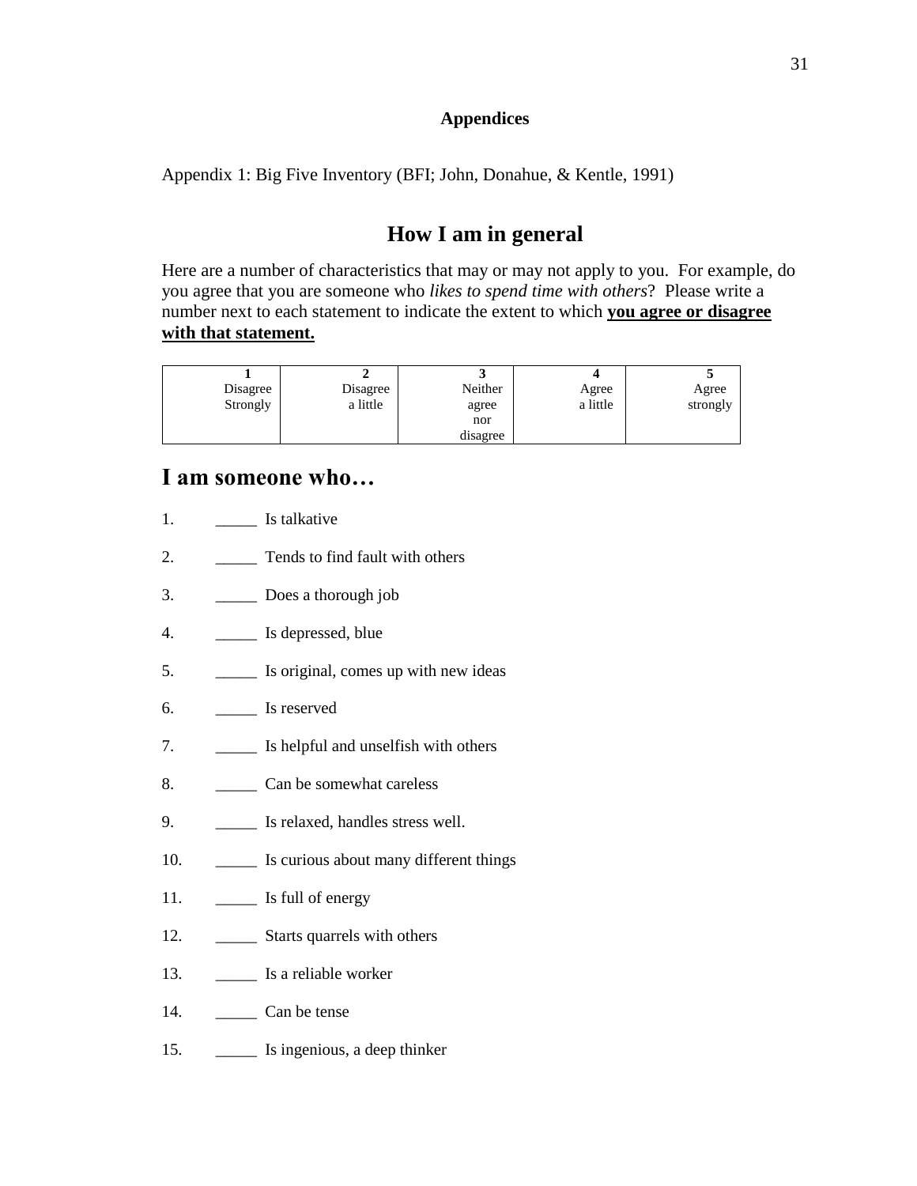## Appendices

Appendix 1: Big Five Inventory (BFI; John, Donahue, & Kentle, 1991)

# How I am in general

Here are a number of characteristics that may or may not apply to you. For example, do you agree that you are someone who *likes to spend time with others*? Please write a number next to each statement to indicate the extent to which **<u>you agree or disagree with that statement.</u>**

| 1 | 2 | 3 | 4 | 5 |
|---|---|---|---|---|
| Disagree Strongly | Disagree a little | Neither agree nor disagree | Agree a little | Agree strongly |

## I am someone who…

1. _____ Is talkative
2. _____ Tends to find fault with others
3. _____ Does a thorough job
4. _____ Is depressed, blue
5. _____ Is original, comes up with new ideas
6. _____ Is reserved
7. _____ Is helpful and unselfish with others
8. _____ Can be somewhat careless
9. _____ Is relaxed, handles stress well.
10. _____ Is curious about many different things
11. _____ Is full of energy
12. _____ Starts quarrels with others
13. _____ Is a reliable worker
14. _____ Can be tense
15. _____ Is ingenious, a deep thinker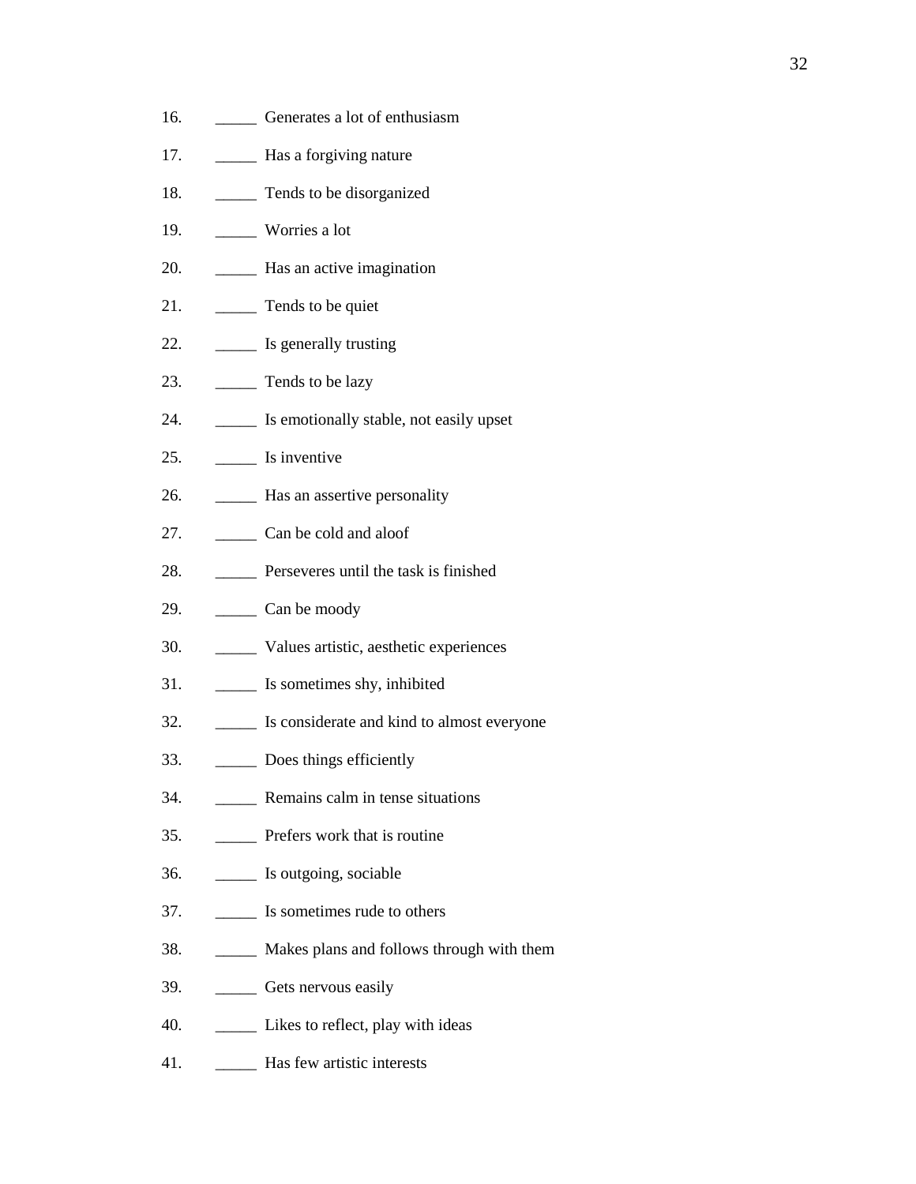16. _____ Generates a lot of enthusiasm

17. _____ Has a forgiving nature

18. _____ Tends to be disorganized

19. _____ Worries a lot

20. _____ Has an active imagination

21. _____ Tends to be quiet

22. _____ Is generally trusting

23. _____ Tends to be lazy

24. _____ Is emotionally stable, not easily upset

25. _____ Is inventive

26. _____ Has an assertive personality

27. _____ Can be cold and aloof

28. _____ Perseveres until the task is finished

29. _____ Can be moody

30. _____ Values artistic, aesthetic experiences

31. _____ Is sometimes shy, inhibited

32. _____ Is considerate and kind to almost everyone

33. _____ Does things efficiently

34. _____ Remains calm in tense situations

35. _____ Prefers work that is routine

36. _____ Is outgoing, sociable

37. _____ Is sometimes rude to others

38. _____ Makes plans and follows through with them

39. _____ Gets nervous easily

40. _____ Likes to reflect, play with ideas

41. _____ Has few artistic interests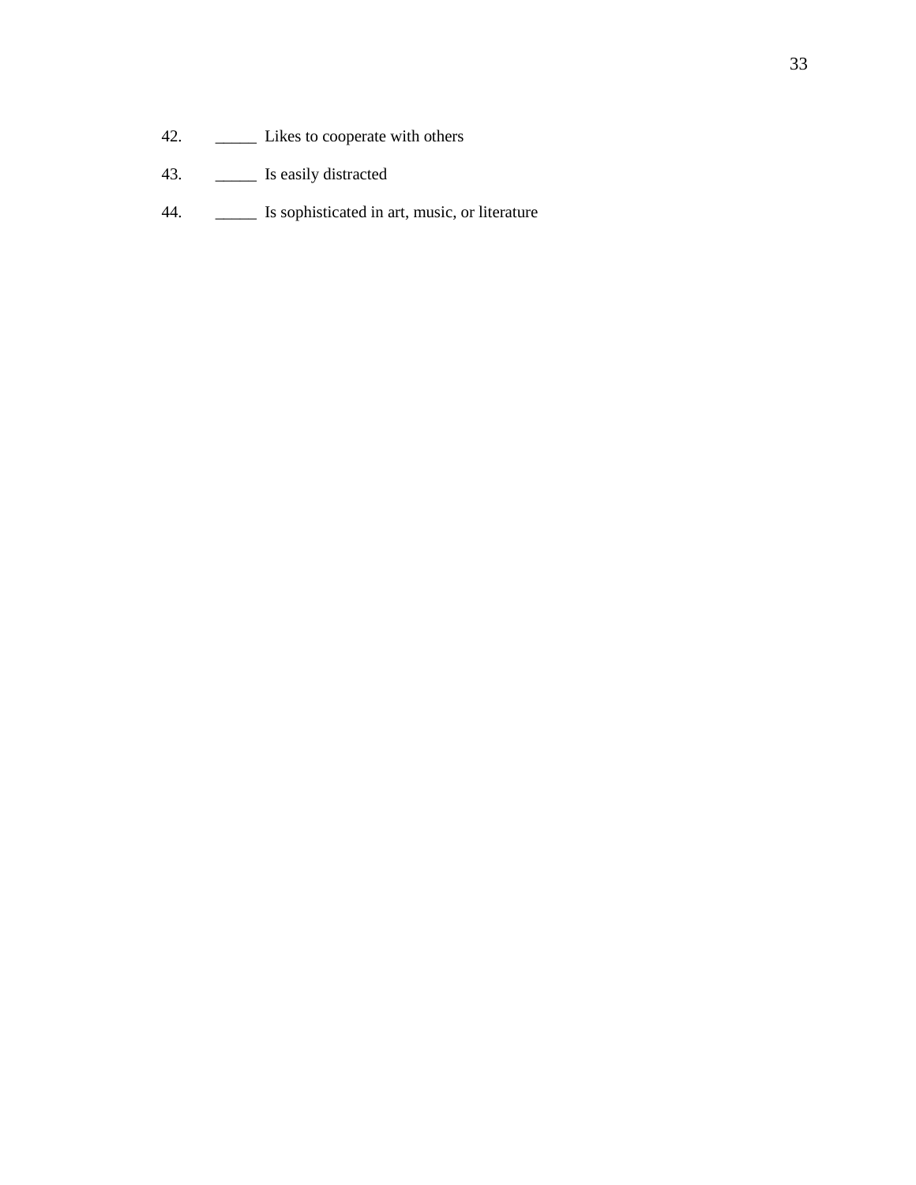42. _____ Likes to cooperate with others

43. _____ Is easily distracted

44. _____ Is sophisticated in art, music, or literature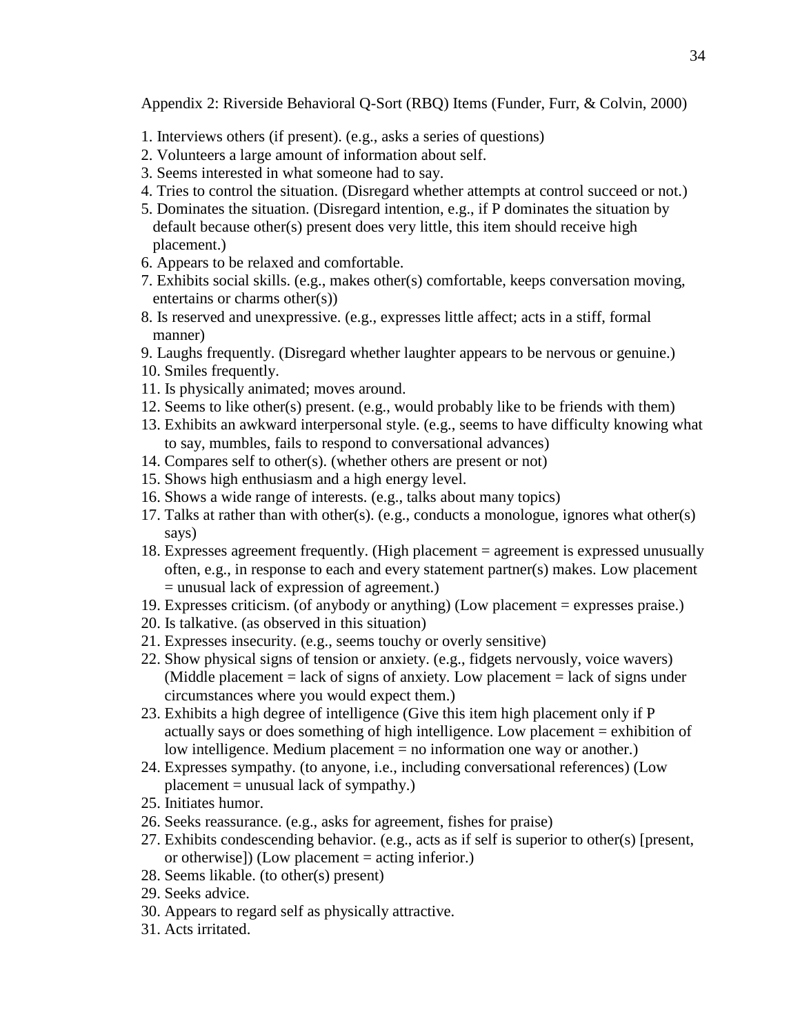Appendix 2: Riverside Behavioral Q-Sort (RBQ) Items (Funder, Furr, & Colvin, 2000)

1. Interviews others (if present). (e.g., asks a series of questions)
2. Volunteers a large amount of information about self.
3. Seems interested in what someone had to say.
4. Tries to control the situation. (Disregard whether attempts at control succeed or not.)
5. Dominates the situation. (Disregard intention, e.g., if P dominates the situation by default because other(s) present does very little, this item should receive high placement.)
6. Appears to be relaxed and comfortable.
7. Exhibits social skills. (e.g., makes other(s) comfortable, keeps conversation moving, entertains or charms other(s))
8. Is reserved and unexpressive. (e.g., expresses little affect; acts in a stiff, formal manner)
9. Laughs frequently. (Disregard whether laughter appears to be nervous or genuine.)
10. Smiles frequently.
11. Is physically animated; moves around.
12. Seems to like other(s) present. (e.g., would probably like to be friends with them)
13. Exhibits an awkward interpersonal style. (e.g., seems to have difficulty knowing what to say, mumbles, fails to respond to conversational advances)
14. Compares self to other(s). (whether others are present or not)
15. Shows high enthusiasm and a high energy level.
16. Shows a wide range of interests. (e.g., talks about many topics)
17. Talks at rather than with other(s). (e.g., conducts a monologue, ignores what other(s) says)
18. Expresses agreement frequently. (High placement = agreement is expressed unusually often, e.g., in response to each and every statement partner(s) makes. Low placement = unusual lack of expression of agreement.)
19. Expresses criticism. (of anybody or anything) (Low placement = expresses praise.)
20. Is talkative. (as observed in this situation)
21. Expresses insecurity. (e.g., seems touchy or overly sensitive)
22. Show physical signs of tension or anxiety. (e.g., fidgets nervously, voice wavers) (Middle placement = lack of signs of anxiety. Low placement = lack of signs under circumstances where you would expect them.)
23. Exhibits a high degree of intelligence (Give this item high placement only if P actually says or does something of high intelligence. Low placement = exhibition of low intelligence. Medium placement = no information one way or another.)
24. Expresses sympathy. (to anyone, i.e., including conversational references) (Low placement = unusual lack of sympathy.)
25. Initiates humor.
26. Seeks reassurance. (e.g., asks for agreement, fishes for praise)
27. Exhibits condescending behavior. (e.g., acts as if self is superior to other(s) [present, or otherwise]) (Low placement = acting inferior.)
28. Seems likable. (to other(s) present)
29. Seeks advice.
30. Appears to regard self as physically attractive.
31. Acts irritated.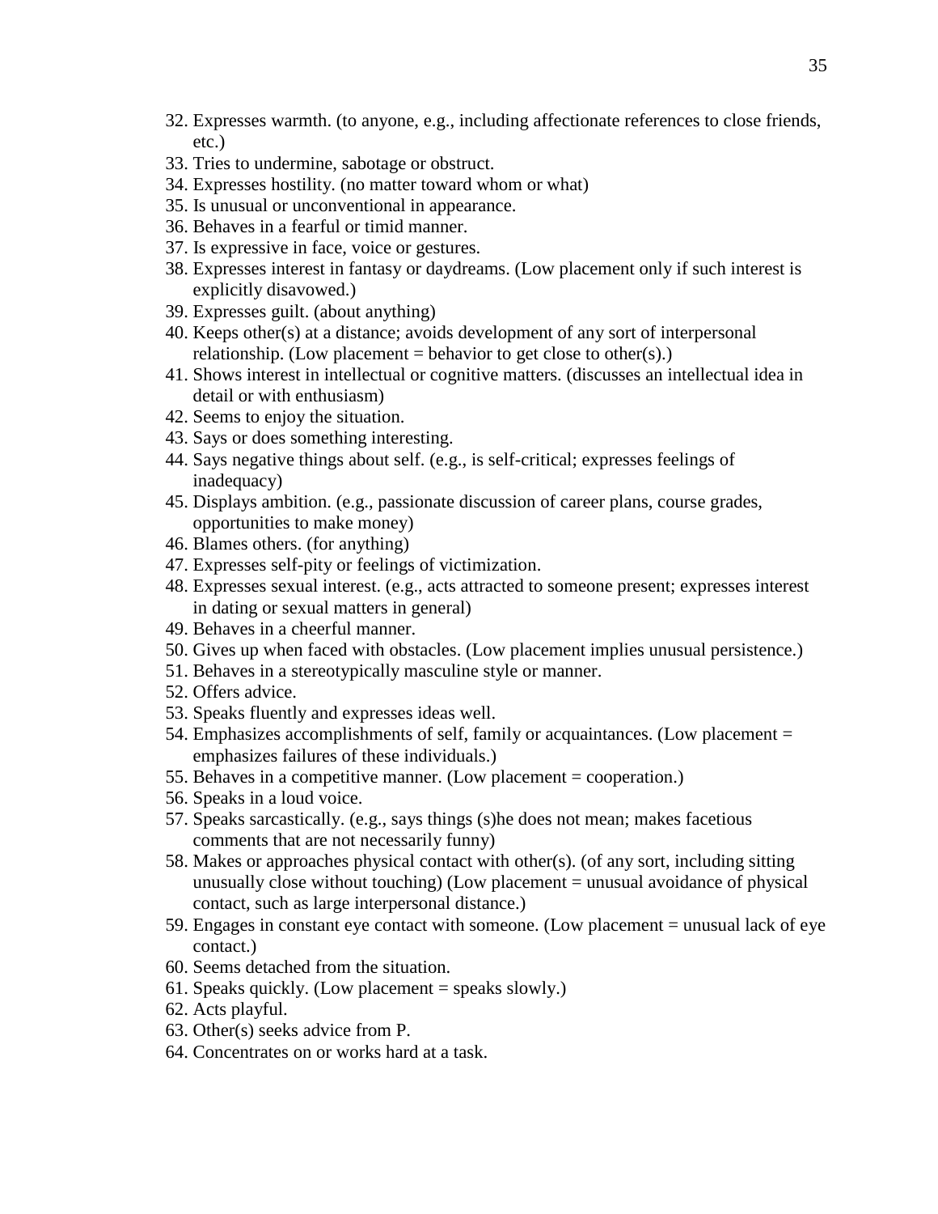32. Expresses warmth. (to anyone, e.g., including affectionate references to close friends, etc.)
33. Tries to undermine, sabotage or obstruct.
34. Expresses hostility. (no matter toward whom or what)
35. Is unusual or unconventional in appearance.
36. Behaves in a fearful or timid manner.
37. Is expressive in face, voice or gestures.
38. Expresses interest in fantasy or daydreams. (Low placement only if such interest is explicitly disavowed.)
39. Expresses guilt. (about anything)
40. Keeps other(s) at a distance; avoids development of any sort of interpersonal relationship. (Low placement = behavior to get close to other(s).)
41. Shows interest in intellectual or cognitive matters. (discusses an intellectual idea in detail or with enthusiasm)
42. Seems to enjoy the situation.
43. Says or does something interesting.
44. Says negative things about self. (e.g., is self-critical; expresses feelings of inadequacy)
45. Displays ambition. (e.g., passionate discussion of career plans, course grades, opportunities to make money)
46. Blames others. (for anything)
47. Expresses self-pity or feelings of victimization.
48. Expresses sexual interest. (e.g., acts attracted to someone present; expresses interest in dating or sexual matters in general)
49. Behaves in a cheerful manner.
50. Gives up when faced with obstacles. (Low placement implies unusual persistence.)
51. Behaves in a stereotypically masculine style or manner.
52. Offers advice.
53. Speaks fluently and expresses ideas well.
54. Emphasizes accomplishments of self, family or acquaintances. (Low placement = emphasizes failures of these individuals.)
55. Behaves in a competitive manner. (Low placement = cooperation.)
56. Speaks in a loud voice.
57. Speaks sarcastically. (e.g., says things (s)he does not mean; makes facetious comments that are not necessarily funny)
58. Makes or approaches physical contact with other(s). (of any sort, including sitting unusually close without touching) (Low placement = unusual avoidance of physical contact, such as large interpersonal distance.)
59. Engages in constant eye contact with someone. (Low placement = unusual lack of eye contact.)
60. Seems detached from the situation.
61. Speaks quickly. (Low placement = speaks slowly.)
62. Acts playful.
63. Other(s) seeks advice from P.
64. Concentrates on or works hard at a task.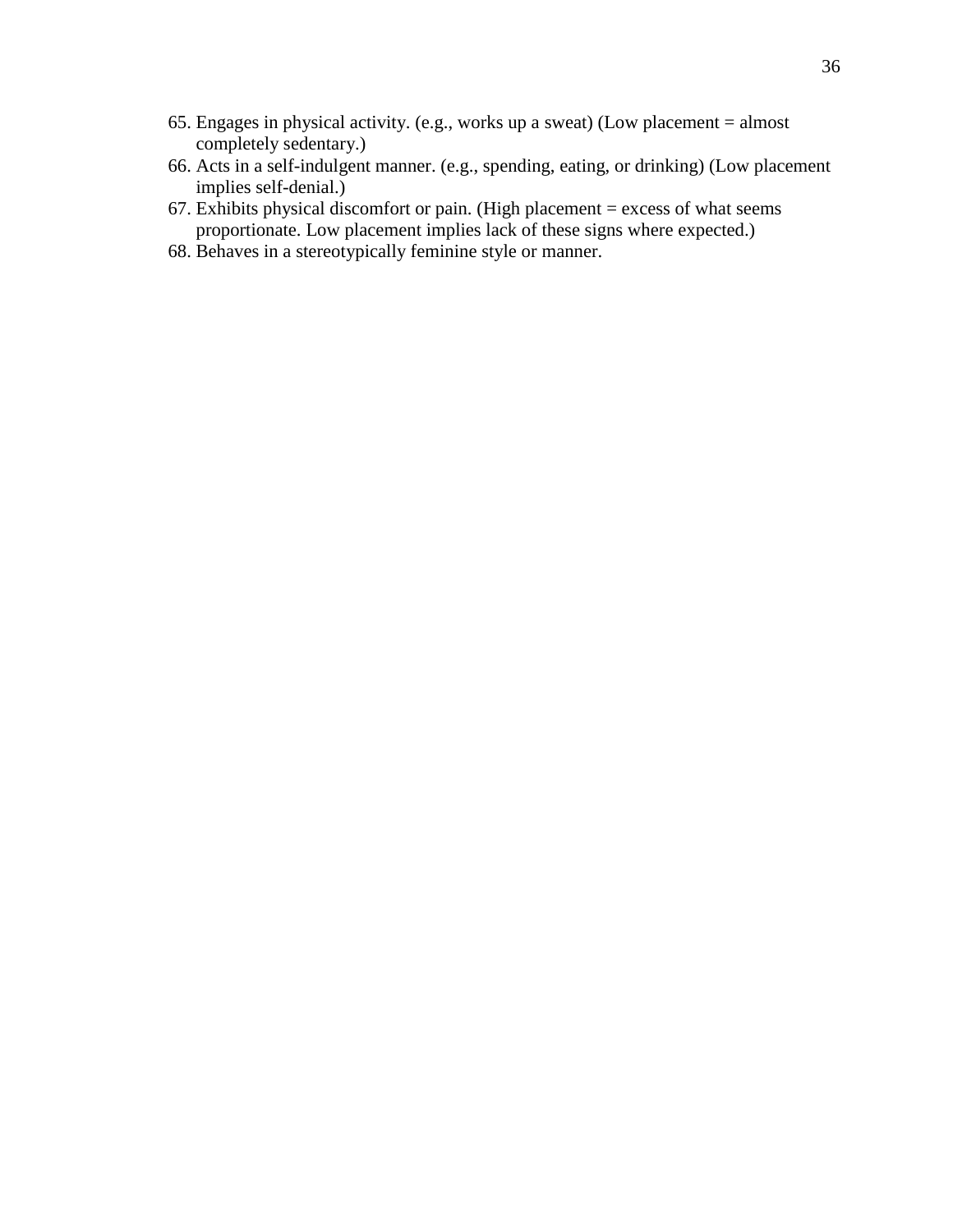65. Engages in physical activity. (e.g., works up a sweat) (Low placement = almost completely sedentary.)
66. Acts in a self-indulgent manner. (e.g., spending, eating, or drinking) (Low placement implies self-denial.)
67. Exhibits physical discomfort or pain. (High placement = excess of what seems proportionate. Low placement implies lack of these signs where expected.)
68. Behaves in a stereotypically feminine style or manner.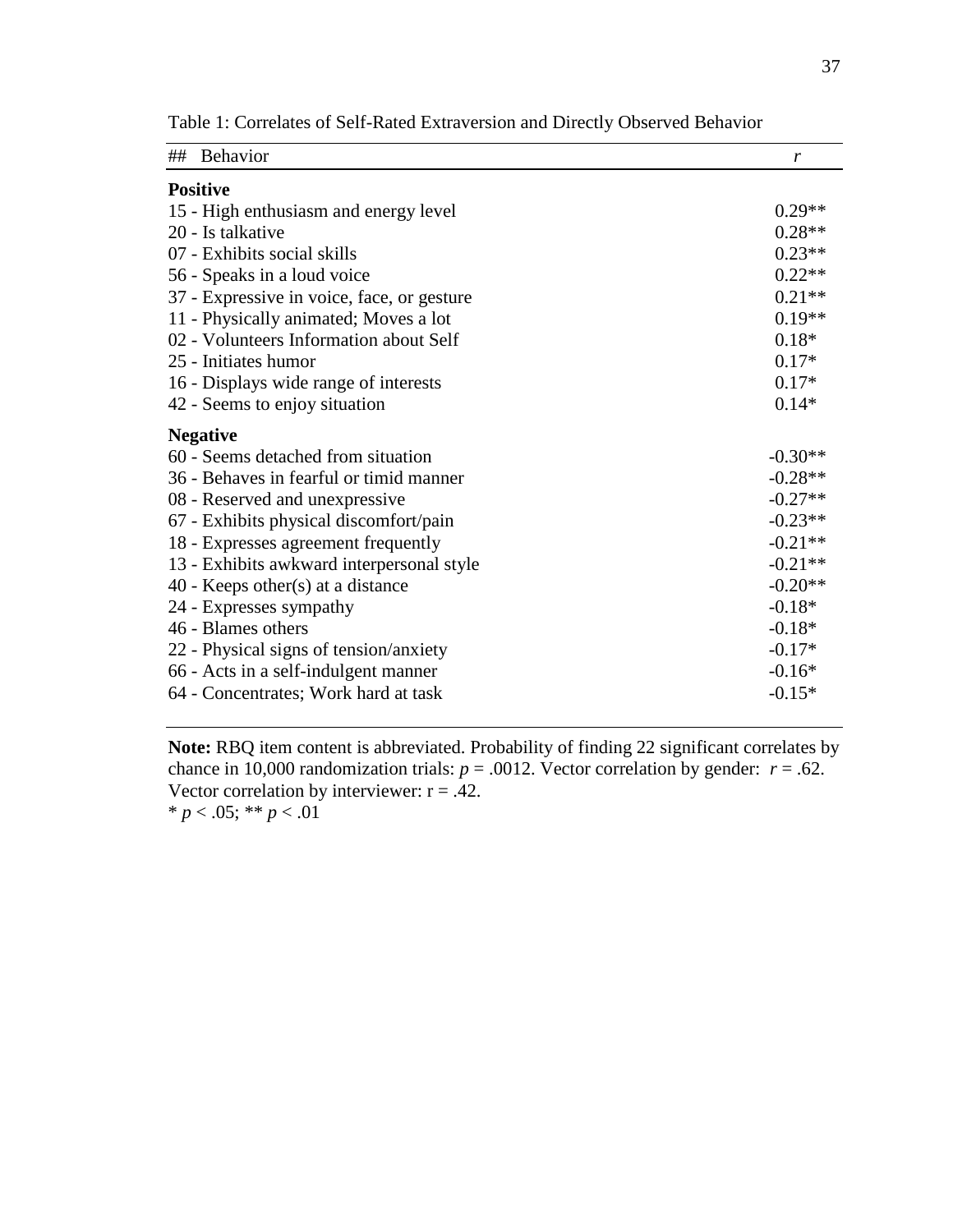Table 1: Correlates of Self-Rated Extraversion and Directly Observed Behavior

| ## Behavior | *r* |
|---|---|
| **Positive** | |
| 15 - High enthusiasm and energy level | 0.29** |
| 20 - Is talkative | 0.28** |
| 07 - Exhibits social skills | 0.23** |
| 56 - Speaks in a loud voice | 0.22** |
| 37 - Expressive in voice, face, or gesture | 0.21** |
| 11 - Physically animated; Moves a lot | 0.19** |
| 02 - Volunteers Information about Self | 0.18* |
| 25 - Initiates humor | 0.17* |
| 16 - Displays wide range of interests | 0.17* |
| 42 - Seems to enjoy situation | 0.14* |
| **Negative** | |
| 60 - Seems detached from situation | -0.30** |
| 36 - Behaves in fearful or timid manner | -0.28** |
| 08 - Reserved and unexpressive | -0.27** |
| 67 - Exhibits physical discomfort/pain | -0.23** |
| 18 - Expresses agreement frequently | -0.21** |
| 13 - Exhibits awkward interpersonal style | -0.21** |
| 40 - Keeps other(s) at a distance | -0.20** |
| 24 - Expresses sympathy | -0.18* |
| 46 - Blames others | -0.18* |
| 22 - Physical signs of tension/anxiety | -0.17* |
| 66 - Acts in a self-indulgent manner | -0.16* |
| 64 - Concentrates; Work hard at task | -0.15* |

**Note:** RBQ item content is abbreviated. Probability of finding 22 significant correlates by chance in 10,000 randomization trials: $p = .0012$. Vector correlation by gender: $r = .62$. Vector correlation by interviewer: $r = .42$.
* $p < .05$; ** $p < .01$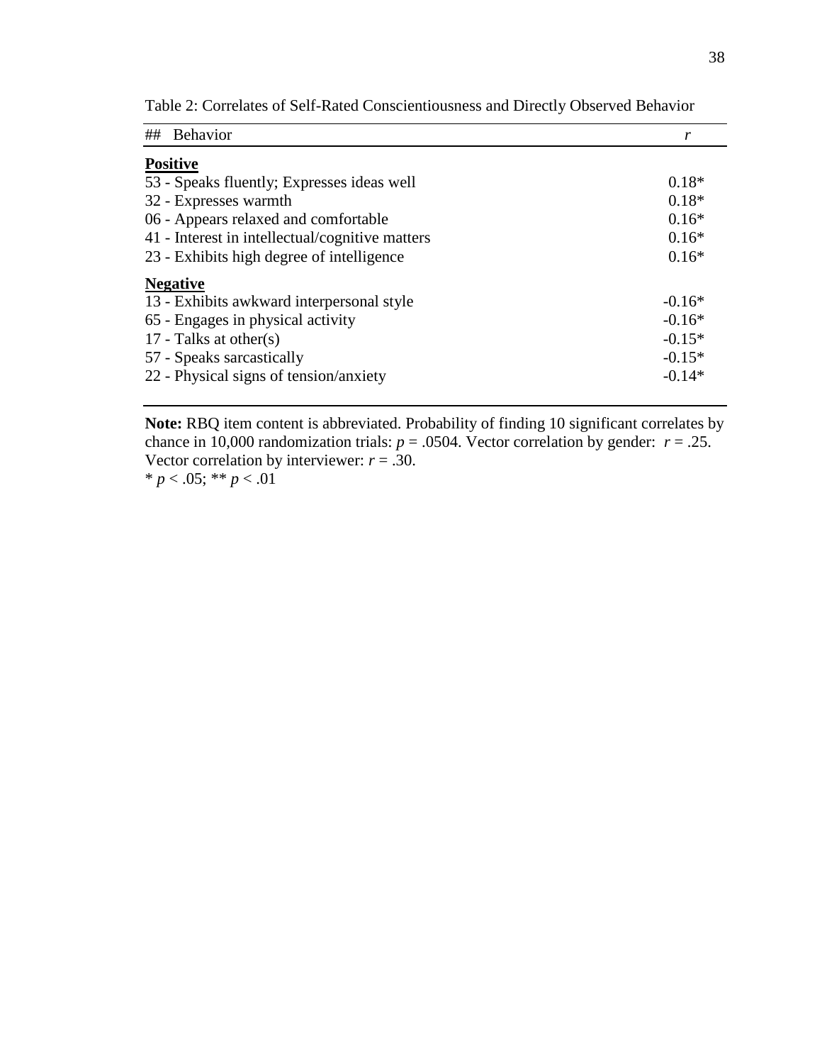Table 2: Correlates of Self-Rated Conscientiousness and Directly Observed Behavior

| ## Behavior | *r* |
|---|---|
| **Positive** | |
| 53 - Speaks fluently; Expresses ideas well | 0.18* |
| 32 - Expresses warmth | 0.18* |
| 06 - Appears relaxed and comfortable | 0.16* |
| 41 - Interest in intellectual/cognitive matters | 0.16* |
| 23 - Exhibits high degree of intelligence | 0.16* |
| **Negative** | |
| 13 - Exhibits awkward interpersonal style | -0.16* |
| 65 - Engages in physical activity | -0.16* |
| 17 - Talks at other(s) | -0.15* |
| 57 - Speaks sarcastically | -0.15* |
| 22 - Physical signs of tension/anxiety | -0.14* |

**Note:** RBQ item content is abbreviated. Probability of finding 10 significant correlates by chance in 10,000 randomization trials: $p = .0504$. Vector correlation by gender: $r = .25$. Vector correlation by interviewer: $r = .30$.
* $p < .05$; ** $p < .01$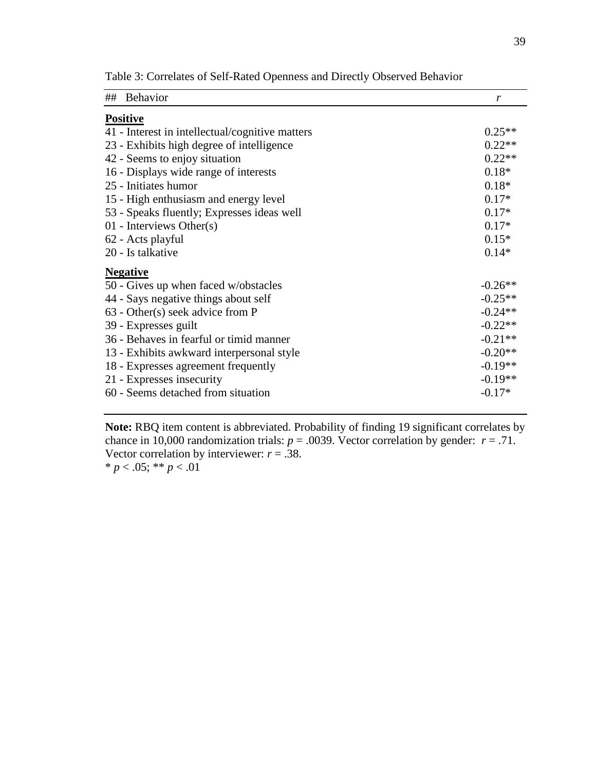Table 3: Correlates of Self-Rated Openness and Directly Observed Behavior

| ## Behavior | *r* |
|---|---|
| **Positive** | |
| 41 - Interest in intellectual/cognitive matters | 0.25** |
| 23 - Exhibits high degree of intelligence | 0.22** |
| 42 - Seems to enjoy situation | 0.22** |
| 16 - Displays wide range of interests | 0.18* |
| 25 - Initiates humor | 0.18* |
| 15 - High enthusiasm and energy level | 0.17* |
| 53 - Speaks fluently; Expresses ideas well | 0.17* |
| 01 - Interviews Other(s) | 0.17* |
| 62 - Acts playful | 0.15* |
| 20 - Is talkative | 0.14* |
| **Negative** | |
| 50 - Gives up when faced w/obstacles | -0.26** |
| 44 - Says negative things about self | -0.25** |
| 63 - Other(s) seek advice from P | -0.24** |
| 39 - Expresses guilt | -0.22** |
| 36 - Behaves in fearful or timid manner | -0.21** |
| 13 - Exhibits awkward interpersonal style | -0.20** |
| 18 - Expresses agreement frequently | -0.19** |
| 21 - Expresses insecurity | -0.19** |
| 60 - Seems detached from situation | -0.17* |

**Note:** RBQ item content is abbreviated. Probability of finding 19 significant correlates by chance in 10,000 randomization trials: $p = .0039$. Vector correlation by gender: $r = .71$. Vector correlation by interviewer: $r = .38$.
* $p < .05$; ** $p < .01$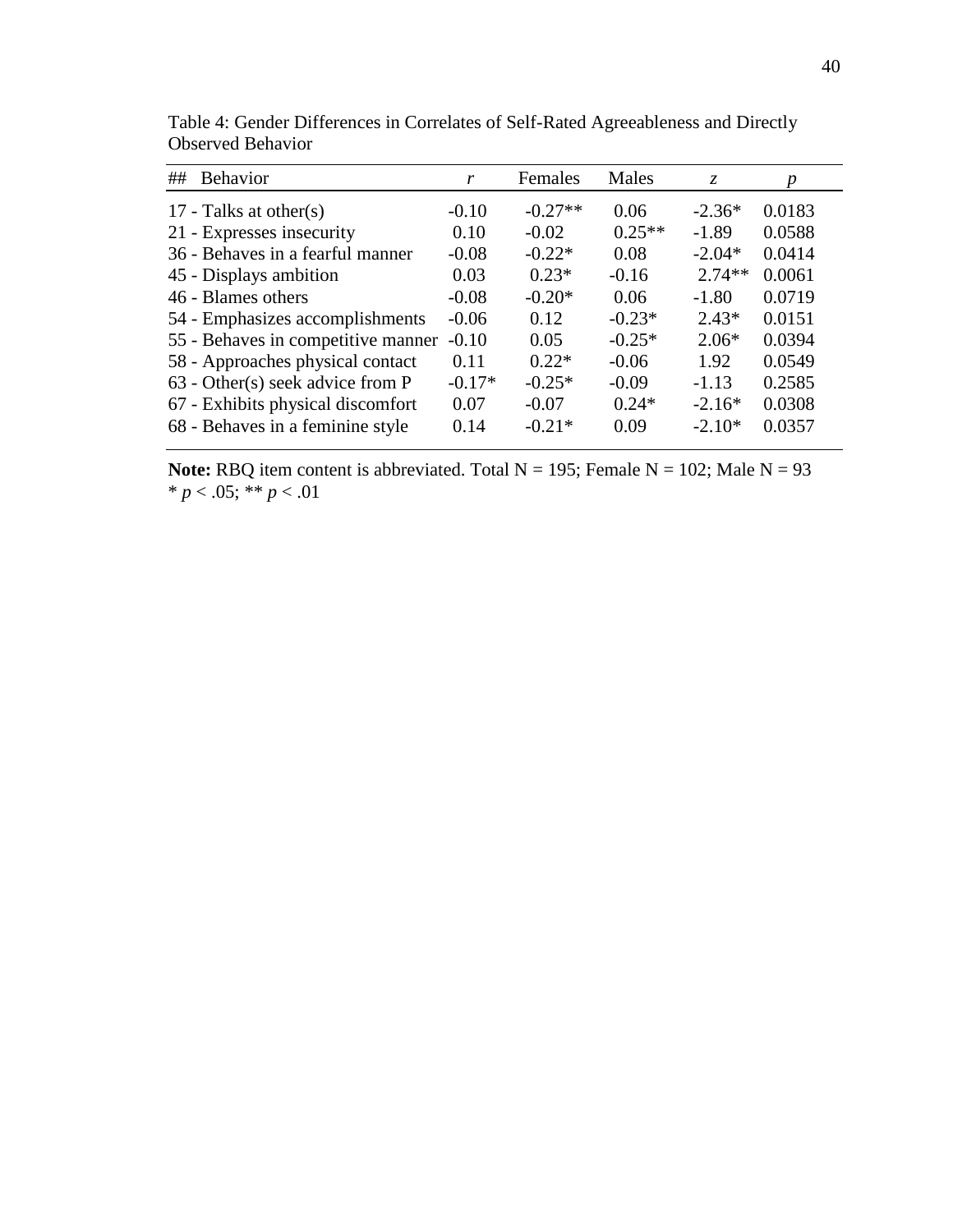Table 4: Gender Differences in Correlates of Self-Rated Agreeableness and Directly Observed Behavior

| ## Behavior | *r* | Females | Males | *z* | *p* |
|---|---|---|---|---|---|
| 17 - Talks at other(s) | -0.10 | -0.27** | 0.06 | -2.36* | 0.0183 |
| 21 - Expresses insecurity | 0.10 | -0.02 | 0.25** | -1.89 | 0.0588 |
| 36 - Behaves in a fearful manner | -0.08 | -0.22* | 0.08 | -2.04* | 0.0414 |
| 45 - Displays ambition | 0.03 | 0.23* | -0.16 | 2.74** | 0.0061 |
| 46 - Blames others | -0.08 | -0.20* | 0.06 | -1.80 | 0.0719 |
| 54 - Emphasizes accomplishments | -0.06 | 0.12 | -0.23* | 2.43* | 0.0151 |
| 55 - Behaves in competitive manner | -0.10 | 0.05 | -0.25* | 2.06* | 0.0394 |
| 58 - Approaches physical contact | 0.11 | 0.22* | -0.06 | 1.92 | 0.0549 |
| 63 - Other(s) seek advice from P | -0.17* | -0.25* | -0.09 | -1.13 | 0.2585 |
| 67 - Exhibits physical discomfort | 0.07 | -0.07 | 0.24* | -2.16* | 0.0308 |
| 68 - Behaves in a feminine style | 0.14 | -0.21* | 0.09 | -2.10* | 0.0357 |

**Note:** RBQ item content is abbreviated. Total N = 195; Female N = 102; Male N = 93
* $p < .05$; ** $p < .01$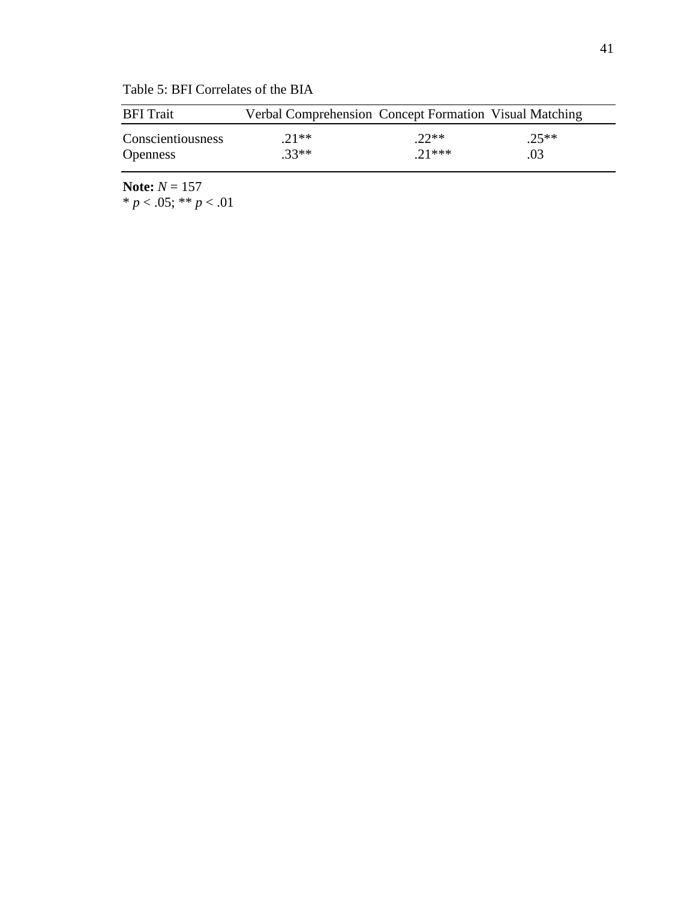Table 5: BFI Correlates of the BIA

| BFI Trait | Verbal Comprehension | Concept Formation | Visual Matching |
|---|---|---|---|
| Conscientiousness | .21** | .22** | .25** |
| Openness | .33** | .21*** | .03 |

**Note:** $N = 157$

* $p < .05$; ** $p < .01$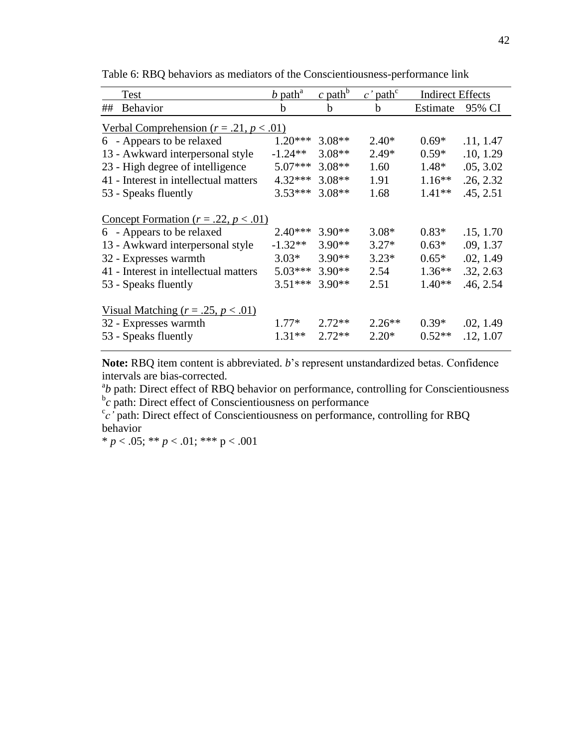Table 6: RBQ behaviors as mediators of the Conscientiousness-performance link

| ## | Test / Behavior | *b* path[a] b | *c* path[b] b | *c'* path[c] b | Indirect Effects Estimate | Indirect Effects 95% CI |
|---|---|---|---|---|---|---|
| | Verbal Comprehension ($r = .21$, $p < .01$) | | | | | |
| 6 | - Appears to be relaxed | 1.20*** | 3.08** | 2.40* | 0.69* | .11, 1.47 |
| 13 | - Awkward interpersonal style | -1.24** | 3.08** | 2.49* | 0.59* | .10, 1.29 |
| 23 | - High degree of intelligence | 5.07*** | 3.08** | 1.60 | 1.48* | .05, 3.02 |
| 41 | - Interest in intellectual matters | 4.32*** | 3.08** | 1.91 | 1.16** | .26, 2.32 |
| 53 | - Speaks fluently | 3.53*** | 3.08** | 1.68 | 1.41** | .45, 2.51 |
| | Concept Formation ($r = .22$, $p < .01$) | | | | | |
| 6 | - Appears to be relaxed | 2.40*** | 3.90** | 3.08* | 0.83* | .15, 1.70 |
| 13 | - Awkward interpersonal style | -1.32** | 3.90** | 3.27* | 0.63* | .09, 1.37 |
| 32 | - Expresses warmth | 3.03* | 3.90** | 3.23* | 0.65* | .02, 1.49 |
| 41 | - Interest in intellectual matters | 5.03*** | 3.90** | 2.54 | 1.36** | .32, 2.63 |
| 53 | - Speaks fluently | 3.51*** | 3.90** | 2.51 | 1.40** | .46, 2.54 |
| | Visual Matching ($r = .25$, $p < .01$) | | | | | |
| 32 | - Expresses warmth | 1.77* | 2.72** | 2.26** | 0.39* | .02, 1.49 |
| 53 | - Speaks fluently | 1.31** | 2.72** | 2.20* | 0.52** | .12, 1.07 |

**Note:** RBQ item content is abbreviated. *b*'s represent unstandardized betas. Confidence intervals are bias-corrected.

[a]*b* path: Direct effect of RBQ behavior on performance, controlling for Conscientiousness

[b]*c* path: Direct effect of Conscientiousness on performance

[c]*c'* path: Direct effect of Conscientiousness on performance, controlling for RBQ behavior

\* $p < .05$; ** $p < .01$; *** $p < .001$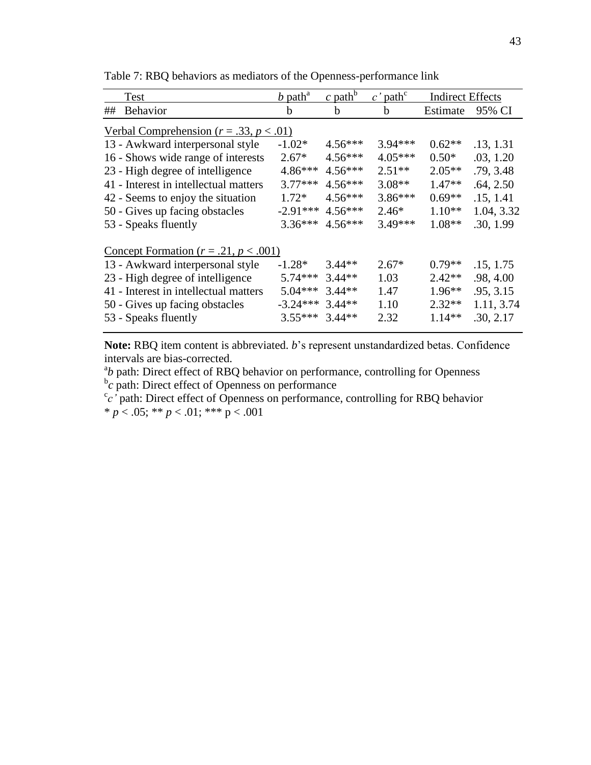Table 7: RBQ behaviors as mediators of the Openness-performance link

| Test | *b* path[a] | *c* path[b] | *c'* path[c] | Indirect Effects | |
|---|---|---|---|---|---|
| ## Behavior | b | b | b | Estimate | 95% CI |
| <u>Verbal Comprehension ($r = .33$, $p < .01$)</u> | | | | | |
| 13 - Awkward interpersonal style | -1.02* | 4.56*** | 3.94*** | 0.62** | .13, 1.31 |
| 16 - Shows wide range of interests | 2.67* | 4.56*** | 4.05*** | 0.50* | .03, 1.20 |
| 23 - High degree of intelligence | 4.86*** | 4.56*** | 2.51** | 2.05** | .79, 3.48 |
| 41 - Interest in intellectual matters | 3.77*** | 4.56*** | 3.08** | 1.47** | .64, 2.50 |
| 42 - Seems to enjoy the situation | 1.72* | 4.56*** | 3.86*** | 0.69** | .15, 1.41 |
| 50 - Gives up facing obstacles | -2.91*** | 4.56*** | 2.46* | 1.10** | 1.04, 3.32 |
| 53 - Speaks fluently | 3.36*** | 4.56*** | 3.49*** | 1.08** | .30, 1.99 |
| <u>Concept Formation ($r = .21$, $p < .001$)</u> | | | | | |
| 13 - Awkward interpersonal style | -1.28* | 3.44** | 2.67* | 0.79** | .15, 1.75 |
| 23 - High degree of intelligence | 5.74*** | 3.44** | 1.03 | 2.42** | .98, 4.00 |
| 41 - Interest in intellectual matters | 5.04*** | 3.44** | 1.47 | 1.96** | .95, 3.15 |
| 50 - Gives up facing obstacles | -3.24*** | 3.44** | 1.10 | 2.32** | 1.11, 3.74 |
| 53 - Speaks fluently | 3.55*** | 3.44** | 2.32 | 1.14** | .30, 2.17 |

**Note:** RBQ item content is abbreviated. *b*'s represent unstandardized betas. Confidence intervals are bias-corrected.

[a]*b* path: Direct effect of RBQ behavior on performance, controlling for Openness

[b]*c* path: Direct effect of Openness on performance

[c]*c'* path: Direct effect of Openness on performance, controlling for RBQ behavior

* $p < .05$; ** $p < .01$; *** $p < .001$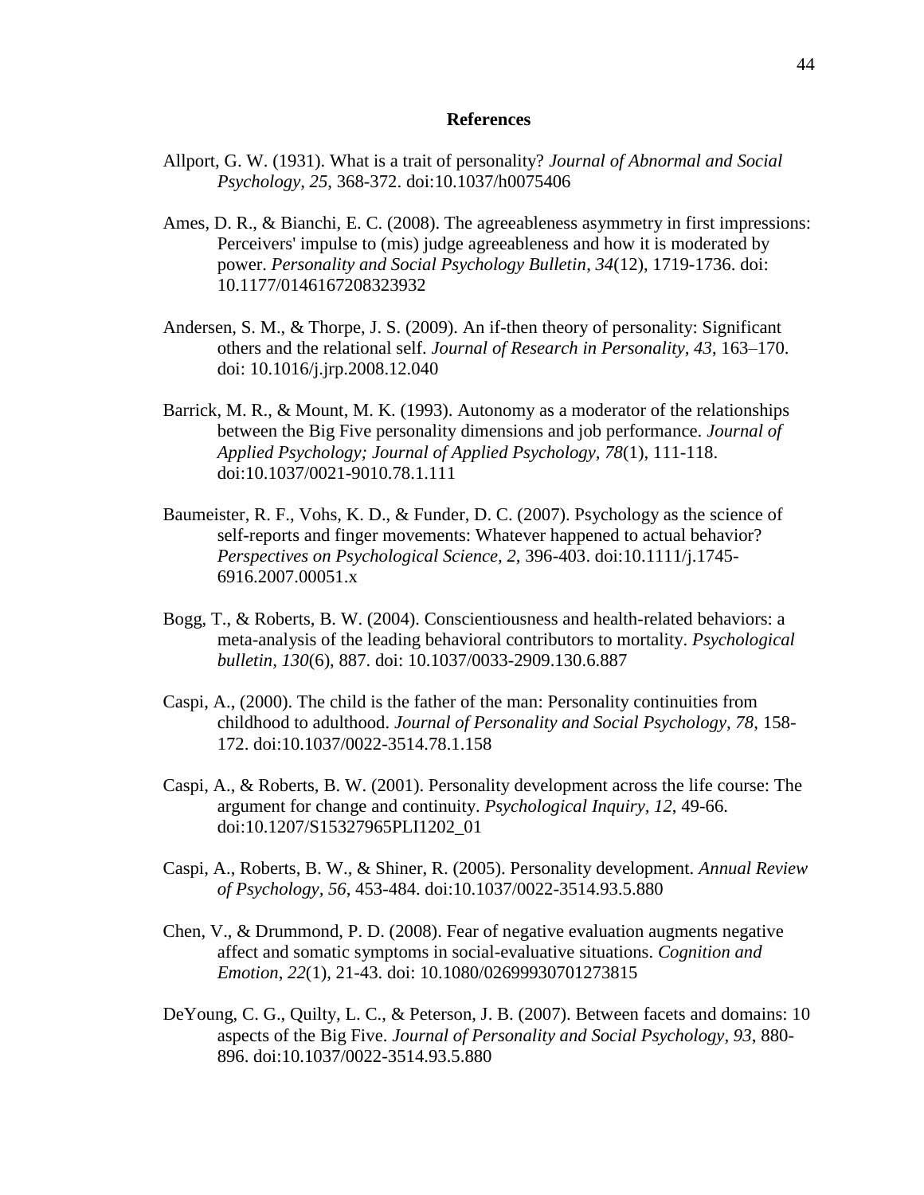# References

Allport, G. W. (1931). What is a trait of personality? *Journal of Abnormal and Social Psychology*, *25*, 368-372. doi:10.1037/h0075406

Ames, D. R., & Bianchi, E. C. (2008). The agreeableness asymmetry in first impressions: Perceivers' impulse to (mis) judge agreeableness and how it is moderated by power. *Personality and Social Psychology Bulletin*, *34*(12), 1719-1736. doi: 10.1177/0146167208323932

Andersen, S. M., & Thorpe, J. S. (2009). An if-then theory of personality: Significant others and the relational self. *Journal of Research in Personality, 43*, 163–170. doi: 10.1016/j.jrp.2008.12.040

Barrick, M. R., & Mount, M. K. (1993). Autonomy as a moderator of the relationships between the Big Five personality dimensions and job performance. *Journal of Applied Psychology; Journal of Applied Psychology, 78*(1), 111-118. doi:10.1037/0021-9010.78.1.111

Baumeister, R. F., Vohs, K. D., & Funder, D. C. (2007). Psychology as the science of self-reports and finger movements: Whatever happened to actual behavior? *Perspectives on Psychological Science, 2*, 396-403. doi:10.1111/j.1745-6916.2007.00051.x

Bogg, T., & Roberts, B. W. (2004). Conscientiousness and health-related behaviors: a meta-analysis of the leading behavioral contributors to mortality. *Psychological bulletin*, *130*(6), 887. doi: 10.1037/0033-2909.130.6.887

Caspi, A., (2000). The child is the father of the man: Personality continuities from childhood to adulthood. *Journal of Personality and Social Psychology, 78*, 158-172. doi:10.1037/0022-3514.78.1.158

Caspi, A., & Roberts, B. W. (2001). Personality development across the life course: The argument for change and continuity. *Psychological Inquiry, 12*, 49-66. doi:10.1207/S15327965PLI1202_01

Caspi, A., Roberts, B. W., & Shiner, R. (2005). Personality development. *Annual Review of Psychology, 56*, 453-484. doi:10.1037/0022-3514.93.5.880

Chen, V., & Drummond, P. D. (2008). Fear of negative evaluation augments negative affect and somatic symptoms in social-evaluative situations. *Cognition and Emotion*, *22*(1), 21-43. doi: 10.1080/02699930701273815

DeYoung, C. G., Quilty, L. C., & Peterson, J. B. (2007). Between facets and domains: 10 aspects of the Big Five. *Journal of Personality and Social Psychology*, *93*, 880-896. doi:10.1037/0022-3514.93.5.880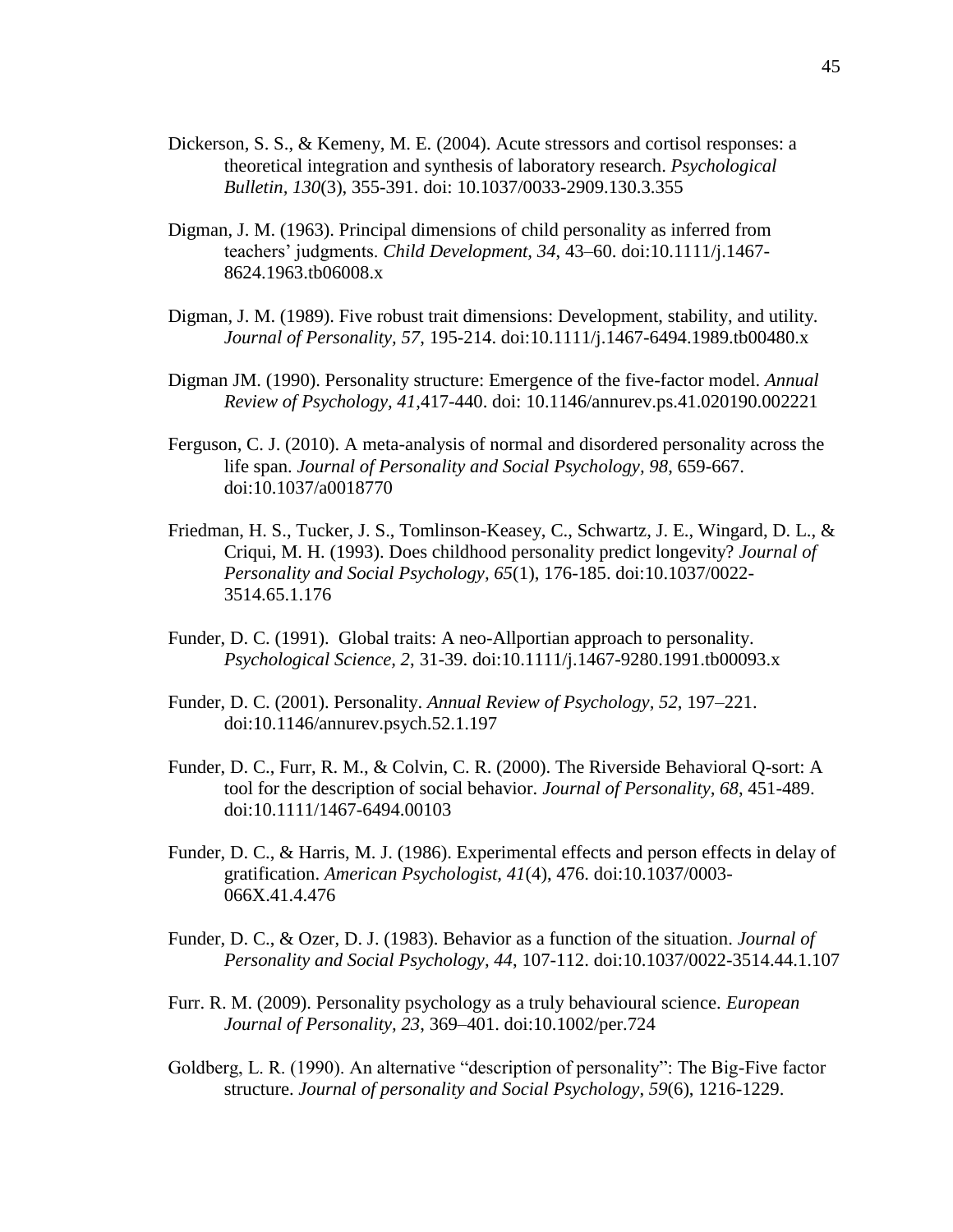Dickerson, S. S., & Kemeny, M. E. (2004). Acute stressors and cortisol responses: a theoretical integration and synthesis of laboratory research. *Psychological Bulletin, 130*(3), 355-391. doi: 10.1037/0033-2909.130.3.355

Digman, J. M. (1963). Principal dimensions of child personality as inferred from teachers' judgments. *Child Development, 34*, 43–60. doi:10.1111/j.1467-8624.1963.tb06008.x

Digman, J. M. (1989). Five robust trait dimensions: Development, stability, and utility. *Journal of Personality, 57*, 195-214. doi:10.1111/j.1467-6494.1989.tb00480.x

Digman JM. (1990). Personality structure: Emergence of the five-factor model. *Annual Review of Psychology, 41*,417-440. doi: 10.1146/annurev.ps.41.020190.002221

Ferguson, C. J. (2010). A meta-analysis of normal and disordered personality across the life span. *Journal of Personality and Social Psychology, 98*, 659-667. doi:10.1037/a0018770

Friedman, H. S., Tucker, J. S., Tomlinson-Keasey, C., Schwartz, J. E., Wingard, D. L., & Criqui, M. H. (1993). Does childhood personality predict longevity? *Journal of Personality and Social Psychology, 65*(1), 176-185. doi:10.1037/0022-3514.65.1.176

Funder, D. C. (1991). Global traits: A neo-Allportian approach to personality. *Psychological Science, 2*, 31-39. doi:10.1111/j.1467-9280.1991.tb00093.x

Funder, D. C. (2001). Personality. *Annual Review of Psychology, 52*, 197–221. doi:10.1146/annurev.psych.52.1.197

Funder, D. C., Furr, R. M., & Colvin, C. R. (2000). The Riverside Behavioral Q-sort: A tool for the description of social behavior. *Journal of Personality, 68*, 451-489. doi:10.1111/1467-6494.00103

Funder, D. C., & Harris, M. J. (1986). Experimental effects and person effects in delay of gratification. *American Psychologist, 41*(4), 476. doi:10.1037/0003-066X.41.4.476

Funder, D. C., & Ozer, D. J. (1983). Behavior as a function of the situation. *Journal of Personality and Social Psychology, 44*, 107-112. doi:10.1037/0022-3514.44.1.107

Furr. R. M. (2009). Personality psychology as a truly behavioural science. *European Journal of Personality, 23*, 369–401. doi:10.1002/per.724

Goldberg, L. R. (1990). An alternative "description of personality": The Big-Five factor structure. *Journal of personality and Social Psychology, 59*(6), 1216-1229.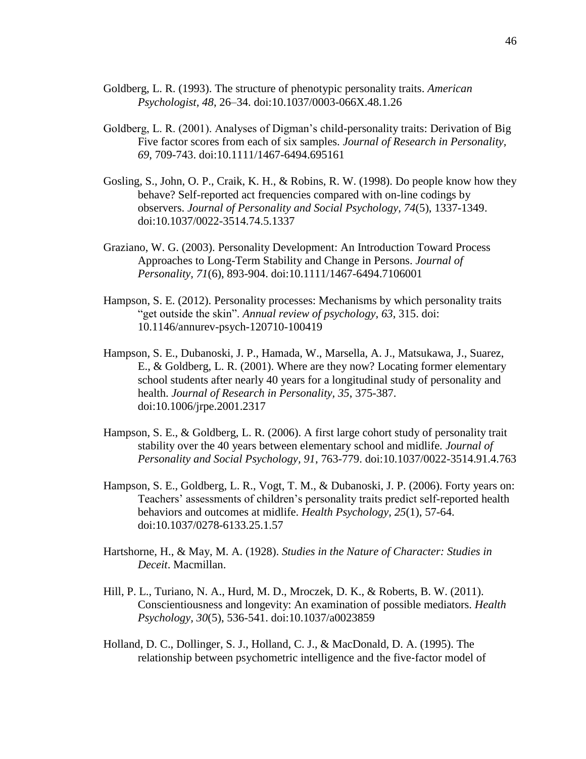Goldberg, L. R. (1993). The structure of phenotypic personality traits. *American Psychologist, 48*, 26–34. doi:10.1037/0003-066X.48.1.26

Goldberg, L. R. (2001). Analyses of Digman's child-personality traits: Derivation of Big Five factor scores from each of six samples. *Journal of Research in Personality, 69*, 709-743. doi:10.1111/1467-6494.695161

Gosling, S., John, O. P., Craik, K. H., & Robins, R. W. (1998). Do people know how they behave? Self-reported act frequencies compared with on-line codings by observers. *Journal of Personality and Social Psychology*, *74*(5), 1337-1349. doi:10.1037/0022-3514.74.5.1337

Graziano, W. G. (2003). Personality Development: An Introduction Toward Process Approaches to Long-Term Stability and Change in Persons. *Journal of Personality, 71*(6), 893-904. doi:10.1111/1467-6494.7106001

Hampson, S. E. (2012). Personality processes: Mechanisms by which personality traits "get outside the skin". *Annual review of psychology*, *63*, 315. doi: 10.1146/annurev-psych-120710-100419

Hampson, S. E., Dubanoski, J. P., Hamada, W., Marsella, A. J., Matsukawa, J., Suarez, E., & Goldberg, L. R. (2001). Where are they now? Locating former elementary school students after nearly 40 years for a longitudinal study of personality and health. *Journal of Research in Personality*, *35*, 375-387. doi:10.1006/jrpe.2001.2317

Hampson, S. E., & Goldberg, L. R. (2006). A first large cohort study of personality trait stability over the 40 years between elementary school and midlife. *Journal of Personality and Social Psychology*, *91*, 763-779. doi:10.1037/0022-3514.91.4.763

Hampson, S. E., Goldberg, L. R., Vogt, T. M., & Dubanoski, J. P. (2006). Forty years on: Teachers' assessments of children's personality traits predict self-reported health behaviors and outcomes at midlife. *Health Psychology*, *25*(1), 57-64. doi:10.1037/0278-6133.25.1.57

Hartshorne, H., & May, M. A. (1928). *Studies in the Nature of Character: Studies in Deceit*. Macmillan.

Hill, P. L., Turiano, N. A., Hurd, M. D., Mroczek, D. K., & Roberts, B. W. (2011). Conscientiousness and longevity: An examination of possible mediators. *Health Psychology*, *30*(5), 536-541. doi:10.1037/a0023859

Holland, D. C., Dollinger, S. J., Holland, C. J., & MacDonald, D. A. (1995). The relationship between psychometric intelligence and the five-factor model of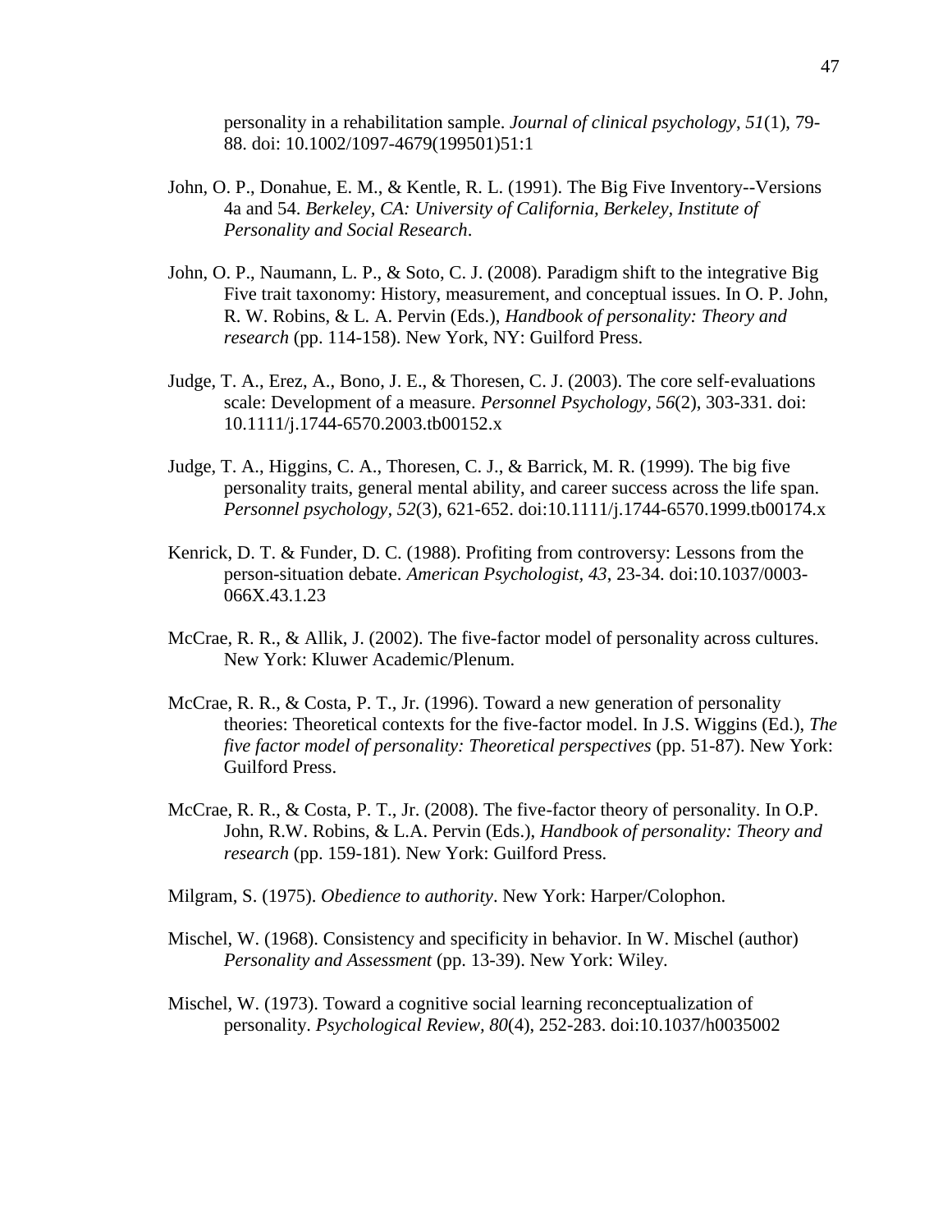personality in a rehabilitation sample. *Journal of clinical psychology*, *51*(1), 79-88. doi: 10.1002/1097-4679(199501)51:1

John, O. P., Donahue, E. M., & Kentle, R. L. (1991). The Big Five Inventory--Versions 4a and 54. *Berkeley, CA: University of California, Berkeley, Institute of Personality and Social Research*.

John, O. P., Naumann, L. P., & Soto, C. J. (2008). Paradigm shift to the integrative Big Five trait taxonomy: History, measurement, and conceptual issues. In O. P. John, R. W. Robins, & L. A. Pervin (Eds.), *Handbook of personality: Theory and research* (pp. 114-158). New York, NY: Guilford Press.

Judge, T. A., Erez, A., Bono, J. E., & Thoresen, C. J. (2003). The core self-evaluations scale: Development of a measure. *Personnel Psychology, 56*(2), 303-331. doi: 10.1111/j.1744-6570.2003.tb00152.x

Judge, T. A., Higgins, C. A., Thoresen, C. J., & Barrick, M. R. (1999). The big five personality traits, general mental ability, and career success across the life span. *Personnel psychology, 52*(3), 621-652. doi:10.1111/j.1744-6570.1999.tb00174.x

Kenrick, D. T. & Funder, D. C. (1988). Profiting from controversy: Lessons from the person-situation debate. *American Psychologist, 43*, 23-34. doi:10.1037/0003-066X.43.1.23

McCrae, R. R., & Allik, J. (2002). The five-factor model of personality across cultures. New York: Kluwer Academic/Plenum.

McCrae, R. R., & Costa, P. T., Jr. (1996). Toward a new generation of personality theories: Theoretical contexts for the five-factor model. In J.S. Wiggins (Ed.), *The five factor model of personality: Theoretical perspectives* (pp. 51-87). New York: Guilford Press.

McCrae, R. R., & Costa, P. T., Jr. (2008). The five-factor theory of personality. In O.P. John, R.W. Robins, & L.A. Pervin (Eds.), *Handbook of personality: Theory and research* (pp. 159-181). New York: Guilford Press.

Milgram, S. (1975). *Obedience to authority*. New York: Harper/Colophon.

Mischel, W. (1968). Consistency and specificity in behavior. In W. Mischel (author) *Personality and Assessment* (pp. 13-39). New York: Wiley.

Mischel, W. (1973). Toward a cognitive social learning reconceptualization of personality. *Psychological Review, 80*(4), 252-283. doi:10.1037/h0035002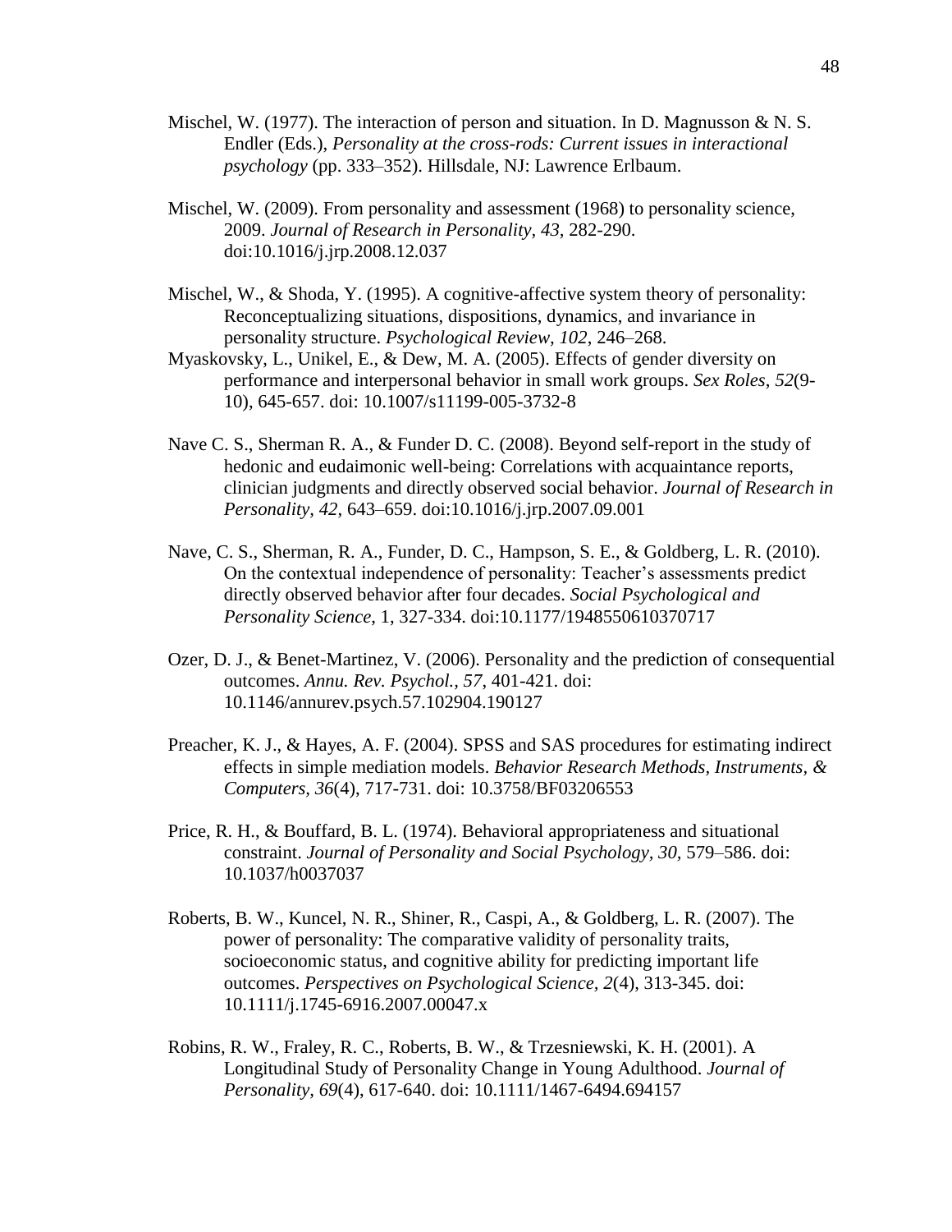Mischel, W. (1977). The interaction of person and situation. In D. Magnusson & N. S. Endler (Eds.), *Personality at the cross-rods: Current issues in interactional psychology* (pp. 333–352). Hillsdale, NJ: Lawrence Erlbaum.

Mischel, W. (2009). From personality and assessment (1968) to personality science, 2009. *Journal of Research in Personality, 43*, 282-290. doi:10.1016/j.jrp.2008.12.037

Mischel, W., & Shoda, Y. (1995). A cognitive-affective system theory of personality: Reconceptualizing situations, dispositions, dynamics, and invariance in personality structure. *Psychological Review, 102*, 246–268.

Myaskovsky, L., Unikel, E., & Dew, M. A. (2005). Effects of gender diversity on performance and interpersonal behavior in small work groups. *Sex Roles*, *52*(9-10), 645-657. doi: 10.1007/s11199-005-3732-8

Nave C. S., Sherman R. A., & Funder D. C. (2008). Beyond self-report in the study of hedonic and eudaimonic well-being: Correlations with acquaintance reports, clinician judgments and directly observed social behavior. *Journal of Research in Personality, 42*, 643–659. doi:10.1016/j.jrp.2007.09.001

Nave, C. S., Sherman, R. A., Funder, D. C., Hampson, S. E., & Goldberg, L. R. (2010). On the contextual independence of personality: Teacher's assessments predict directly observed behavior after four decades. *Social Psychological and Personality Science*, 1, 327-334. doi:10.1177/1948550610370717

Ozer, D. J., & Benet-Martinez, V. (2006). Personality and the prediction of consequential outcomes. *Annu. Rev. Psychol.*, *57*, 401-421. doi: 10.1146/annurev.psych.57.102904.190127

Preacher, K. J., & Hayes, A. F. (2004). SPSS and SAS procedures for estimating indirect effects in simple mediation models. *Behavior Research Methods, Instruments, & Computers, 36*(4), 717-731. doi: 10.3758/BF03206553

Price, R. H., & Bouffard, B. L. (1974). Behavioral appropriateness and situational constraint. *Journal of Personality and Social Psychology*, *30*, 579–586. doi: 10.1037/h0037037

Roberts, B. W., Kuncel, N. R., Shiner, R., Caspi, A., & Goldberg, L. R. (2007). The power of personality: The comparative validity of personality traits, socioeconomic status, and cognitive ability for predicting important life outcomes. *Perspectives on Psychological Science*, *2*(4), 313-345. doi: 10.1111/j.1745-6916.2007.00047.x

Robins, R. W., Fraley, R. C., Roberts, B. W., & Trzesniewski, K. H. (2001). A Longitudinal Study of Personality Change in Young Adulthood. *Journal of Personality*, *69*(4), 617-640. doi: 10.1111/1467-6494.694157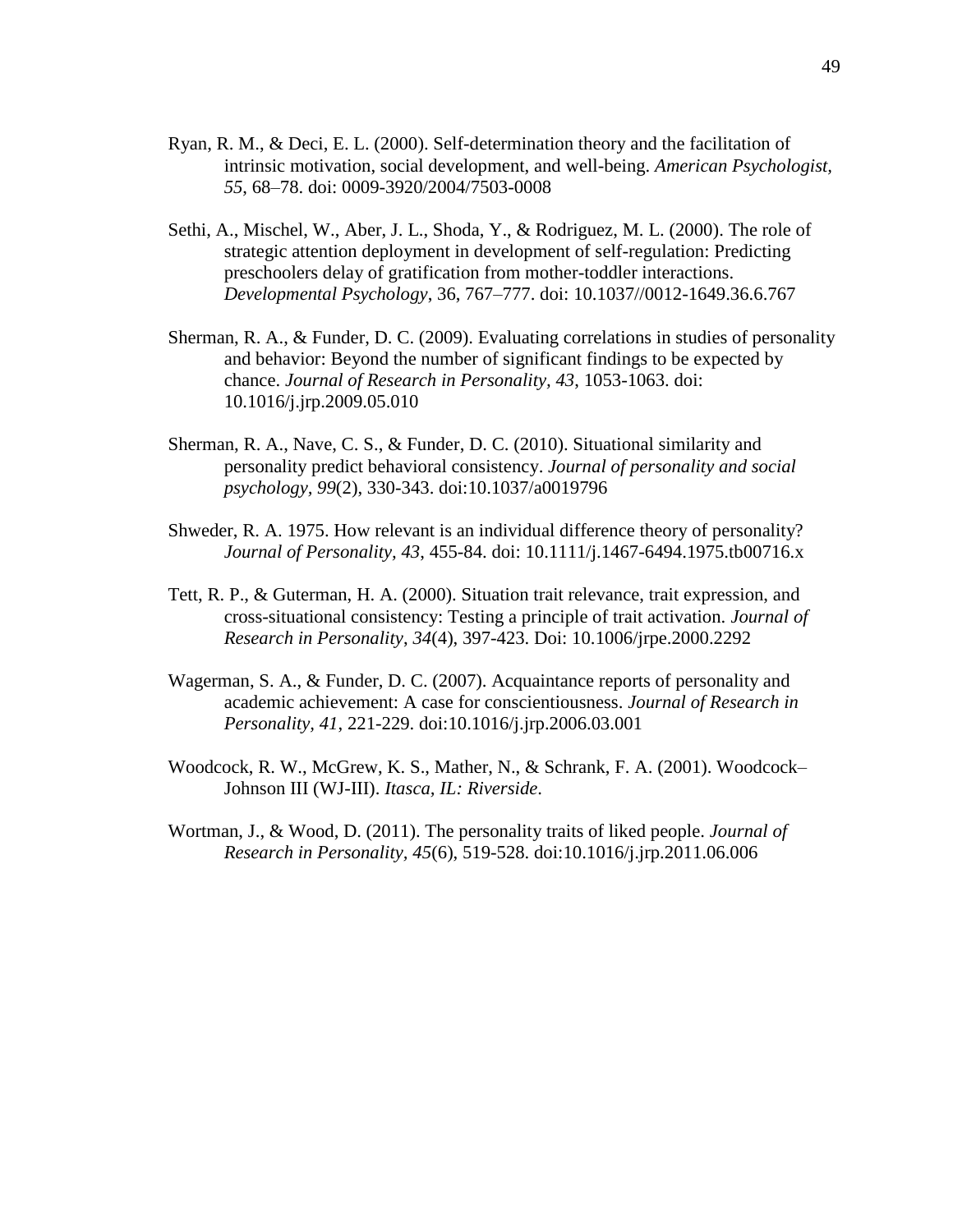Ryan, R. M., & Deci, E. L. (2000). Self-determination theory and the facilitation of intrinsic motivation, social development, and well-being. *American Psychologist*, *55*, 68–78. doi: 0009-3920/2004/7503-0008

Sethi, A., Mischel, W., Aber, J. L., Shoda, Y., & Rodriguez, M. L. (2000). The role of strategic attention deployment in development of self-regulation: Predicting preschoolers delay of gratification from mother-toddler interactions. *Developmental Psychology*, 36, 767–777. doi: 10.1037//0012-1649.36.6.767

Sherman, R. A., & Funder, D. C. (2009). Evaluating correlations in studies of personality and behavior: Beyond the number of significant findings to be expected by chance. *Journal of Research in Personality, 43*, 1053-1063. doi: 10.1016/j.jrp.2009.05.010

Sherman, R. A., Nave, C. S., & Funder, D. C. (2010). Situational similarity and personality predict behavioral consistency. *Journal of personality and social psychology, 99*(2), 330-343. doi:10.1037/a0019796

Shweder, R. A. 1975. How relevant is an individual difference theory of personality? *Journal of Personality, 43*, 455-84. doi: 10.1111/j.1467-6494.1975.tb00716.x

Tett, R. P., & Guterman, H. A. (2000). Situation trait relevance, trait expression, and cross-situational consistency: Testing a principle of trait activation. *Journal of Research in Personality, 34*(4), 397-423. Doi: 10.1006/jrpe.2000.2292

Wagerman, S. A., & Funder, D. C. (2007). Acquaintance reports of personality and academic achievement: A case for conscientiousness. *Journal of Research in Personality, 41*, 221-229. doi:10.1016/j.jrp.2006.03.001

Woodcock, R. W., McGrew, K. S., Mather, N., & Schrank, F. A. (2001). Woodcock–Johnson III (WJ-III). *Itasca, IL: Riverside*.

Wortman, J., & Wood, D. (2011). The personality traits of liked people. *Journal of Research in Personality, 45*(6), 519-528. doi:10.1016/j.jrp.2011.06.006